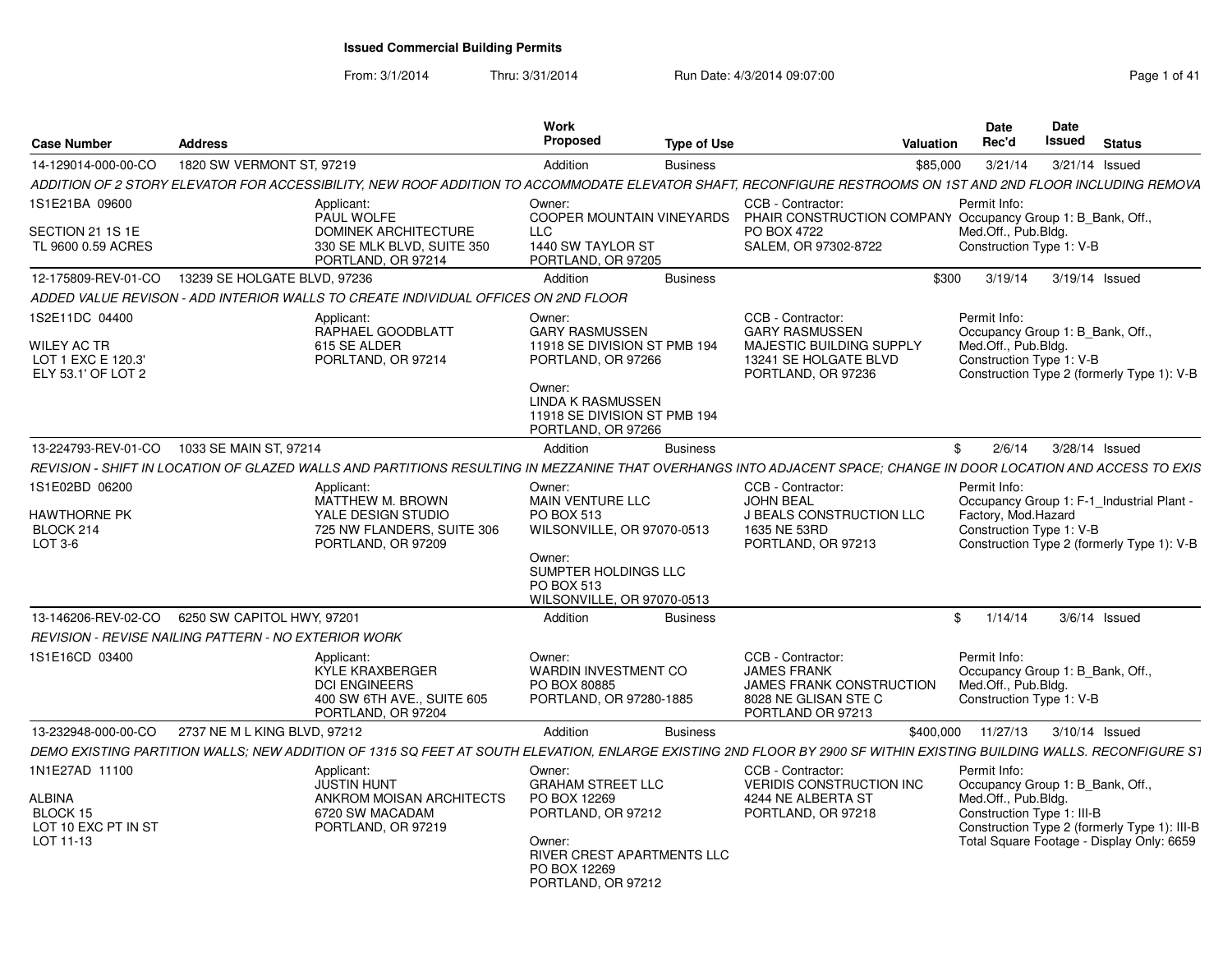# Issued Commercial Building Permits

From: 3/1/2014 Thru: 3/31/2014 Run Date: 4/3/2014 09:07:00

| Case Number | Address | Work Proposed | Type of Use | Valuation | Date Rec'd | Date Issued | Status |
|---|---|---|---|---|---|---|---|
| 14-129014-000-00-CO | 1820 SW VERMONT ST, 97219 | Addition | Business | $85,000 | 3/21/14 | 3/21/14 | Issued |

ADDITION OF 2 STORY ELEVATOR FOR ACCESSIBILITY, NEW ROOF ADDITION TO ACCOMMODATE ELEVATOR SHAFT, RECONFIGURE RESTROOMS ON 1ST AND 2ND FLOOR INCLUDING REMOVA

1S1E21BA 09600
SECTION 21 1S 1E
TL 9600 0.59 ACRES

Applicant:
PAUL WOLFE
DOMINEK ARCHITECTURE
330 SE MLK BLVD, SUITE 350
PORTLAND, OR 97214

Owner:
COOPER MOUNTAIN VINEYARDS LLC
1440 SW TAYLOR ST
PORTLAND, OR 97205

CCB - Contractor:
PHAIR CONSTRUCTION COMPANY
PO BOX 4722
SALEM, OR 97302-8722

Permit Info:
Occupancy Group 1: B_Bank, Off., Med.Off., Pub.Bldg.
Construction Type 1: V-B

| Case Number | Address | Work Proposed | Type of Use | Valuation | Date Rec'd | Date Issued | Status |
|---|---|---|---|---|---|---|---|
| 12-175809-REV-01-CO | 13239 SE HOLGATE BLVD, 97236 | Addition | Business | $300 | 3/19/14 | 3/19/14 | Issued |

ADDED VALUE REVISON - ADD INTERIOR WALLS TO CREATE INDIVIDUAL OFFICES ON 2ND FLOOR

1S2E11DC 04400
WILEY AC TR
LOT 1 EXC E 120.3'
ELY 53.1' OF LOT 2

Applicant:
RAPHAEL GOODBLATT
615 SE ALDER
PORTLAND, OR 97214

Owner:
GARY RASMUSSEN
11918 SE DIVISION ST PMB 194
PORTLAND, OR 97266

Owner:
LINDA K RASMUSSEN
11918 SE DIVISION ST PMB 194
PORTLAND, OR 97266

CCB - Contractor:
GARY RASMUSSEN
MAJESTIC BUILDING SUPPLY
13241 SE HOLGATE BLVD
PORTLAND, OR 97236

Permit Info:
Occupancy Group 1: B_Bank, Off., Med.Off., Pub.Bldg.
Construction Type 1: V-B
Construction Type 2 (formerly Type 1): V-B

| Case Number | Address | Work Proposed | Type of Use | Valuation | Date Rec'd | Date Issued | Status |
|---|---|---|---|---|---|---|---|
| 13-224793-REV-01-CO | 1033 SE MAIN ST, 97214 | Addition | Business | $ | 2/6/14 | 3/28/14 | Issued |

REVISION - SHIFT IN LOCATION OF GLAZED WALLS AND PARTITIONS RESULTING IN MEZZANINE THAT OVERHANGS INTO ADJACENT SPACE; CHANGE IN DOOR LOCATION AND ACCESS TO EXIS

1S1E02BD 06200
HAWTHORNE PK
BLOCK 214
LOT 3-6

Applicant:
MATTHEW M. BROWN
YALE DESIGN STUDIO
725 NW FLANDERS, SUITE 306
PORTLAND, OR 97209

Owner:
MAIN VENTURE LLC
PO BOX 513
WILSONVILLE, OR 97070-0513

Owner:
SUMPTER HOLDINGS LLC
PO BOX 513
WILSONVILLE, OR 97070-0513

CCB - Contractor:
JOHN BEAL
J BEALS CONSTRUCTION LLC
1635 NE 53RD
PORTLAND, OR 97213

Permit Info:
Occupancy Group 1: F-1_Industrial Plant - Factory, Mod.Hazard
Construction Type 1: V-B
Construction Type 2 (formerly Type 1): V-B

| Case Number | Address | Work Proposed | Type of Use | Valuation | Date Rec'd | Date Issued | Status |
|---|---|---|---|---|---|---|---|
| 13-146206-REV-02-CO | 6250 SW CAPITOL HWY, 97201 | Addition | Business | $ | 1/14/14 | 3/6/14 | Issued |

REVISION - REVISE NAILING PATTERN - NO EXTERIOR WORK

1S1E16CD 03400

Applicant:
KYLE KRAXBERGER
DCI ENGINEERS
400 SW 6TH AVE., SUITE 605
PORTLAND, OR 97204

Owner:
WARDIN INVESTMENT CO
PO BOX 80885
PORTLAND, OR 97280-1885

CCB - Contractor:
JAMES FRANK
JAMES FRANK CONSTRUCTION
8028 NE GLISAN STE C
PORTLAND OR 97213

Permit Info:
Occupancy Group 1: B_Bank, Off., Med.Off., Pub.Bldg.
Construction Type 1: V-B

| Case Number | Address | Work Proposed | Type of Use | Valuation | Date Rec'd | Date Issued | Status |
|---|---|---|---|---|---|---|---|
| 13-232948-000-00-CO | 2737 NE M L KING BLVD, 97212 | Addition | Business | $400,000 | 11/27/13 | 3/10/14 | Issued |

DEMO EXISTING PARTITION WALLS; NEW ADDITION OF 1315 SQ FEET AT SOUTH ELEVATION, ENLARGE EXISTING 2ND FLOOR BY 2900 SF WITHIN EXISTING BUILDING WALLS. RECONFIGURE ST

1N1E27AD 11100
ALBINA
BLOCK 15
LOT 10 EXC PT IN ST
LOT 11-13

Applicant:
JUSTIN HUNT
ANKROM MOISAN ARCHITECTS
6720 SW MACADAM
PORTLAND, OR 97219

Owner:
GRAHAM STREET LLC
PO BOX 12269
PORTLAND, OR 97212

Owner:
RIVER CREST APARTMENTS LLC
PO BOX 12269
PORTLAND, OR 97212

CCB - Contractor:
VERIDIS CONSTRUCTION INC
4244 NE ALBERTA ST
PORTLAND, OR 97218

Permit Info:
Occupancy Group 1: B_Bank, Off., Med.Off., Pub.Bldg.
Construction Type 1: III-B
Construction Type 2 (formerly Type 1): III-B
Total Square Footage - Display Only: 6659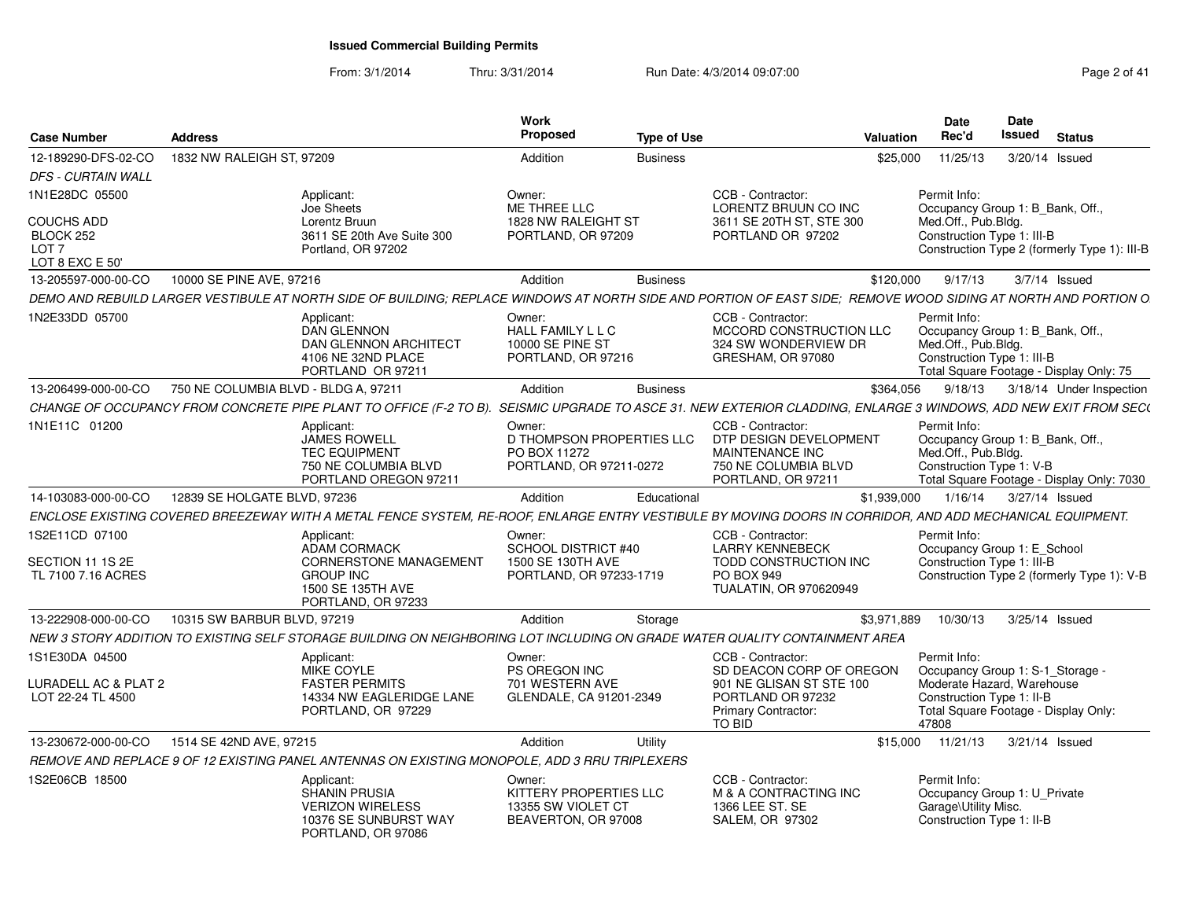# Issued Commercial Building Permits

From: 3/1/2014 Thru: 3/31/2014 Run Date: 4/3/2014 09:07:00

| Case Number | Address | Work Proposed | Type of Use | Valuation | Date Rec'd | Date Issued | Status |
|---|---|---|---|---|---|---|---|
| 12-189290-DFS-02-CO | 1832 NW RALEIGH ST, 97209 | Addition | Business | $25,000 | 11/25/13 | 3/20/14 | Issued |
| 13-205597-000-00-CO | 10000 SE PINE AVE, 97216 | Addition | Business | $120,000 | 9/17/13 | 3/7/14 | Issued |
| 13-206499-000-00-CO | 750 NE COLUMBIA BLVD - BLDG A, 97211 | Addition | Business | $364,056 | 9/18/13 | 3/18/14 | Under Inspection |
| 14-103083-000-00-CO | 12839 SE HOLGATE BLVD, 97236 | Addition | Educational | $1,939,000 | 1/16/14 | 3/27/14 | Issued |
| 13-222908-000-00-CO | 10315 SW BARBUR BLVD, 97219 | Addition | Storage | $3,971,889 | 10/30/13 | 3/25/14 | Issued |
| 13-230672-000-00-CO | 1514 SE 42ND AVE, 97215 | Addition | Utility | $15,000 | 11/21/13 | 3/21/14 | Issued |

## 12-189290-DFS-02-CO — 1832 NW RALEIGH ST, 97209

*DFS - CURTAIN WALL*

1N1E28DC 05500

COUCHS ADD
BLOCK 252
LOT 7
LOT 8 EXC E 50'

Applicant:
Joe Sheets
Lorentz Bruun
3611 SE 20th Ave Suite 300
Portland, OR 97202

Owner:
ME THREE LLC
1828 NW RALEIGH ST
PORTLAND, OR 97209

CCB - Contractor:
LORENTZ BRUUN CO INC
3611 SE 20TH ST, STE 300
PORTLAND OR 97202

Permit Info:
Occupancy Group 1: B_Bank, Off., Med.Off., Pub.Bldg.
Construction Type 1: III-B
Construction Type 2 (formerly Type 1): III-B

## 13-205597-000-00-CO — 10000 SE PINE AVE, 97216

*DEMO AND REBUILD LARGER VESTIBULE AT NORTH SIDE OF BUILDING; REPLACE WINDOWS AT NORTH SIDE AND PORTION OF EAST SIDE; REMOVE WOOD SIDING AT NORTH AND PORTION O*

1N2E33DD 05700

Applicant:
DAN GLENNON
DAN GLENNON ARCHITECT
4106 NE 32ND PLACE
PORTLAND OR 97211

Owner:
HALL FAMILY L L C
10000 SE PINE ST
PORTLAND, OR 97216

CCB - Contractor:
MCCORD CONSTRUCTION LLC
324 SW WONDERVIEW DR
GRESHAM, OR 97080

Permit Info:
Occupancy Group 1: B_Bank, Off., Med.Off., Pub.Bldg.
Construction Type 1: III-B
Total Square Footage - Display Only: 75

## 13-206499-000-00-CO — 750 NE COLUMBIA BLVD - BLDG A, 97211

*CHANGE OF OCCUPANCY FROM CONCRETE PIPE PLANT TO OFFICE (F-2 TO B). SEISMIC UPGRADE TO ASCE 31. NEW EXTERIOR CLADDING, ENLARGE 3 WINDOWS, ADD NEW EXIT FROM SEC*

1N1E11C 01200

Applicant:
JAMES ROWELL
TEC EQUIPMENT
750 NE COLUMBIA BLVD
PORTLAND OREGON 97211

Owner:
D THOMPSON PROPERTIES LLC
PO BOX 11272
PORTLAND, OR 97211-0272

CCB - Contractor:
DTP DESIGN DEVELOPMENT MAINTENANCE INC
750 NE COLUMBIA BLVD
PORTLAND, OR 97211

Permit Info:
Occupancy Group 1: B_Bank, Off., Med.Off., Pub.Bldg.
Construction Type 1: V-B
Total Square Footage - Display Only: 7030

## 14-103083-000-00-CO — 12839 SE HOLGATE BLVD, 97236

*ENCLOSE EXISTING COVERED BREEZEWAY WITH A METAL FENCE SYSTEM, RE-ROOF, ENLARGE ENTRY VESTIBULE BY MOVING DOORS IN CORRIDOR, AND ADD MECHANICAL EQUIPMENT.*

1S2E11CD 07100

SECTION 11 1S 2E
TL 7100 7.16 ACRES

Applicant:
ADAM CORMACK
CORNERSTONE MANAGEMENT GROUP INC
1500 SE 135TH AVE
PORTLAND, OR 97233

Owner:
SCHOOL DISTRICT #40
1500 SE 130TH AVE
PORTLAND, OR 97233-1719

CCB - Contractor:
LARRY KENNEBECK
TODD CONSTRUCTION INC
PO BOX 949
TUALATIN, OR 970620949

Permit Info:
Occupancy Group 1: E_School
Construction Type 1: III-B
Construction Type 2 (formerly Type 1): V-B

## 13-222908-000-00-CO — 10315 SW BARBUR BLVD, 97219

*NEW 3 STORY ADDITION TO EXISTING SELF STORAGE BUILDING ON NEIGHBORING LOT INCLUDING ON GRADE WATER QUALITY CONTAINMENT AREA*

1S1E30DA 04500

LURADELL AC & PLAT 2
LOT 22-24 TL 4500

Applicant:
MIKE COYLE
FASTER PERMITS
14334 NW EAGLERIDGE LANE
PORTLAND, OR 97229

Owner:
PS OREGON INC
701 WESTERN AVE
GLENDALE, CA 91201-2349

CCB - Contractor:
SD DEACON CORP OF OREGON
901 NE GLISAN ST STE 100
PORTLAND OR 97232
Primary Contractor:
TO BID

Permit Info:
Occupancy Group 1: S-1_Storage - Moderate Hazard, Warehouse
Construction Type 1: II-B
Total Square Footage - Display Only: 47808

## 13-230672-000-00-CO — 1514 SE 42ND AVE, 97215

*REMOVE AND REPLACE 9 OF 12 EXISTING PANEL ANTENNAS ON EXISTING MONOPOLE, ADD 3 RRU TRIPLEXERS*

1S2E06CB 18500

Applicant:
SHANIN PRUSIA
VERIZON WIRELESS
10376 SE SUNBURST WAY
PORTLAND, OR 97086

Owner:
KITTERY PROPERTIES LLC
13355 SW VIOLET CT
BEAVERTON, OR 97008

CCB - Contractor:
M & A CONTRACTING INC
1366 LEE ST. SE
SALEM, OR 97302

Permit Info:
Occupancy Group 1: U_Private Garage\Utility Misc.
Construction Type 1: II-B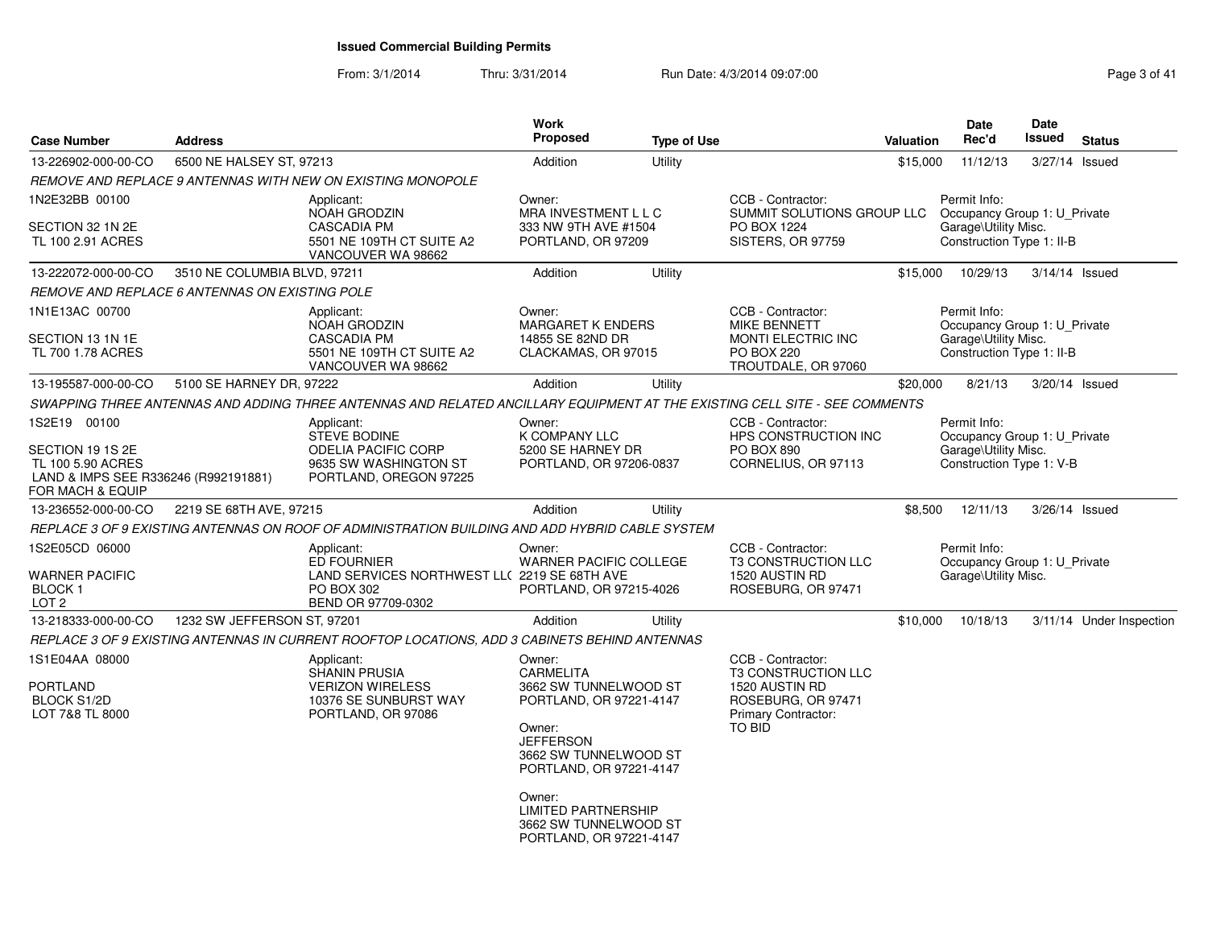# Issued Commercial Building Permits

From: 3/1/2014 Thru: 3/31/2014 Run Date: 4/3/2014 09:07:00

| Case Number | Address | Work Proposed | Type of Use | Valuation | Date Rec'd | Date Issued | Status |
|---|---|---|---|---|---|---|---|
| 13-226902-000-00-CO | 6500 NE HALSEY ST, 97213 | Addition | Utility | $15,000 | 11/12/13 | 3/27/14 | Issued |

*REMOVE AND REPLACE 9 ANTENNAS WITH NEW ON EXISTING MONOPOLE*

1N2E32BB 00100
SECTION 32 1N 2E
TL 100 2.91 ACRES

Applicant: NOAH GRODZIN, CASCADIA PM, 5501 NE 109TH CT SUITE A2, VANCOUVER WA 98662

Owner: MRA INVESTMENT L L C, 333 NW 9TH AVE #1504, PORTLAND, OR 97209

CCB - Contractor: SUMMIT SOLUTIONS GROUP LLC, PO BOX 1224, SISTERS, OR 97759

Permit Info: Occupancy Group 1: U_Private Garage\Utility Misc. Construction Type 1: II-B

| Case Number | Address | Work Proposed | Type of Use | Valuation | Date Rec'd | Date Issued | Status |
|---|---|---|---|---|---|---|---|
| 13-222072-000-00-CO | 3510 NE COLUMBIA BLVD, 97211 | Addition | Utility | $15,000 | 10/29/13 | 3/14/14 | Issued |

*REMOVE AND REPLACE 6 ANTENNAS ON EXISTING POLE*

1N1E13AC 00700
SECTION 13 1N 1E
TL 700 1.78 ACRES

Applicant: NOAH GRODZIN, CASCADIA PM, 5501 NE 109TH CT SUITE A2, VANCOUVER WA 98662

Owner: MARGARET K ENDERS, 14855 SE 82ND DR, CLACKAMAS, OR 97015

CCB - Contractor: MIKE BENNETT, MONTI ELECTRIC INC, PO BOX 220, TROUTDALE, OR 97060

Permit Info: Occupancy Group 1: U_Private Garage\Utility Misc. Construction Type 1: II-B

| Case Number | Address | Work Proposed | Type of Use | Valuation | Date Rec'd | Date Issued | Status |
|---|---|---|---|---|---|---|---|
| 13-195587-000-00-CO | 5100 SE HARNEY DR, 97222 | Addition | Utility | $20,000 | 8/21/13 | 3/20/14 | Issued |

*SWAPPING THREE ANTENNAS AND ADDING THREE ANTENNAS AND RELATED ANCILLARY EQUIPMENT AT THE EXISTING CELL SITE - SEE COMMENTS*

1S2E19 00100
SECTION 19 1S 2E
TL 100 5.90 ACRES
LAND & IMPS SEE R336246 (R992191881) FOR MACH & EQUIP

Applicant: STEVE BODINE, ODELIA PACIFIC CORP, 9635 SW WASHINGTON ST, PORTLAND, OREGON 97225

Owner: K COMPANY LLC, 5200 SE HARNEY DR, PORTLAND, OR 97206-0837

CCB - Contractor: HPS CONSTRUCTION INC, PO BOX 890, CORNELIUS, OR 97113

Permit Info: Occupancy Group 1: U_Private Garage\Utility Misc. Construction Type 1: V-B

| Case Number | Address | Work Proposed | Type of Use | Valuation | Date Rec'd | Date Issued | Status |
|---|---|---|---|---|---|---|---|
| 13-236552-000-00-CO | 2219 SE 68TH AVE, 97215 | Addition | Utility | $8,500 | 12/11/13 | 3/26/14 | Issued |

*REPLACE 3 OF 9 EXISTING ANTENNAS ON ROOF OF ADMINISTRATION BUILDING AND ADD HYBRID CABLE SYSTEM*

1S2E05CD 06000
WARNER PACIFIC
BLOCK 1
LOT 2

Applicant: ED FOURNIER, LAND SERVICES NORTHWEST LLC, PO BOX 302, BEND OR 97709-0302

Owner: WARNER PACIFIC COLLEGE, 2219 SE 68TH AVE, PORTLAND, OR 97215-4026

CCB - Contractor: T3 CONSTRUCTION LLC, 1520 AUSTIN RD, ROSEBURG, OR 97471

Permit Info: Occupancy Group 1: U_Private Garage\Utility Misc.

| Case Number | Address | Work Proposed | Type of Use | Valuation | Date Rec'd | Date Issued | Status |
|---|---|---|---|---|---|---|---|
| 13-218333-000-00-CO | 1232 SW JEFFERSON ST, 97201 | Addition | Utility | $10,000 | 10/18/13 | 3/11/14 | Under Inspection |

*REPLACE 3 OF 9 EXISTING ANTENNAS IN CURRENT ROOFTOP LOCATIONS, ADD 3 CABINETS BEHIND ANTENNAS*

1S1E04AA 08000
PORTLAND
BLOCK S1/2D
LOT 7&8 TL 8000

Applicant: SHANIN PRUSIA, VERIZON WIRELESS, 10376 SE SUNBURST WAY, PORTLAND, OR 97086

Owner: CARMELITA, 3662 SW TUNNELWOOD ST, PORTLAND, OR 97221-4147

Owner: JEFFERSON, 3662 SW TUNNELWOOD ST, PORTLAND, OR 97221-4147

Owner: LIMITED PARTNERSHIP, 3662 SW TUNNELWOOD ST, PORTLAND, OR 97221-4147

CCB - Contractor: T3 CONSTRUCTION LLC, 1520 AUSTIN RD, ROSEBURG, OR 97471

Primary Contractor: TO BID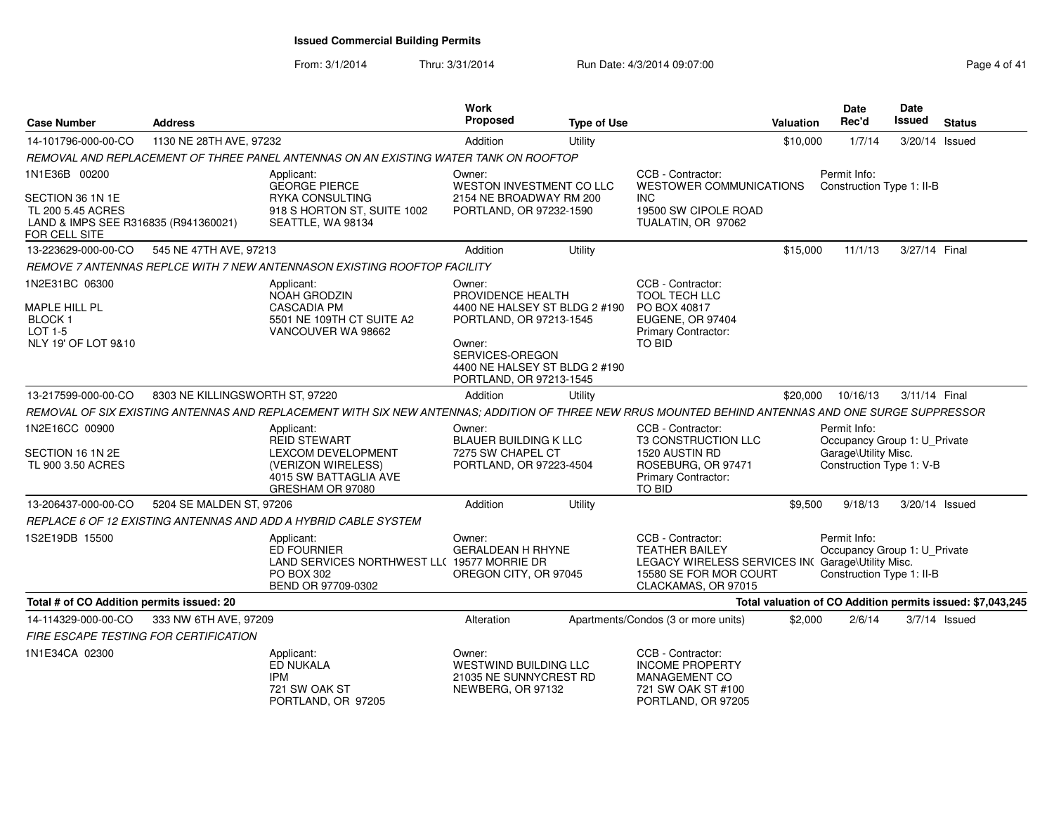# Issued Commercial Building Permits

From: 3/1/2014 Thru: 3/31/2014 Run Date: 4/3/2014 09:07:00

| Case Number | Address | Work Proposed | Type of Use | Valuation | Date Rec'd | Date Issued | Status |
|---|---|---|---|---|---|---|---|
| 14-101796-000-00-CO | 1130 NE 28TH AVE, 97232 | Addition | Utility | $10,000 | 1/7/14 | 3/20/14 | Issued |

*REMOVAL AND REPLACEMENT OF THREE PANEL ANTENNAS ON AN EXISTING WATER TANK ON ROOFTOP*

1N1E36B 00200
SECTION 36 1N 1E
TL 200 5.45 ACRES
LAND & IMPS SEE R316835 (R941360021) FOR CELL SITE

Applicant: GEORGE PIERCE, RYKA CONSULTING, 918 S HORTON ST, SUITE 1002, SEATTLE, WA 98134

Owner: WESTON INVESTMENT CO LLC, 2154 NE BROADWAY RM 200, PORTLAND, OR 97232-1590

CCB - Contractor: WESTOWER COMMUNICATIONS INC, 19500 SW CIPOLE ROAD, TUALATIN, OR 97062

Permit Info: Construction Type 1: II-B

| Case Number | Address | Work Proposed | Type of Use | Valuation | Date Rec'd | Date Issued | Status |
|---|---|---|---|---|---|---|---|
| 13-223629-000-00-CO | 545 NE 47TH AVE, 97213 | Addition | Utility | $15,000 | 11/1/13 | 3/27/14 | Final |

*REMOVE 7 ANTENNAS REPLCE WITH 7 NEW ANTENNASON EXISTING ROOFTOP FACILITY*

1N2E31BC 06300
MAPLE HILL PL
BLOCK 1
LOT 1-5
NLY 19' OF LOT 9&10

Applicant: NOAH GRODZIN, CASCADIA PM, 5501 NE 109TH CT SUITE A2, VANCOUVER WA 98662

Owner: PROVIDENCE HEALTH, 4400 NE HALSEY ST BLDG 2 #190, PORTLAND, OR 97213-1545

Owner: SERVICES-OREGON, 4400 NE HALSEY ST BLDG 2 #190, PORTLAND, OR 97213-1545

CCB - Contractor: TOOL TECH LLC, PO BOX 40817, EUGENE, OR 97404

Primary Contractor: TO BID

| Case Number | Address | Work Proposed | Type of Use | Valuation | Date Rec'd | Date Issued | Status |
|---|---|---|---|---|---|---|---|
| 13-217599-000-00-CO | 8303 NE KILLINGSWORTH ST, 97220 | Addition | Utility | $20,000 | 10/16/13 | 3/11/14 | Final |

*REMOVAL OF SIX EXISTING ANTENNAS AND REPLACEMENT WITH SIX NEW ANTENNAS; ADDITION OF THREE NEW RRUS MOUNTED BEHIND ANTENNAS AND ONE SURGE SUPPRESSOR*

1N2E16CC 00900
SECTION 16 1N 2E
TL 900 3.50 ACRES

Applicant: REID STEWART, LEXCOM DEVELOPMENT (VERIZON WIRELESS), 4015 SW BATTAGLIA AVE, GRESHAM OR 97080

Owner: BLAUER BUILDING K LLC, 7275 SW CHAPEL CT, PORTLAND, OR 97223-4504

CCB - Contractor: T3 CONSTRUCTION LLC, 1520 AUSTIN RD, ROSEBURG, OR 97471

Primary Contractor: TO BID

Permit Info: Occupancy Group 1: U_Private Garage\Utility Misc. Construction Type 1: V-B

| Case Number | Address | Work Proposed | Type of Use | Valuation | Date Rec'd | Date Issued | Status |
|---|---|---|---|---|---|---|---|
| 13-206437-000-00-CO | 5204 SE MALDEN ST, 97206 | Addition | Utility | $9,500 | 9/18/13 | 3/20/14 | Issued |

*REPLACE 6 OF 12 EXISTING ANTENNAS AND ADD A HYBRID CABLE SYSTEM*

1S2E19DB 15500

Applicant: ED FOURNIER, LAND SERVICES NORTHWEST LLC, PO BOX 302, BEND OR 97709-0302

Owner: GERALDEAN H RHYNE, 19577 MORRIE DR, OREGON CITY, OR 97045

CCB - Contractor: TEATHER BAILEY, LEGACY WIRELESS SERVICES INC, 15580 SE FOR MOR COURT, CLACKAMAS, OR 97015

Permit Info: Occupancy Group 1: U_Private Garage\Utility Misc. Construction Type 1: II-B

**Total # of CO Addition permits issued: 20**

**Total valuation of CO Addition permits issued: $7,043,245**

| Case Number | Address | Work Proposed | Type of Use | Valuation | Date Rec'd | Date Issued | Status |
|---|---|---|---|---|---|---|---|
| 14-114329-000-00-CO | 333 NW 6TH AVE, 97209 | Alteration | Apartments/Condos (3 or more units) | $2,000 | 2/6/14 | 3/7/14 | Issued |

*FIRE ESCAPE TESTING FOR CERTIFICATION*

1N1E34CA 02300

Applicant: ED NUKALA, IPM, 721 SW OAK ST, PORTLAND, OR 97205

Owner: WESTWIND BUILDING LLC, 21035 NE SUNNYCREST RD, NEWBERG, OR 97132

CCB - Contractor: INCOME PROPERTY MANAGEMENT CO, 721 SW OAK ST #100, PORTLAND, OR 97205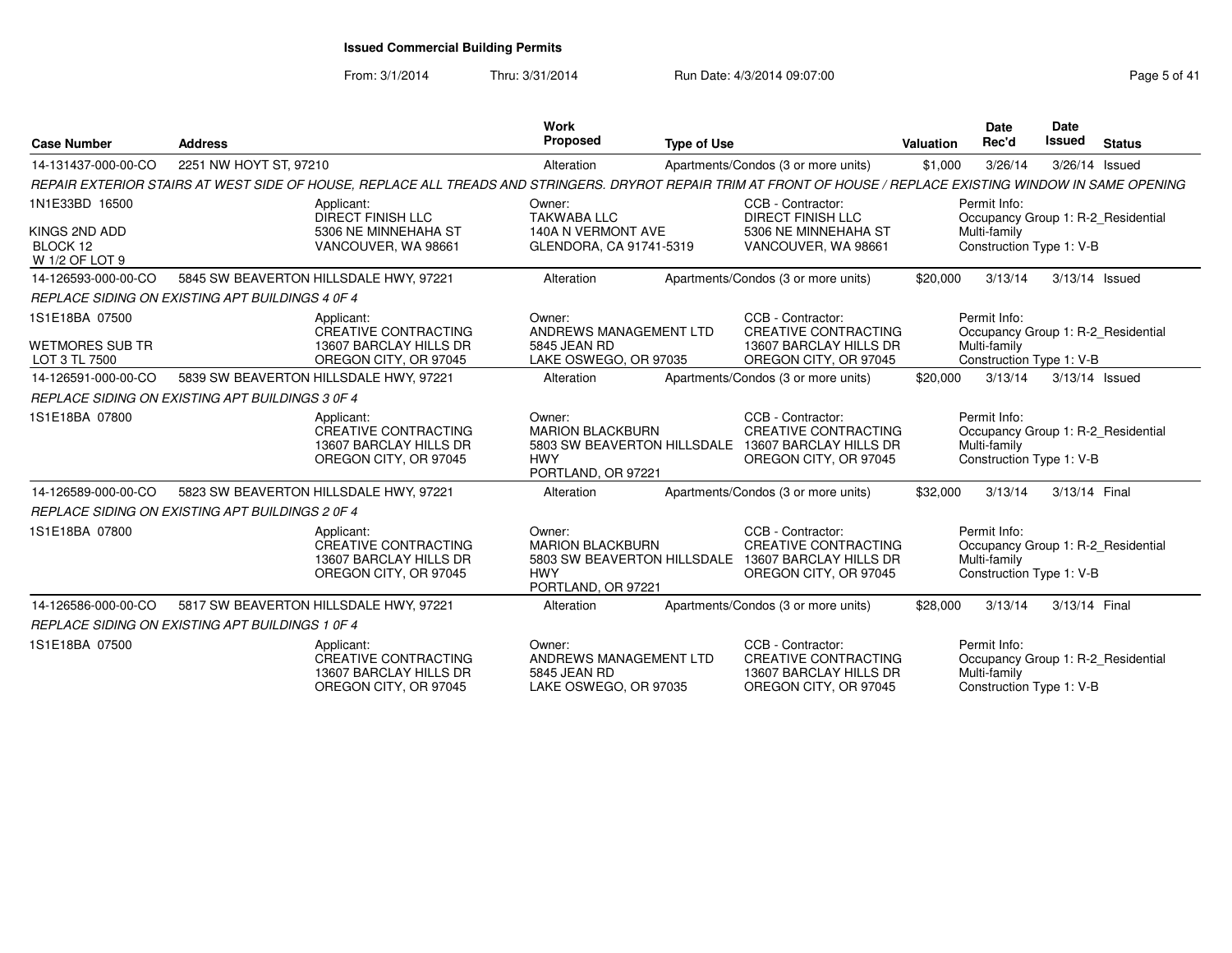**Issued Commercial Building Permits**

From: 3/1/2014 Thru: 3/31/2014 Run Date: 4/3/2014 09:07:00

| Case Number | Address | Work Proposed | Type of Use | Valuation | Date Rec'd | Date Issued | Status |
|---|---|---|---|---|---|---|---|
| 14-131437-000-00-CO | 2251 NW HOYT ST, 97210 | Alteration | Apartments/Condos (3 or more units) | $1,000 | 3/26/14 | 3/26/14 | Issued |

*REPAIR EXTERIOR STAIRS AT WEST SIDE OF HOUSE, REPLACE ALL TREADS AND STRINGERS. DRYROT REPAIR TRIM AT FRONT OF HOUSE / REPLACE EXISTING WINDOW IN SAME OPENING*

1N1E33BD 16500
KINGS 2ND ADD
BLOCK 12
W 1/2 OF LOT 9

Applicant: DIRECT FINISH LLC, 5306 NE MINNEHAHA ST, VANCOUVER, WA 98661
Owner: TAKWABA LLC, 140A N VERMONT AVE, GLENDORA, CA 91741-5319
CCB - Contractor: DIRECT FINISH LLC, 5306 NE MINNEHAHA ST, VANCOUVER, WA 98661
Permit Info: Occupancy Group 1: R-2_Residential Multi-family; Construction Type 1: V-B

| Case Number | Address | Work Proposed | Type of Use | Valuation | Date Rec'd | Date Issued | Status |
|---|---|---|---|---|---|---|---|
| 14-126593-000-00-CO | 5845 SW BEAVERTON HILLSDALE HWY, 97221 | Alteration | Apartments/Condos (3 or more units) | $20,000 | 3/13/14 | 3/13/14 | Issued |

*REPLACE SIDING ON EXISTING APT BUILDINGS 4 0F 4*

1S1E18BA 07500
WETMORES SUB TR
LOT 3 TL 7500

Applicant: CREATIVE CONTRACTING, 13607 BARCLAY HILLS DR, OREGON CITY, OR 97045
Owner: ANDREWS MANAGEMENT LTD, 5845 JEAN RD, LAKE OSWEGO, OR 97035
CCB - Contractor: CREATIVE CONTRACTING, 13607 BARCLAY HILLS DR, OREGON CITY, OR 97045
Permit Info: Occupancy Group 1: R-2_Residential Multi-family; Construction Type 1: V-B

| Case Number | Address | Work Proposed | Type of Use | Valuation | Date Rec'd | Date Issued | Status |
|---|---|---|---|---|---|---|---|
| 14-126591-000-00-CO | 5839 SW BEAVERTON HILLSDALE HWY, 97221 | Alteration | Apartments/Condos (3 or more units) | $20,000 | 3/13/14 | 3/13/14 | Issued |

*REPLACE SIDING ON EXISTING APT BUILDINGS 3 0F 4*

1S1E18BA 07800

Applicant: CREATIVE CONTRACTING, 13607 BARCLAY HILLS DR, OREGON CITY, OR 97045
Owner: MARION BLACKBURN, 5803 SW BEAVERTON HILLSDALE HWY, PORTLAND, OR 97221
CCB - Contractor: CREATIVE CONTRACTING, 13607 BARCLAY HILLS DR, OREGON CITY, OR 97045
Permit Info: Occupancy Group 1: R-2_Residential Multi-family; Construction Type 1: V-B

| Case Number | Address | Work Proposed | Type of Use | Valuation | Date Rec'd | Date Issued | Status |
|---|---|---|---|---|---|---|---|
| 14-126589-000-00-CO | 5823 SW BEAVERTON HILLSDALE HWY, 97221 | Alteration | Apartments/Condos (3 or more units) | $32,000 | 3/13/14 | 3/13/14 | Final |

*REPLACE SIDING ON EXISTING APT BUILDINGS 2 0F 4*

1S1E18BA 07800

Applicant: CREATIVE CONTRACTING, 13607 BARCLAY HILLS DR, OREGON CITY, OR 97045
Owner: MARION BLACKBURN, 5803 SW BEAVERTON HILLSDALE HWY, PORTLAND, OR 97221
CCB - Contractor: CREATIVE CONTRACTING, 13607 BARCLAY HILLS DR, OREGON CITY, OR 97045
Permit Info: Occupancy Group 1: R-2_Residential Multi-family; Construction Type 1: V-B

| Case Number | Address | Work Proposed | Type of Use | Valuation | Date Rec'd | Date Issued | Status |
|---|---|---|---|---|---|---|---|
| 14-126586-000-00-CO | 5817 SW BEAVERTON HILLSDALE HWY, 97221 | Alteration | Apartments/Condos (3 or more units) | $28,000 | 3/13/14 | 3/13/14 | Final |

*REPLACE SIDING ON EXISTING APT BUILDINGS 1 0F 4*

1S1E18BA 07500

Applicant: CREATIVE CONTRACTING, 13607 BARCLAY HILLS DR, OREGON CITY, OR 97045
Owner: ANDREWS MANAGEMENT LTD, 5845 JEAN RD, LAKE OSWEGO, OR 97035
CCB - Contractor: CREATIVE CONTRACTING, 13607 BARCLAY HILLS DR, OREGON CITY, OR 97045
Permit Info: Occupancy Group 1: R-2_Residential Multi-family; Construction Type 1: V-B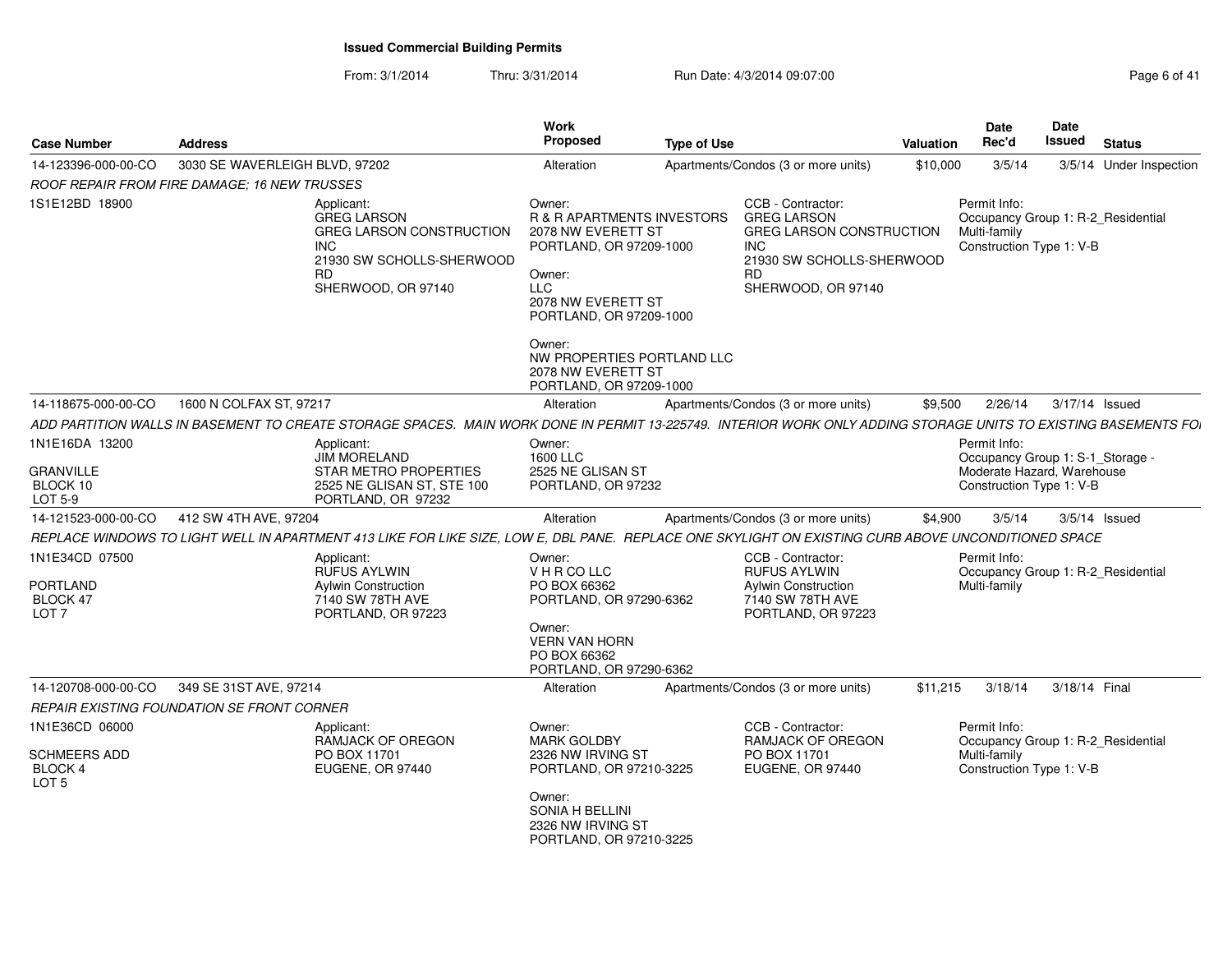**Issued Commercial Building Permits**

From: 3/1/2014 Thru: 3/31/2014 Run Date: 4/3/2014 09:07:00

| Case Number | Address | Work Proposed | Type of Use | Valuation | Date Rec'd | Date Issued | Status |
|---|---|---|---|---|---|---|---|
| 14-123396-000-00-CO | 3030 SE WAVERLEIGH BLVD, 97202 | Alteration | Apartments/Condos (3 or more units) | $10,000 | 3/5/14 | 3/5/14 | Under Inspection |

*ROOF REPAIR FROM FIRE DAMAGE; 16 NEW TRUSSES*

1S1E12BD 18900

Applicant:
GREG LARSON
GREG LARSON CONSTRUCTION INC
21930 SW SCHOLLS-SHERWOOD RD
SHERWOOD, OR 97140

Owner:
R & R APARTMENTS INVESTORS
2078 NW EVERETT ST
PORTLAND, OR 97209-1000

Owner:
LLC
2078 NW EVERETT ST
PORTLAND, OR 97209-1000

Owner:
NW PROPERTIES PORTLAND LLC
2078 NW EVERETT ST
PORTLAND, OR 97209-1000

CCB - Contractor:
GREG LARSON
GREG LARSON CONSTRUCTION INC
21930 SW SCHOLLS-SHERWOOD RD
SHERWOOD, OR 97140

Permit Info:
Occupancy Group 1: R-2_Residential Multi-family
Construction Type 1: V-B

| Case Number | Address | Work Proposed | Type of Use | Valuation | Date Rec'd | Date Issued | Status |
|---|---|---|---|---|---|---|---|
| 14-118675-000-00-CO | 1600 N COLFAX ST, 97217 | Alteration | Apartments/Condos (3 or more units) | $9,500 | 2/26/14 | 3/17/14 | Issued |

*ADD PARTITION WALLS IN BASEMENT TO CREATE STORAGE SPACES. MAIN WORK DONE IN PERMIT 13-225749. INTERIOR WORK ONLY ADDING STORAGE UNITS TO EXISTING BASEMENTS FO*

1N1E16DA 13200

GRANVILLE
BLOCK 10
LOT 5-9

Applicant:
JIM MORELAND
STAR METRO PROPERTIES
2525 NE GLISAN ST, STE 100
PORTLAND, OR 97232

Owner:
1600 LLC
2525 NE GLISAN ST
PORTLAND, OR 97232

Permit Info:
Occupancy Group 1: S-1_Storage - Moderate Hazard, Warehouse
Construction Type 1: V-B

| Case Number | Address | Work Proposed | Type of Use | Valuation | Date Rec'd | Date Issued | Status |
|---|---|---|---|---|---|---|---|
| 14-121523-000-00-CO | 412 SW 4TH AVE, 97204 | Alteration | Apartments/Condos (3 or more units) | $4,900 | 3/5/14 | 3/5/14 | Issued |

*REPLACE WINDOWS TO LIGHT WELL IN APARTMENT 413 LIKE FOR LIKE SIZE, LOW E, DBL PANE. REPLACE ONE SKYLIGHT ON EXISTING CURB ABOVE UNCONDITIONED SPACE*

1N1E34CD 07500

PORTLAND
BLOCK 47
LOT 7

Applicant:
RUFUS AYLWIN
Aylwin Construction
7140 SW 78TH AVE
PORTLAND, OR 97223

Owner:
V H R CO LLC
PO BOX 66362
PORTLAND, OR 97290-6362

Owner:
VERN VAN HORN
PO BOX 66362
PORTLAND, OR 97290-6362

CCB - Contractor:
RUFUS AYLWIN
Aylwin Construction
7140 SW 78TH AVE
PORTLAND, OR 97223

Permit Info:
Occupancy Group 1: R-2_Residential Multi-family

| Case Number | Address | Work Proposed | Type of Use | Valuation | Date Rec'd | Date Issued | Status |
|---|---|---|---|---|---|---|---|
| 14-120708-000-00-CO | 349 SE 31ST AVE, 97214 | Alteration | Apartments/Condos (3 or more units) | $11,215 | 3/18/14 | 3/18/14 | Final |

*REPAIR EXISTING FOUNDATION SE FRONT CORNER*

1N1E36CD 06000

SCHMEERS ADD
BLOCK 4
LOT 5

Applicant:
RAMJACK OF OREGON
PO BOX 11701
EUGENE, OR 97440

Owner:
MARK GOLDBY
2326 NW IRVING ST
PORTLAND, OR 97210-3225

Owner:
SONIA H BELLINI
2326 NW IRVING ST
PORTLAND, OR 97210-3225

CCB - Contractor:
RAMJACK OF OREGON
PO BOX 11701
EUGENE, OR 97440

Permit Info:
Occupancy Group 1: R-2_Residential Multi-family
Construction Type 1: V-B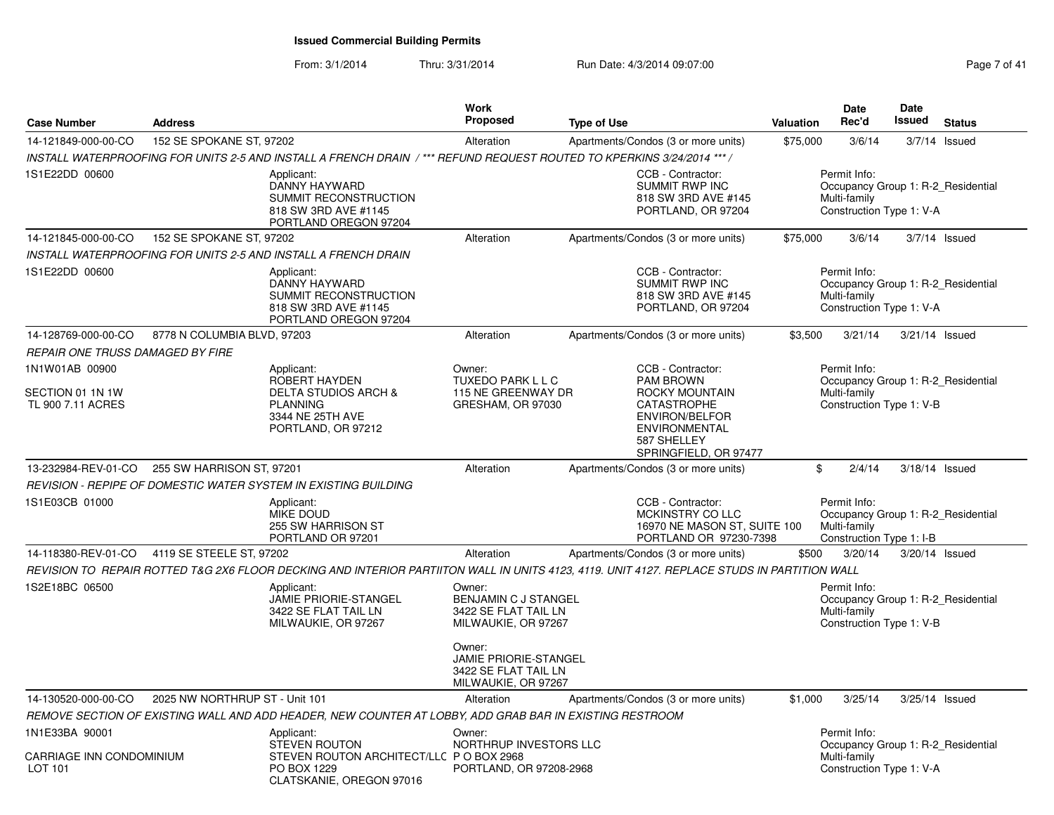**Issued Commercial Building Permits**

From: 3/1/2014 Thru: 3/31/2014 Run Date: 4/3/2014 09:07:00

| Case Number | Address | Work Proposed | Type of Use | Valuation | Date Rec'd | Date Issued | Status |
|---|---|---|---|---|---|---|---|
| 14-121849-000-00-CO | 152 SE SPOKANE ST, 97202 | Alteration | Apartments/Condos (3 or more units) | $75,000 | 3/6/14 | 3/7/14 | Issued |

*INSTALL WATERPROOFING FOR UNITS 2-5 AND INSTALL A FRENCH DRAIN / *** REFUND REQUEST ROUTED TO KPERKINS 3/24/2014 *** /*

1S1E22DD 00600

Applicant: DANNY HAYWARD, SUMMIT RECONSTRUCTION, 818 SW 3RD AVE #1145, PORTLAND OREGON 97204

CCB - Contractor: SUMMIT RWP INC, 818 SW 3RD AVE #145, PORTLAND, OR 97204

Permit Info: Occupancy Group 1: R-2_Residential Multi-family; Construction Type 1: V-A

---

| Case Number | Address | Work Proposed | Type of Use | Valuation | Date Rec'd | Date Issued | Status |
|---|---|---|---|---|---|---|---|
| 14-121845-000-00-CO | 152 SE SPOKANE ST, 97202 | Alteration | Apartments/Condos (3 or more units) | $75,000 | 3/6/14 | 3/7/14 | Issued |

*INSTALL WATERPROOFING FOR UNITS 2-5 AND INSTALL A FRENCH DRAIN*

1S1E22DD 00600

Applicant: DANNY HAYWARD, SUMMIT RECONSTRUCTION, 818 SW 3RD AVE #1145, PORTLAND OREGON 97204

CCB - Contractor: SUMMIT RWP INC, 818 SW 3RD AVE #145, PORTLAND, OR 97204

Permit Info: Occupancy Group 1: R-2_Residential Multi-family; Construction Type 1: V-A

---

| Case Number | Address | Work Proposed | Type of Use | Valuation | Date Rec'd | Date Issued | Status |
|---|---|---|---|---|---|---|---|
| 14-128769-000-00-CO | 8778 N COLUMBIA BLVD, 97203 | Alteration | Apartments/Condos (3 or more units) | $3,500 | 3/21/14 | 3/21/14 | Issued |

*REPAIR ONE TRUSS DAMAGED BY FIRE*

1N1W01AB 00900

SECTION 01 1N 1W TL 900 7.11 ACRES

Applicant: ROBERT HAYDEN, DELTA STUDIOS ARCH & PLANNING, 3344 NE 25TH AVE, PORTLAND, OR 97212

Owner: TUXEDO PARK L L C, 115 NE GREENWAY DR, GRESHAM, OR 97030

CCB - Contractor: PAM BROWN, ROCKY MOUNTAIN CATASTROPHE ENVIRON/BELFOR ENVIRONMENTAL, 587 SHELLEY, SPRINGFIELD, OR 97477

Permit Info: Occupancy Group 1: R-2_Residential Multi-family; Construction Type 1: V-B

---

| Case Number | Address | Work Proposed | Type of Use | Valuation | Date Rec'd | Date Issued | Status |
|---|---|---|---|---|---|---|---|
| 13-232984-REV-01-CO | 255 SW HARRISON ST, 97201 | Alteration | Apartments/Condos (3 or more units) | $ | 2/4/14 | 3/18/14 | Issued |

*REVISION - REPIPE OF DOMESTIC WATER SYSTEM IN EXISTING BUILDING*

1S1E03CB 01000

Applicant: MIKE DOUD, 255 SW HARRISON ST, PORTLAND OR 97201

CCB - Contractor: MCKINSTRY CO LLC, 16970 NE MASON ST, SUITE 100, PORTLAND OR 97230-7398

Permit Info: Occupancy Group 1: R-2_Residential Multi-family; Construction Type 1: I-B

---

| Case Number | Address | Work Proposed | Type of Use | Valuation | Date Rec'd | Date Issued | Status |
|---|---|---|---|---|---|---|---|
| 14-118380-REV-01-CO | 4119 SE STEELE ST, 97202 | Alteration | Apartments/Condos (3 or more units) | $500 | 3/20/14 | 3/20/14 | Issued |

*REVISION TO REPAIR ROTTED T&G 2X6 FLOOR DECKING AND INTERIOR PARTIITON WALL IN UNITS 4123, 4119. UNIT 4127. REPLACE STUDS IN PARTITION WALL*

1S2E18BC 06500

Applicant: JAMIE PRIORIE-STANGEL, 3422 SE FLAT TAIL LN, MILWAUKIE, OR 97267

Owner: BENJAMIN C J STANGEL, 3422 SE FLAT TAIL LN, MILWAUKIE, OR 97267

Owner: JAMIE PRIORIE-STANGEL, 3422 SE FLAT TAIL LN, MILWAUKIE, OR 97267

Permit Info: Occupancy Group 1: R-2_Residential Multi-family; Construction Type 1: V-B

---

| Case Number | Address | Work Proposed | Type of Use | Valuation | Date Rec'd | Date Issued | Status |
|---|---|---|---|---|---|---|---|
| 14-130520-000-00-CO | 2025 NW NORTHRUP ST - Unit 101 | Alteration | Apartments/Condos (3 or more units) | $1,000 | 3/25/14 | 3/25/14 | Issued |

*REMOVE SECTION OF EXISTING WALL AND ADD HEADER, NEW COUNTER AT LOBBY, ADD GRAB BAR IN EXISTING RESTROOM*

1N1E33BA 90001

CARRIAGE INN CONDOMINIUM LOT 101

Applicant: STEVEN ROUTON, STEVEN ROUTON ARCHITECT/LLC, PO BOX 1229, CLATSKANIE, OREGON 97016

Owner: NORTHRUP INVESTORS LLC, P O BOX 2968, PORTLAND, OR 97208-2968

Permit Info: Occupancy Group 1: R-2_Residential Multi-family; Construction Type 1: V-A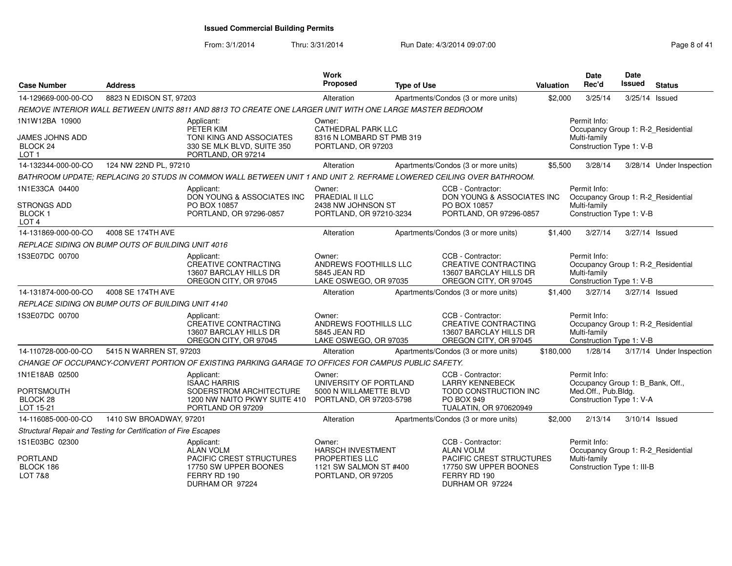# Issued Commercial Building Permits

From: 3/1/2014 Thru: 3/31/2014 Run Date: 4/3/2014 09:07:00

| Case Number | Address | Work Proposed | Type of Use | Valuation | Date Rec'd | Date Issued | Status |
|---|---|---|---|---|---|---|---|
| 14-129669-000-00-CO | 8823 N EDISON ST, 97203 | Alteration | Apartments/Condos (3 or more units) | $2,000 | 3/25/14 | 3/25/14 | Issued |

*REMOVE INTERIOR WALL BETWEEN UNITS 8811 AND 8813 TO CREATE ONE LARGER UNIT WITH ONE LARGE MASTER BEDROOM*

1N1W12BA 10900
JAMES JOHNS ADD
BLOCK 24
LOT 1

Applicant: PETER KIM, TONI KING AND ASSOCIATES, 330 SE MLK BLVD, SUITE 350, PORTLAND, OR 97214

Owner: CATHEDRAL PARK LLC, 8316 N LOMBARD ST PMB 319, PORTLAND, OR 97203

Permit Info: Occupancy Group 1: R-2_Residential Multi-family; Construction Type 1: V-B

---

| Case Number | Address | Work Proposed | Type of Use | Valuation | Date Rec'd | Date Issued | Status |
|---|---|---|---|---|---|---|---|
| 14-132344-000-00-CO | 124 NW 22ND PL, 97210 | Alteration | Apartments/Condos (3 or more units) | $5,500 | 3/28/14 | 3/28/14 | Under Inspection |

*BATHROOM UPDATE; REPLACING 20 STUDS IN COMMON WALL BETWEEN UNIT 1 AND UNIT 2. REFRAME LOWERED CEILING OVER BATHROOM.*

1N1E33CA 04400
STRONGS ADD
BLOCK 1
LOT 4

Applicant: DON YOUNG & ASSOCIATES INC, PO BOX 10857, PORTLAND, OR 97296-0857

Owner: PRAEDIAL II LLC, 2438 NW JOHNSON ST, PORTLAND, OR 97210-3234

CCB - Contractor: DON YOUNG & ASSOCIATES INC, PO BOX 10857, PORTLAND, OR 97296-0857

Permit Info: Occupancy Group 1: R-2_Residential Multi-family; Construction Type 1: V-B

---

| Case Number | Address | Work Proposed | Type of Use | Valuation | Date Rec'd | Date Issued | Status |
|---|---|---|---|---|---|---|---|
| 14-131869-000-00-CO | 4008 SE 174TH AVE | Alteration | Apartments/Condos (3 or more units) | $1,400 | 3/27/14 | 3/27/14 | Issued |

*REPLACE SIDING ON BUMP OUTS OF BUILDING UNIT 4016*

1S3E07DC 00700

Applicant: CREATIVE CONTRACTING, 13607 BARCLAY HILLS DR, OREGON CITY, OR 97045

Owner: ANDREWS FOOTHILLS LLC, 5845 JEAN RD, LAKE OSWEGO, OR 97035

CCB - Contractor: CREATIVE CONTRACTING, 13607 BARCLAY HILLS DR, OREGON CITY, OR 97045

Permit Info: Occupancy Group 1: R-2_Residential Multi-family; Construction Type 1: V-B

---

| Case Number | Address | Work Proposed | Type of Use | Valuation | Date Rec'd | Date Issued | Status |
|---|---|---|---|---|---|---|---|
| 14-131874-000-00-CO | 4008 SE 174TH AVE | Alteration | Apartments/Condos (3 or more units) | $1,400 | 3/27/14 | 3/27/14 | Issued |

*REPLACE SIDING ON BUMP OUTS OF BUILDING UNIT 4140*

1S3E07DC 00700

Applicant: CREATIVE CONTRACTING, 13607 BARCLAY HILLS DR, OREGON CITY, OR 97045

Owner: ANDREWS FOOTHILLS LLC, 5845 JEAN RD, LAKE OSWEGO, OR 97035

CCB - Contractor: CREATIVE CONTRACTING, 13607 BARCLAY HILLS DR, OREGON CITY, OR 97045

Permit Info: Occupancy Group 1: R-2_Residential Multi-family; Construction Type 1: V-B

---

| Case Number | Address | Work Proposed | Type of Use | Valuation | Date Rec'd | Date Issued | Status |
|---|---|---|---|---|---|---|---|
| 14-110728-000-00-CO | 5415 N WARREN ST, 97203 | Alteration | Apartments/Condos (3 or more units) | $180,000 | 1/28/14 | 3/17/14 | Under Inspection |

*CHANGE OF OCCUPANCY-CONVERT PORTION OF EXISTING PARKING GARAGE TO OFFICES FOR CAMPUS PUBLIC SAFETY.*

1N1E18AB 02500
PORTSMOUTH
BLOCK 28
LOT 15-21

Applicant: ISAAC HARRIS, SODERSTROM ARCHITECTURE, 1200 NW NAITO PKWY SUITE 410, PORTLAND OR 97209

Owner: UNIVERSITY OF PORTLAND, 5000 N WILLAMETTE BLVD, PORTLAND, OR 97203-5798

CCB - Contractor: LARRY KENNEBECK, TODD CONSTRUCTION INC, PO BOX 949, TUALATIN, OR 970620949

Permit Info: Occupancy Group 1: B_Bank, Off., Med.Off., Pub.Bldg.; Construction Type 1: V-A

---

| Case Number | Address | Work Proposed | Type of Use | Valuation | Date Rec'd | Date Issued | Status |
|---|---|---|---|---|---|---|---|
| 14-116085-000-00-CO | 1410 SW BROADWAY, 97201 | Alteration | Apartments/Condos (3 or more units) | $2,000 | 2/13/14 | 3/10/14 | Issued |

*Structural Repair and Testing for Certification of Fire Escapes*

1S1E03BC 02300
PORTLAND
BLOCK 186
LOT 7&8

Applicant: ALAN VOLM, PACIFIC CREST STRUCTURES, 17750 SW UPPER BOONES FERRY RD 190, DURHAM OR 97224

Owner: HARSCH INVESTMENT PROPERTIES LLC, 1121 SW SALMON ST #400, PORTLAND, OR 97205

CCB - Contractor: ALAN VOLM, PACIFIC CREST STRUCTURES, 17750 SW UPPER BOONES FERRY RD 190, DURHAM OR 97224

Permit Info: Occupancy Group 1: R-2_Residential Multi-family; Construction Type 1: III-B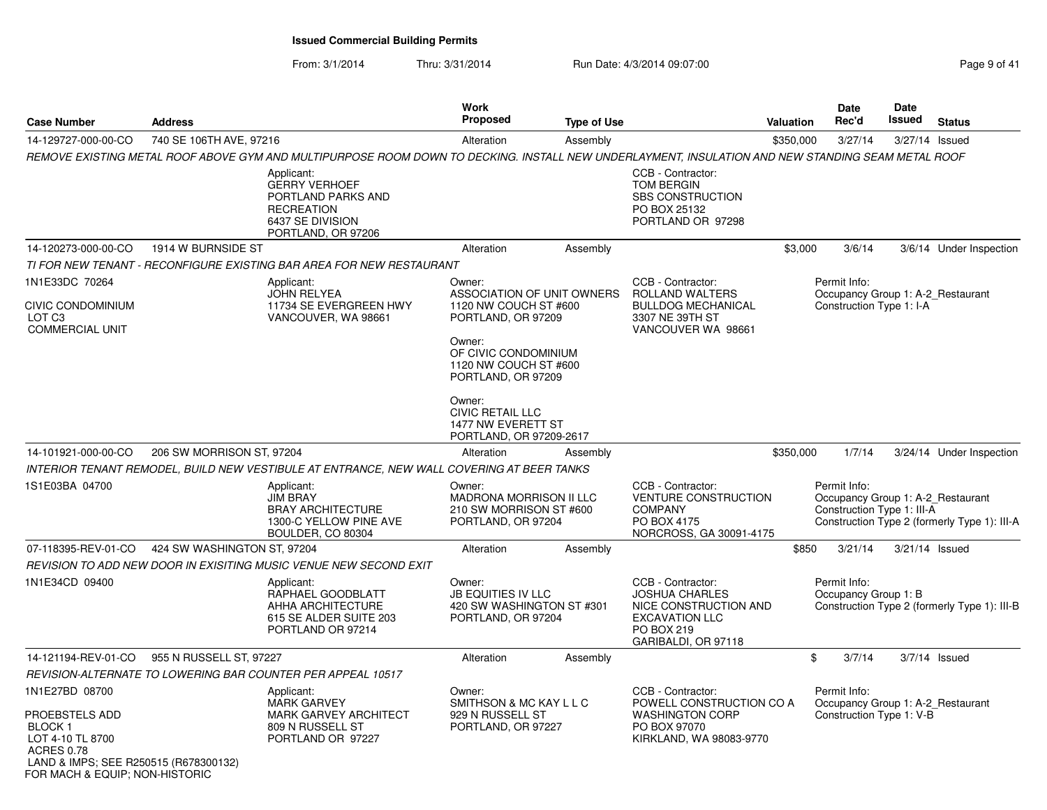# Issued Commercial Building Permits

From: 3/1/2014 Thru: 3/31/2014 Run Date: 4/3/2014 09:07:00

| Case Number | Address | Work Proposed | Type of Use | Valuation | Date Rec'd | Date Issued | Status |
|---|---|---|---|---|---|---|---|
| 14-129727-000-00-CO | 740 SE 106TH AVE, 97216 | Alteration | Assembly | $350,000 | 3/27/14 | 3/27/14 | Issued |

*REMOVE EXISTING METAL ROOF ABOVE GYM AND MULTIPURPOSE ROOM DOWN TO DECKING. INSTALL NEW UNDERLAYMENT, INSULATION AND NEW STANDING SEAM METAL ROOF*

Applicant: GERRY VERHOEF, PORTLAND PARKS AND RECREATION, 6437 SE DIVISION, PORTLAND, OR 97206

CCB - Contractor: TOM BERGIN, SBS CONSTRUCTION, PO BOX 25132, PORTLAND OR 97298

---

| Case Number | Address | Work Proposed | Type of Use | Valuation | Date Rec'd | Date Issued | Status |
|---|---|---|---|---|---|---|---|
| 14-120273-000-00-CO | 1914 W BURNSIDE ST | Alteration | Assembly | $3,000 | 3/6/14 | 3/6/14 | Under Inspection |

*TI FOR NEW TENANT - RECONFIGURE EXISTING BAR AREA FOR NEW RESTAURANT*

1N1E33DC 70264
CIVIC CONDOMINIUM
LOT C3
COMMERCIAL UNIT

Applicant: JOHN RELYEA, 11734 SE EVERGREEN HWY, VANCOUVER, WA 98661

Owner: ASSOCIATION OF UNIT OWNERS, 1120 NW COUCH ST #600, PORTLAND, OR 97209

Owner: OF CIVIC CONDOMINIUM, 1120 NW COUCH ST #600, PORTLAND, OR 97209

Owner: CIVIC RETAIL LLC, 1477 NW EVERETT ST, PORTLAND, OR 97209-2617

CCB - Contractor: ROLLAND WALTERS, BULLDOG MECHANICAL, 3307 NE 39TH ST, VANCOUVER WA 98661

Permit Info: Occupancy Group 1: A-2_Restaurant; Construction Type 1: I-A

---

| Case Number | Address | Work Proposed | Type of Use | Valuation | Date Rec'd | Date Issued | Status |
|---|---|---|---|---|---|---|---|
| 14-101921-000-00-CO | 206 SW MORRISON ST, 97204 | Alteration | Assembly | $350,000 | 1/7/14 | 3/24/14 | Under Inspection |

*INTERIOR TENANT REMODEL, BUILD NEW VESTIBULE AT ENTRANCE, NEW WALL COVERING AT BEER TANKS*

1S1E03BA 04700

Applicant: JIM BRAY, BRAY ARCHITECTURE, 1300-C YELLOW PINE AVE, BOULDER, CO 80304

Owner: MADRONA MORRISON II LLC, 210 SW MORRISON ST #600, PORTLAND, OR 97204

CCB - Contractor: VENTURE CONSTRUCTION COMPANY, PO BOX 4175, NORCROSS, GA 30091-4175

Permit Info: Occupancy Group 1: A-2_Restaurant; Construction Type 1: III-A; Construction Type 2 (formerly Type 1): III-A

---

| Case Number | Address | Work Proposed | Type of Use | Valuation | Date Rec'd | Date Issued | Status |
|---|---|---|---|---|---|---|---|
| 07-118395-REV-01-CO | 424 SW WASHINGTON ST, 97204 | Alteration | Assembly | $850 | 3/21/14 | 3/21/14 | Issued |

*REVISION TO ADD NEW DOOR IN EXISITING MUSIC VENUE NEW SECOND EXIT*

1N1E34CD 09400

Applicant: RAPHAEL GOODBLATT, AHHA ARCHITECTURE, 615 SE ALDER SUITE 203, PORTLAND OR 97214

Owner: JB EQUITIES IV LLC, 420 SW WASHINGTON ST #301, PORTLAND, OR 97204

CCB - Contractor: JOSHUA CHARLES, NICE CONSTRUCTION AND EXCAVATION LLC, PO BOX 219, GARIBALDI, OR 97118

Permit Info: Occupancy Group 1: B; Construction Type 2 (formerly Type 1): III-B

---

| Case Number | Address | Work Proposed | Type of Use | Valuation | Date Rec'd | Date Issued | Status |
|---|---|---|---|---|---|---|---|
| 14-121194-REV-01-CO | 955 N RUSSELL ST, 97227 | Alteration | Assembly | $ | 3/7/14 | 3/7/14 | Issued |

*REVISION-ALTERNATE TO LOWERING BAR COUNTER PER APPEAL 10517*

1N1E27BD 08700
PROEBSTELS ADD
BLOCK 1
LOT 4-10 TL 8700
ACRES 0.78
LAND & IMPS; SEE R250515 (R678300132)
FOR MACH & EQUIP; NON-HISTORIC

Applicant: MARK GARVEY, MARK GARVEY ARCHITECT, 809 N RUSSELL ST, PORTLAND OR 97227

Owner: SMITHSON & MC KAY L L C, 929 N RUSSELL ST, PORTLAND, OR 97227

CCB - Contractor: POWELL CONSTRUCTION CO A WASHINGTON CORP, PO BOX 97070, KIRKLAND, WA 98083-9770

Permit Info: Occupancy Group 1: A-2_Restaurant; Construction Type 1: V-B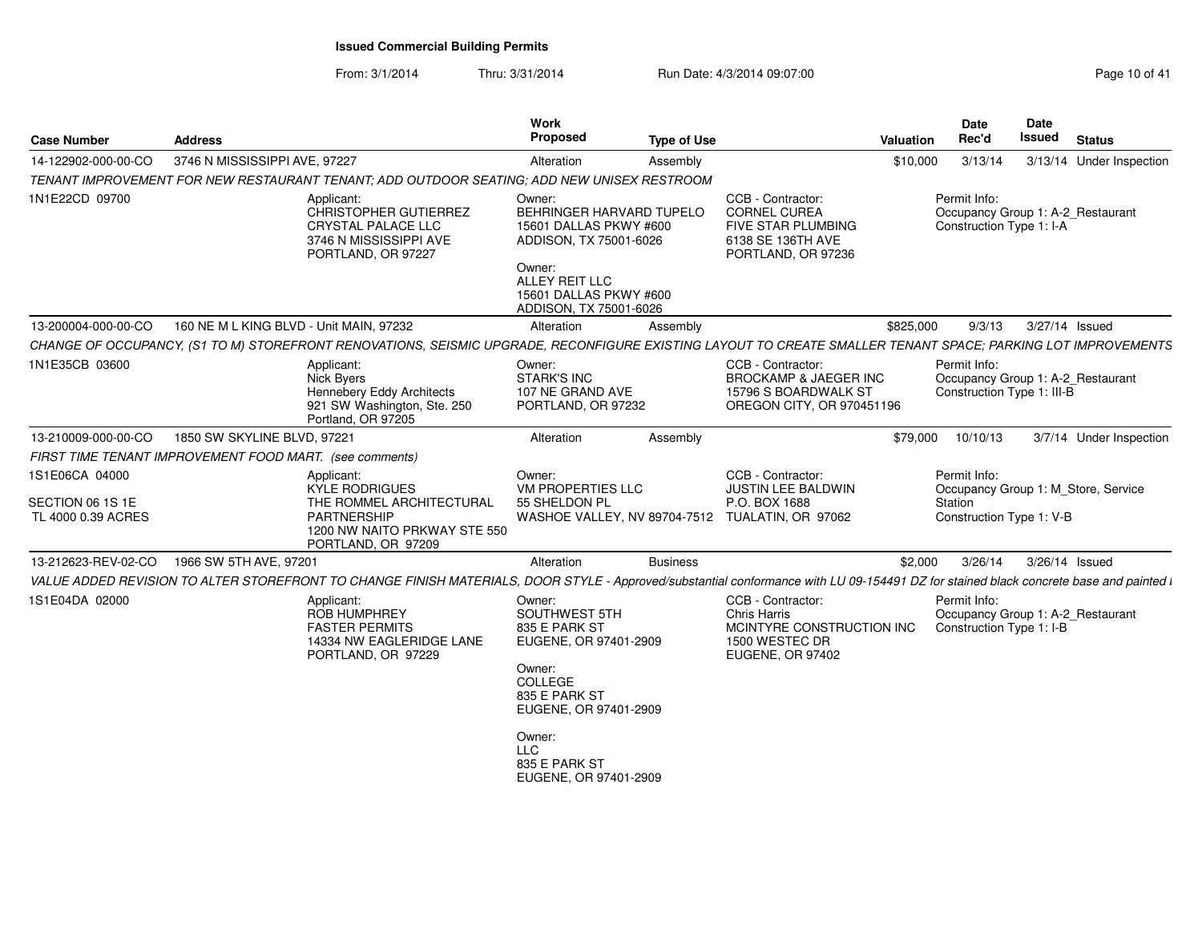**Issued Commercial Building Permits**

From: 3/1/2014 Thru: 3/31/2014 Run Date: 4/3/2014 09:07:00

| Case Number | Address | Work Proposed | Type of Use | Valuation | Date Rec'd | Date Issued | Status |
|---|---|---|---|---|---|---|---|
| 14-122902-000-00-CO | 3746 N MISSISSIPPI AVE, 97227 | Alteration | Assembly | $10,000 | 3/13/14 | 3/13/14 | Under Inspection |

*TENANT IMPROVEMENT FOR NEW RESTAURANT TENANT; ADD OUTDOOR SEATING; ADD NEW UNISEX RESTROOM*

1N1E22CD 09700

Applicant:
CHRISTOPHER GUTIERREZ
CRYSTAL PALACE LLC
3746 N MISSISSIPPI AVE
PORTLAND, OR 97227

Owner:
BEHRINGER HARVARD TUPELO
15601 DALLAS PKWY #600
ADDISON, TX 75001-6026

Owner:
ALLEY REIT LLC
15601 DALLAS PKWY #600
ADDISON, TX 75001-6026

CCB - Contractor:
CORNEL CUREA
FIVE STAR PLUMBING
6138 SE 136TH AVE
PORTLAND, OR 97236

Permit Info:
Occupancy Group 1: A-2_Restaurant
Construction Type 1: I-A

| Case Number | Address | Work Proposed | Type of Use | Valuation | Date Rec'd | Date Issued | Status |
|---|---|---|---|---|---|---|---|
| 13-200004-000-00-CO | 160 NE M L KING BLVD - Unit MAIN, 97232 | Alteration | Assembly | $825,000 | 9/3/13 | 3/27/14 | Issued |

*CHANGE OF OCCUPANCY, (S1 TO M) STOREFRONT RENOVATIONS, SEISMIC UPGRADE, RECONFIGURE EXISTING LAYOUT TO CREATE SMALLER TENANT SPACE; PARKING LOT IMPROVEMENTS*

1N1E35CB 03600

Applicant:
Nick Byers
Hennebery Eddy Architects
921 SW Washington, Ste. 250
Portland, OR 97205

Owner:
STARK'S INC
107 NE GRAND AVE
PORTLAND, OR 97232

CCB - Contractor:
BROCKAMP & JAEGER INC
15796 S BOARDWALK ST
OREGON CITY, OR 970451196

Permit Info:
Occupancy Group 1: A-2_Restaurant
Construction Type 1: III-B

| Case Number | Address | Work Proposed | Type of Use | Valuation | Date Rec'd | Date Issued | Status |
|---|---|---|---|---|---|---|---|
| 13-210009-000-00-CO | 1850 SW SKYLINE BLVD, 97221 | Alteration | Assembly | $79,000 | 10/10/13 | 3/7/14 | Under Inspection |

*FIRST TIME TENANT IMPROVEMENT FOOD MART. (see comments)*

1S1E06CA 04000

SECTION 06 1S 1E
TL 4000 0.39 ACRES

Applicant:
KYLE RODRIGUES
THE ROMMEL ARCHITECTURAL PARTNERSHIP
1200 NW NAITO PRKWAY STE 550
PORTLAND, OR 97209

Owner:
VM PROPERTIES LLC
55 SHELDON PL
WASHOE VALLEY, NV 89704-7512

CCB - Contractor:
JUSTIN LEE BALDWIN
P.O. BOX 1688
TUALATIN, OR 97062

Permit Info:
Occupancy Group 1: M_Store, Service Station
Construction Type 1: V-B

| Case Number | Address | Work Proposed | Type of Use | Valuation | Date Rec'd | Date Issued | Status |
|---|---|---|---|---|---|---|---|
| 13-212623-REV-02-CO | 1966 SW 5TH AVE, 97201 | Alteration | Business | $2,000 | 3/26/14 | 3/26/14 | Issued |

*VALUE ADDED REVISION TO ALTER STOREFRONT TO CHANGE FINISH MATERIALS, DOOR STYLE - Approved/substantial conformance with LU 09-154491 DZ for stained black concrete base and painted I*

1S1E04DA 02000

Applicant:
ROB HUMPHREY
FASTER PERMITS
14334 NW EAGLERIDGE LANE
PORTLAND, OR 97229

Owner:
SOUTHWEST 5TH
835 E PARK ST
EUGENE, OR 97401-2909

Owner:
COLLEGE
835 E PARK ST
EUGENE, OR 97401-2909

Owner:
LLC
835 E PARK ST
EUGENE, OR 97401-2909

CCB - Contractor:
Chris Harris
MCINTYRE CONSTRUCTION INC
1500 WESTEC DR
EUGENE, OR 97402

Permit Info:
Occupancy Group 1: A-2_Restaurant
Construction Type 1: I-B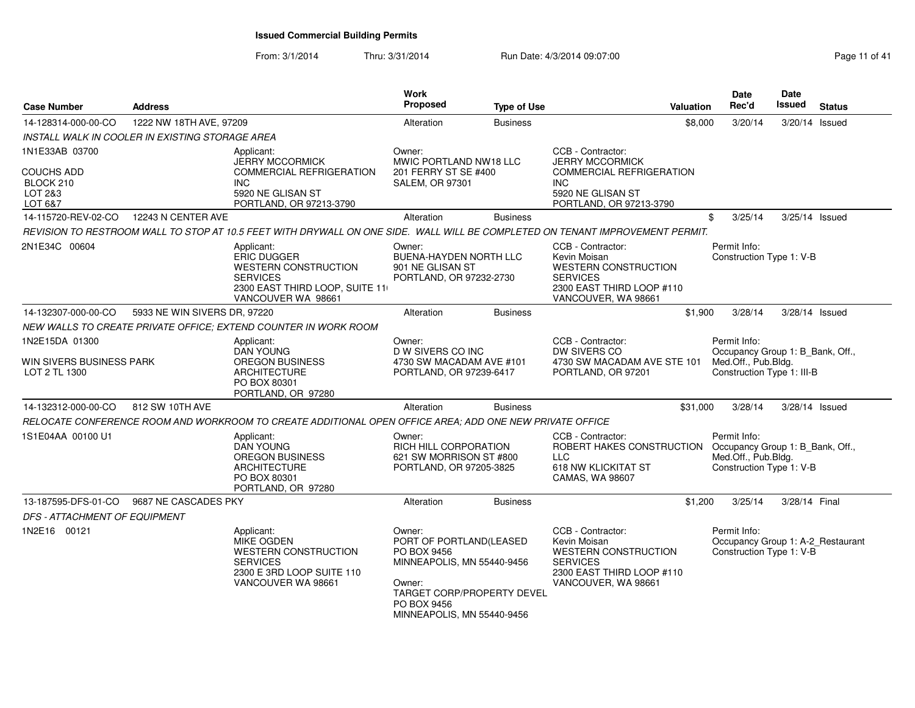# Issued Commercial Building Permits

From: 3/1/2014 Thru: 3/31/2014 Run Date: 4/3/2014 09:07:00

| Case Number | Address | | Work Proposed | Type of Use | | Valuation | Date Rec'd | Date Issued | Status |
|---|---|---|---|---|---|---|---|---|---|
| 14-128314-000-00-CO | 1222 NW 18TH AVE, 97209 | | Alteration | Business | | $8,000 | 3/20/14 | 3/20/14 | Issued |
| *INSTALL WALK IN COOLER IN EXISTING STORAGE AREA* | | | | | | | | | |
| 1N1E33AB 03700<br><br>COUCHS ADD<br>BLOCK 210<br>LOT 2&3<br>LOT 6&7 | | Applicant:<br>JERRY MCCORMICK<br>COMMERCIAL REFRIGERATION INC<br>5920 NE GLISAN ST<br>PORTLAND, OR 97213-3790 | Owner:<br>MWIC PORTLAND NW18 LLC<br>201 FERRY ST SE #400<br>SALEM, OR 97301 | | CCB - Contractor:<br>JERRY MCCORMICK<br>COMMERCIAL REFRIGERATION INC<br>5920 NE GLISAN ST<br>PORTLAND, OR 97213-3790 | | | | |
| 14-115720-REV-02-CO | 12243 N CENTER AVE | | Alteration | Business | | $ | 3/25/14 | 3/25/14 | Issued |
| *REVISION TO RESTROOM WALL TO STOP AT 10.5 FEET WITH DRYWALL ON ONE SIDE. WALL WILL BE COMPLETED ON TENANT IMPROVEMENT PERMIT.* | | | | | | | | | |
| 2N1E34C 00604 | | Applicant:<br>ERIC DUGGER<br>WESTERN CONSTRUCTION SERVICES<br>2300 EAST THIRD LOOP, SUITE 11<br>VANCOUVER WA 98661 | Owner:<br>BUENA-HAYDEN NORTH LLC<br>901 NE GLISAN ST<br>PORTLAND, OR 97232-2730 | | CCB - Contractor:<br>Kevin Moisan<br>WESTERN CONSTRUCTION SERVICES<br>2300 EAST THIRD LOOP #110<br>VANCOUVER, WA 98661 | Permit Info:<br>Construction Type 1: V-B | | | |
| 14-132307-000-00-CO | 5933 NE WIN SIVERS DR, 97220 | | Alteration | Business | | $1,900 | 3/28/14 | 3/28/14 | Issued |
| *NEW WALLS TO CREATE PRIVATE OFFICE; EXTEND COUNTER IN WORK ROOM* | | | | | | | | | |
| 1N2E15DA 01300<br><br>WIN SIVERS BUSINESS PARK<br>LOT 2 TL 1300 | | Applicant:<br>DAN YOUNG<br>OREGON BUSINESS ARCHITECTURE<br>PO BOX 80301<br>PORTLAND, OR 97280 | Owner:<br>D W SIVERS CO INC<br>4730 SW MACADAM AVE #101<br>PORTLAND, OR 97239-6417 | | CCB - Contractor:<br>DW SIVERS CO<br>4730 SW MACADAM AVE STE 101<br>PORTLAND, OR 97201 | Permit Info:<br>Occupancy Group 1: B_Bank, Off., Med.Off., Pub.Bldg.<br>Construction Type 1: III-B | | | |
| 14-132312-000-00-CO | 812 SW 10TH AVE | | Alteration | Business | | $31,000 | 3/28/14 | 3/28/14 | Issued |
| *RELOCATE CONFERENCE ROOM AND WORKROOM TO CREATE ADDITIONAL OPEN OFFICE AREA; ADD ONE NEW PRIVATE OFFICE* | | | | | | | | | |
| 1S1E04AA 00100 U1 | | Applicant:<br>DAN YOUNG<br>OREGON BUSINESS ARCHITECTURE<br>PO BOX 80301<br>PORTLAND, OR 97280 | Owner:<br>RICH HILL CORPORATION<br>621 SW MORRISON ST #800<br>PORTLAND, OR 97205-3825 | | CCB - Contractor:<br>ROBERT HAKES CONSTRUCTION LLC<br>618 NW KLICKITAT ST<br>CAMAS, WA 98607 | Permit Info:<br>Occupancy Group 1: B_Bank, Off., Med.Off., Pub.Bldg.<br>Construction Type 1: V-B | | | |
| 13-187595-DFS-01-CO | 9687 NE CASCADES PKY | | Alteration | Business | | $1,200 | 3/25/14 | 3/28/14 | Final |
| *DFS - ATTACHMENT OF EQUIPMENT* | | | | | | | | | |
| 1N2E16 00121 | | Applicant:<br>MIKE OGDEN<br>WESTERN CONSTRUCTION SERVICES<br>2300 E 3RD LOOP SUITE 110<br>VANCOUVER WA 98661 | Owner:<br>PORT OF PORTLAND(LEASED<br>PO BOX 9456<br>MINNEAPOLIS, MN 55440-9456<br><br>Owner:<br>TARGET CORP/PROPERTY DEVEL<br>PO BOX 9456<br>MINNEAPOLIS, MN 55440-9456 | | CCB - Contractor:<br>Kevin Moisan<br>WESTERN CONSTRUCTION SERVICES<br>2300 EAST THIRD LOOP #110<br>VANCOUVER, WA 98661 | Permit Info:<br>Occupancy Group 1: A-2_Restaurant<br>Construction Type 1: V-B | | | |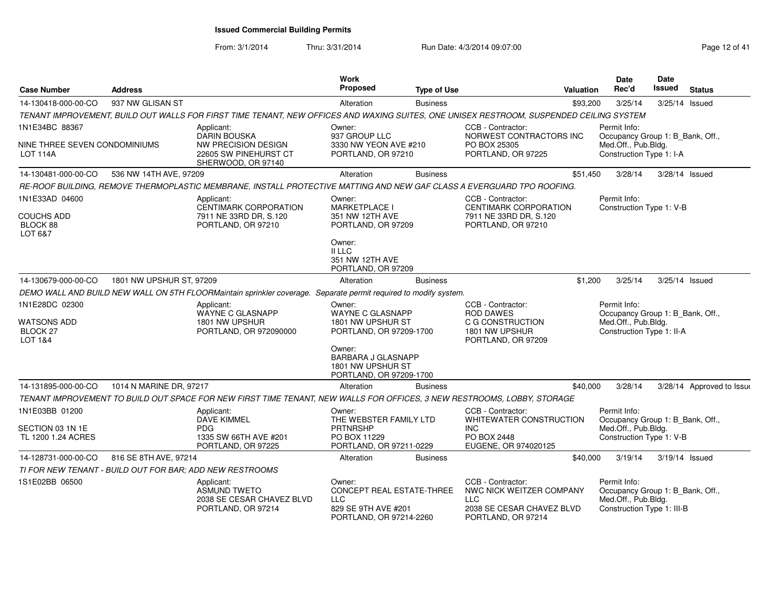# Issued Commercial Building Permits

From: 3/1/2014 Thru: 3/31/2014 Run Date: 4/3/2014 09:07:00

| Case Number | Address | Work Proposed | Type of Use | Valuation | Date Rec'd | Date Issued | Status |
|---|---|---|---|---|---|---|---|
| 14-130418-000-00-CO | 937 NW GLISAN ST | Alteration | Business | $93,200 | 3/25/14 | 3/25/14 | Issued |

TENANT IMPROVEMENT, BUILD OUT WALLS FOR FIRST TIME TENANT, NEW OFFICES AND WAXING SUITES, ONE UNISEX RESTROOM, SUSPENDED CEILING SYSTEM

1N1E34BC 88367

NINE THREE SEVEN CONDOMINIUMS
LOT 114A

Applicant:
DARIN BOUSKA
NW PRECISION DESIGN
22605 SW PINEHURST CT
SHERWOOD, OR 97140

Owner:
937 GROUP LLC
3330 NW YEON AVE #210
PORTLAND, OR 97210

CCB - Contractor:
NORWEST CONTRACTORS INC
PO BOX 25305
PORTLAND, OR 97225

Permit Info:
Occupancy Group 1: B_Bank, Off., Med.Off., Pub.Bldg.
Construction Type 1: I-A

---

| Case Number | Address | Work Proposed | Type of Use | Valuation | Date Rec'd | Date Issued | Status |
|---|---|---|---|---|---|---|---|
| 14-130481-000-00-CO | 536 NW 14TH AVE, 97209 | Alteration | Business | $51,450 | 3/28/14 | 3/28/14 | Issued |

RE-ROOF BUILDING, REMOVE THERMOPLASTIC MEMBRANE, INSTALL PROTECTIVE MATTING AND NEW GAF CLASS A EVERGUARD TPO ROOFING.

1N1E33AD 04600

COUCHS ADD
BLOCK 88
LOT 6&7

Applicant:
CENTIMARK CORPORATION
7911 NE 33RD DR, S.120
PORTLAND, OR 97210

Owner:
MARKETPLACE I
351 NW 12TH AVE
PORTLAND, OR 97209

Owner:
II LLC
351 NW 12TH AVE
PORTLAND, OR 97209

CCB - Contractor:
CENTIMARK CORPORATION
7911 NE 33RD DR, S.120
PORTLAND, OR 97210

Permit Info:
Construction Type 1: V-B

---

| Case Number | Address | Work Proposed | Type of Use | Valuation | Date Rec'd | Date Issued | Status |
|---|---|---|---|---|---|---|---|
| 14-130679-000-00-CO | 1801 NW UPSHUR ST, 97209 | Alteration | Business | $1,200 | 3/25/14 | 3/25/14 | Issued |

DEMO WALL AND BUILD NEW WALL ON 5TH FLOORMaintain sprinkler coverage. Separate permit required to modify system.

1N1E28DC 02300

WATSONS ADD
BLOCK 27
LOT 1&4

Applicant:
WAYNE C GLASNAPP
1801 NW UPSHUR
PORTLAND, OR 972090000

Owner:
WAYNE C GLASNAPP
1801 NW UPSHUR ST
PORTLAND, OR 97209-1700

Owner:
BARBARA J GLASNAPP
1801 NW UPSHUR ST
PORTLAND, OR 97209-1700

CCB - Contractor:
ROD DAWES
C G CONSTRUCTION
1801 NW UPSHUR
PORTLAND, OR 97209

Permit Info:
Occupancy Group 1: B_Bank, Off., Med.Off., Pub.Bldg.
Construction Type 1: II-A

---

| Case Number | Address | Work Proposed | Type of Use | Valuation | Date Rec'd | Date Issued | Status |
|---|---|---|---|---|---|---|---|
| 14-131895-000-00-CO | 1014 N MARINE DR, 97217 | Alteration | Business | $40,000 | 3/28/14 | 3/28/14 | Approved to Issue |

TENANT IMPROVEMENT TO BUILD OUT SPACE FOR NEW FIRST TIME TENANT, NEW WALLS FOR OFFICES, 3 NEW RESTROOMS, LOBBY, STORAGE

1N1E03BB 01200

SECTION 03 1N 1E
TL 1200 1.24 ACRES

Applicant:
DAVE KIMMEL
PDG
1335 SW 66TH AVE #201
PORTLAND, OR 97225

Owner:
THE WEBSTER FAMILY LTD PRTNRSHP
PO BOX 11229
PORTLAND, OR 97211-0229

CCB - Contractor:
WHITEWATER CONSTRUCTION INC
PO BOX 2448
EUGENE, OR 974020125

Permit Info:
Occupancy Group 1: B_Bank, Off., Med.Off., Pub.Bldg.
Construction Type 1: V-B

---

| Case Number | Address | Work Proposed | Type of Use | Valuation | Date Rec'd | Date Issued | Status |
|---|---|---|---|---|---|---|---|
| 14-128731-000-00-CO | 816 SE 8TH AVE, 97214 | Alteration | Business | $40,000 | 3/19/14 | 3/19/14 | Issued |

TI FOR NEW TENANT - BUILD OUT FOR BAR; ADD NEW RESTROOMS

1S1E02BB 06500

Applicant:
ASMUND TWETO
2038 SE CESAR CHAVEZ BLVD
PORTLAND, OR 97214

Owner:
CONCEPT REAL ESTATE-THREE LLC
829 SE 9TH AVE #201
PORTLAND, OR 97214-2260

CCB - Contractor:
NWC NICK WEITZER COMPANY LLC
2038 SE CESAR CHAVEZ BLVD
PORTLAND, OR 97214

Permit Info:
Occupancy Group 1: B_Bank, Off., Med.Off., Pub.Bldg.
Construction Type 1: III-B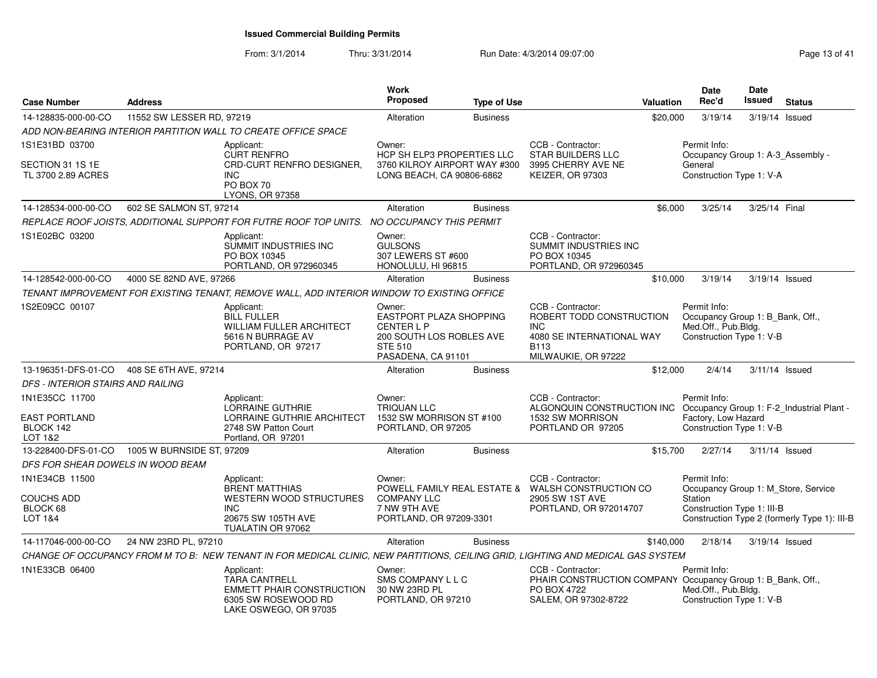# Issued Commercial Building Permits

From: 3/1/2014 Thru: 3/31/2014 Run Date: 4/3/2014 09:07:00

| Case Number | Address | Work Proposed | Type of Use | Valuation | Date Rec'd | Date Issued | Status |
|---|---|---|---|---|---|---|---|
| 14-128835-000-00-CO | 11552 SW LESSER RD, 97219 | Alteration | Business | $20,000 | 3/19/14 | 3/19/14 | Issued |

*ADD NON-BEARING INTERIOR PARTITION WALL TO CREATE OFFICE SPACE*

| | | | | |
|---|---|---|---|---|
| 1S1E31BD 03700<br>SECTION 31 1S 1E<br>TL 3700 2.89 ACRES | Applicant:<br>CURT RENFRO<br>CRD-CURT RENFRO DESIGNER, INC<br>PO BOX 70<br>LYONS, OR 97358 | Owner:<br>HCP SH ELP3 PROPERTIES LLC<br>3760 KILROY AIRPORT WAY #300<br>LONG BEACH, CA 90806-6862 | CCB - Contractor:<br>STAR BUILDERS LLC<br>3995 CHERRY AVE NE<br>KEIZER, OR 97303 | Permit Info:<br>Occupancy Group 1: A-3_Assembly - General<br>Construction Type 1: V-A |

| Case Number | Address | Work Proposed | Type of Use | Valuation | Date Rec'd | Date Issued | Status |
|---|---|---|---|---|---|---|---|
| 14-128534-000-00-CO | 602 SE SALMON ST, 97214 | Alteration | Business | $6,000 | 3/25/14 | 3/25/14 | Final |

*REPLACE ROOF JOISTS, ADDITIONAL SUPPORT FOR FUTRE ROOF TOP UNITS. NO OCCUPANCY THIS PERMIT*

| | | | | |
|---|---|---|---|---|
| 1S1E02BC 03200 | Applicant:<br>SUMMIT INDUSTRIES INC<br>PO BOX 10345<br>PORTLAND, OR 972960345 | Owner:<br>GULSONS<br>307 LEWERS ST #600<br>HONOLULU, HI 96815 | CCB - Contractor:<br>SUMMIT INDUSTRIES INC<br>PO BOX 10345<br>PORTLAND, OR 972960345 | |

| Case Number | Address | Work Proposed | Type of Use | Valuation | Date Rec'd | Date Issued | Status |
|---|---|---|---|---|---|---|---|
| 14-128542-000-00-CO | 4000 SE 82ND AVE, 97266 | Alteration | Business | $10,000 | 3/19/14 | 3/19/14 | Issued |

*TENANT IMPROVEMENT FOR EXISTING TENANT, REMOVE WALL, ADD INTERIOR WINDOW TO EXISTING OFFICE*

| | | | | |
|---|---|---|---|---|
| 1S2E09CC 00107 | Applicant:<br>BILL FULLER<br>WILLIAM FULLER ARCHITECT<br>5616 N BURRAGE AV<br>PORTLAND, OR 97217 | Owner:<br>EASTPORT PLAZA SHOPPING CENTER L P<br>200 SOUTH LOS ROBLES AVE STE 510<br>PASADENA, CA 91101 | CCB - Contractor:<br>ROBERT TODD CONSTRUCTION INC<br>4080 SE INTERNATIONAL WAY B113<br>MILWAUKIE, OR 97222 | Permit Info:<br>Occupancy Group 1: B_Bank, Off., Med.Off., Pub.Bldg.<br>Construction Type 1: V-B |

| Case Number | Address | Work Proposed | Type of Use | Valuation | Date Rec'd | Date Issued | Status |
|---|---|---|---|---|---|---|---|
| 13-196351-DFS-01-CO | 408 SE 6TH AVE, 97214 | Alteration | Business | $12,000 | 2/4/14 | 3/11/14 | Issued |

*DFS - INTERIOR STAIRS AND RAILING*

| | | | | |
|---|---|---|---|---|
| 1N1E35CC 11700<br>EAST PORTLAND<br>BLOCK 142<br>LOT 1&2 | Applicant:<br>LORRAINE GUTHRIE<br>LORRAINE GUTHRIE ARCHITECT<br>2748 SW Patton Court<br>Portland, OR 97201 | Owner:<br>TRIQUAN LLC<br>1532 SW MORRISON ST #100<br>PORTLAND, OR 97205 | CCB - Contractor:<br>ALGONQUIN CONSTRUCTION INC<br>1532 SW MORRISON<br>PORTLAND OR 97205 | Permit Info:<br>Occupancy Group 1: F-2_Industrial Plant - Factory, Low Hazard<br>Construction Type 1: V-B |

| Case Number | Address | Work Proposed | Type of Use | Valuation | Date Rec'd | Date Issued | Status |
|---|---|---|---|---|---|---|---|
| 13-228400-DFS-01-CO | 1005 W BURNSIDE ST, 97209 | Alteration | Business | $15,700 | 2/27/14 | 3/11/14 | Issued |

*DFS FOR SHEAR DOWELS IN WOOD BEAM*

| | | | | |
|---|---|---|---|---|
| 1N1E34CB 11500<br>COUCHS ADD<br>BLOCK 68<br>LOT 1&4 | Applicant:<br>BRENT MATTHIAS<br>WESTERN WOOD STRUCTURES INC<br>20675 SW 105TH AVE<br>TUALATIN OR 97062 | Owner:<br>POWELL FAMILY REAL ESTATE & COMPANY LLC<br>7 NW 9TH AVE<br>PORTLAND, OR 97209-3301 | CCB - Contractor:<br>WALSH CONSTRUCTION CO<br>2905 SW 1ST AVE<br>PORTLAND, OR 972014707 | Permit Info:<br>Occupancy Group 1: M_Store, Service Station<br>Construction Type 1: III-B<br>Construction Type 2 (formerly Type 1): III-B |

| Case Number | Address | Work Proposed | Type of Use | Valuation | Date Rec'd | Date Issued | Status |
|---|---|---|---|---|---|---|---|
| 14-117046-000-00-CO | 24 NW 23RD PL, 97210 | Alteration | Business | $140,000 | 2/18/14 | 3/19/14 | Issued |

*CHANGE OF OCCUPANCY FROM M TO B: NEW TENANT IN FOR MEDICAL CLINIC, NEW PARTITIONS, CEILING GRID, LIGHTING AND MEDICAL GAS SYSTEM*

| | | | | |
|---|---|---|---|---|
| 1N1E33CB 06400 | Applicant:<br>TARA CANTRELL<br>EMMETT PHAIR CONSTRUCTION<br>6305 SW ROSEWOOD RD<br>LAKE OSWEGO, OR 97035 | Owner:<br>SMS COMPANY L L C<br>30 NW 23RD PL<br>PORTLAND, OR 97210 | CCB - Contractor:<br>PHAIR CONSTRUCTION COMPANY<br>PO BOX 4722<br>SALEM, OR 97302-8722 | Permit Info:<br>Occupancy Group 1: B_Bank, Off., Med.Off., Pub.Bldg.<br>Construction Type 1: V-B |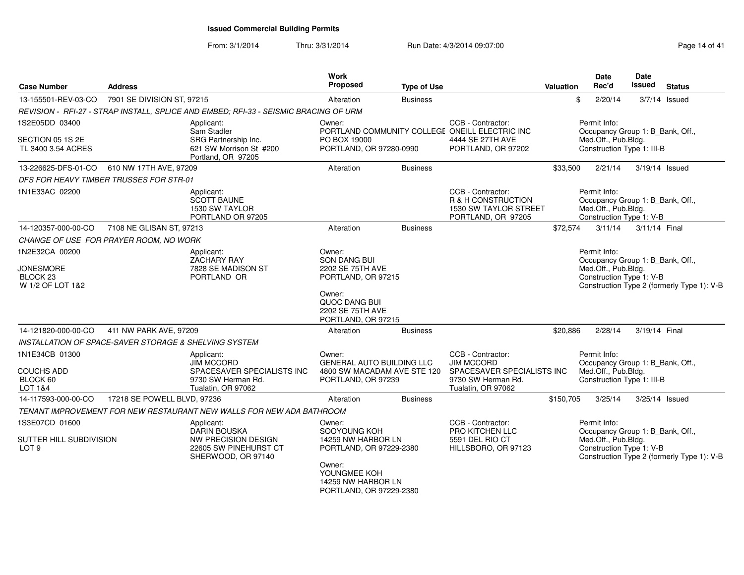# Issued Commercial Building Permits

From: 3/1/2014 Thru: 3/31/2014 Run Date: 4/3/2014 09:07:00

| Case Number | Address | Work Proposed | Type of Use | Valuation | Date Rec'd | Date Issued | Status |
|---|---|---|---|---|---|---|---|
| 13-155501-REV-03-CO | 7901 SE DIVISION ST, 97215 | Alteration | Business | $ | 2/20/14 | 3/7/14 | Issued |

REVISION - RFI-27 - STRAP INSTALL, SPLICE AND EMBED; RFI-33 - SEISMIC BRACING OF URM

1S2E05DD 03400
SECTION 05 1S 2E
TL 3400 3.54 ACRES

Applicant:
Sam Stadler
SRG Partnership Inc.
621 SW Morrison St #200
Portland, OR 97205

Owner:
PORTLAND COMMUNITY COLLEGE
PO BOX 19000
PORTLAND, OR 97280-0990

CCB - Contractor:
ONEILL ELECTRIC INC
4444 SE 27TH AVE
PORTLAND, OR 97202

Permit Info:
Occupancy Group 1: B_Bank, Off., Med.Off., Pub.Bldg.
Construction Type 1: III-B

---

| Case Number | Address | Work Proposed | Type of Use | Valuation | Date Rec'd | Date Issued | Status |
|---|---|---|---|---|---|---|---|
| 13-226625-DFS-01-CO | 610 NW 17TH AVE, 97209 | Alteration | Business | $33,500 | 2/21/14 | 3/19/14 | Issued |

DFS FOR HEAVY TIMBER TRUSSES FOR STR-01

1N1E33AC 02200

Applicant:
SCOTT BAUNE
1530 SW TAYLOR
PORTLAND OR 97205

CCB - Contractor:
R & H CONSTRUCTION
1530 SW TAYLOR STREET
PORTLAND, OR 97205

Permit Info:
Occupancy Group 1: B_Bank, Off., Med.Off., Pub.Bldg.
Construction Type 1: V-B

---

| Case Number | Address | Work Proposed | Type of Use | Valuation | Date Rec'd | Date Issued | Status |
|---|---|---|---|---|---|---|---|
| 14-120357-000-00-CO | 7108 NE GLISAN ST, 97213 | Alteration | Business | $72,574 | 3/11/14 | 3/11/14 | Final |

CHANGE OF USE FOR PRAYER ROOM, NO WORK

1N2E32CA 00200
JONESMORE
BLOCK 23
W 1/2 OF LOT 1&2

Applicant:
ZACHARY RAY
7828 SE MADISON ST
PORTLAND OR

Owner:
SON DANG BUI
2202 SE 75TH AVE
PORTLAND, OR 97215

Owner:
QUOC DANG BUI
2202 SE 75TH AVE
PORTLAND, OR 97215

Permit Info:
Occupancy Group 1: B_Bank, Off., Med.Off., Pub.Bldg.
Construction Type 1: V-B
Construction Type 2 (formerly Type 1): V-B

---

| Case Number | Address | Work Proposed | Type of Use | Valuation | Date Rec'd | Date Issued | Status |
|---|---|---|---|---|---|---|---|
| 14-121820-000-00-CO | 411 NW PARK AVE, 97209 | Alteration | Business | $20,886 | 2/28/14 | 3/19/14 | Final |

INSTALLATION OF SPACE-SAVER STORAGE & SHELVING SYSTEM

1N1E34CB 01300
COUCHS ADD
BLOCK 60
LOT 1&4

Applicant:
JIM MCCORD
SPACESAVER SPECIALISTS INC
9730 SW Herman Rd.
Tualatin, OR 97062

Owner:
GENERAL AUTO BUILDING LLC
4800 SW MACADAM AVE STE 120
PORTLAND, OR 97239

CCB - Contractor:
JIM MCCORD
SPACESAVER SPECIALISTS INC
9730 SW Herman Rd.
Tualatin, OR 97062

Permit Info:
Occupancy Group 1: B_Bank, Off., Med.Off., Pub.Bldg.
Construction Type 1: III-B

---

| Case Number | Address | Work Proposed | Type of Use | Valuation | Date Rec'd | Date Issued | Status |
|---|---|---|---|---|---|---|---|
| 14-117593-000-00-CO | 17218 SE POWELL BLVD, 97236 | Alteration | Business | $150,705 | 3/25/14 | 3/25/14 | Issued |

TENANT IMPROVEMENT FOR NEW RESTAURANT NEW WALLS FOR NEW ADA BATHROOM

1S3E07CD 01600
SUTTER HILL SUBDIVISION
LOT 9

Applicant:
DARIN BOUSKA
NW PRECISION DESIGN
22605 SW PINEHURST CT
SHERWOOD, OR 97140

Owner:
SOOYOUNG KOH
14259 NW HARBOR LN
PORTLAND, OR 97229-2380

Owner:
YOUNGMEE KOH
14259 NW HARBOR LN
PORTLAND, OR 97229-2380

CCB - Contractor:
PRO KITCHEN LLC
5591 DEL RIO CT
HILLSBORO, OR 97123

Permit Info:
Occupancy Group 1: B_Bank, Off., Med.Off., Pub.Bldg.
Construction Type 1: V-B
Construction Type 2 (formerly Type 1): V-B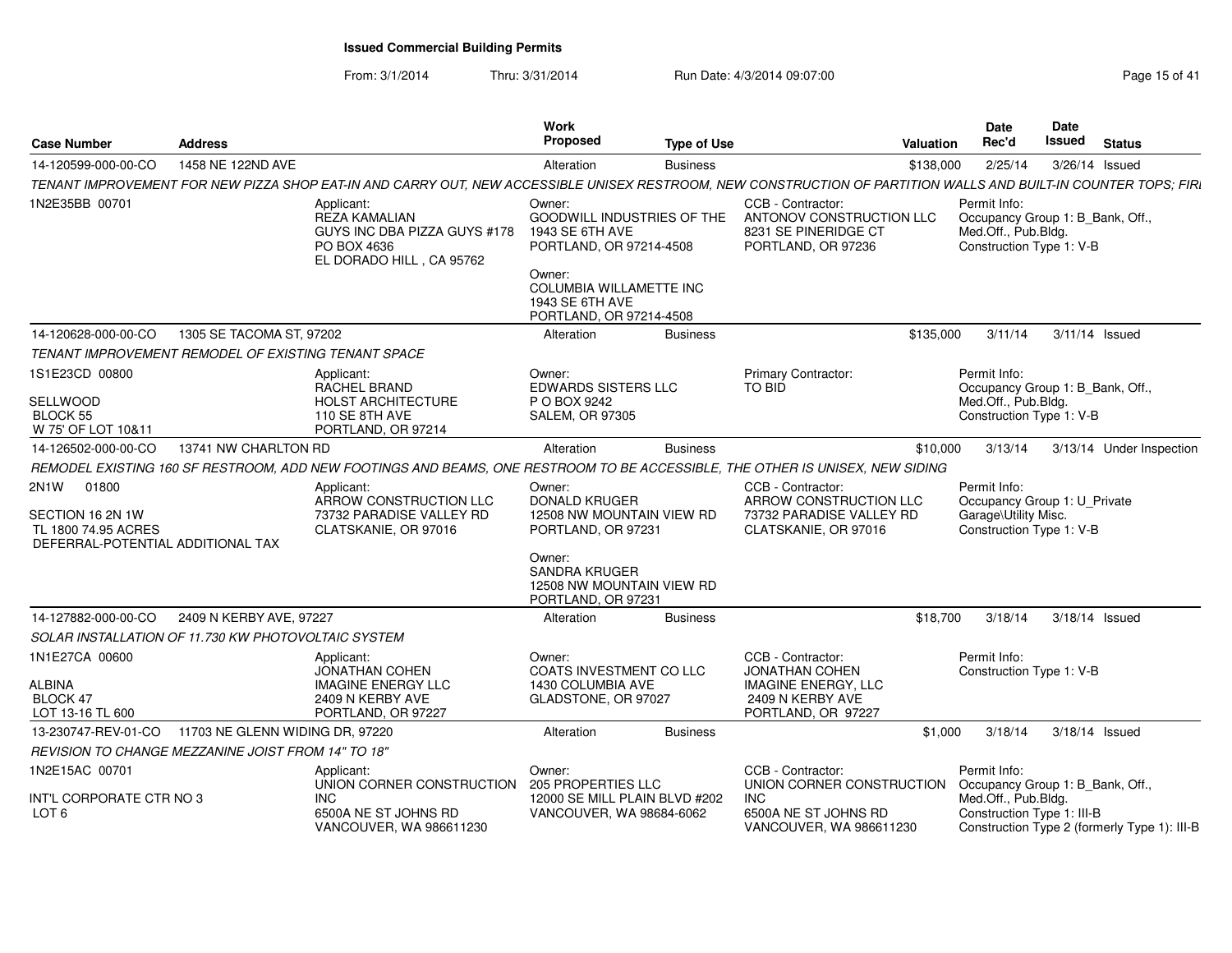# Issued Commercial Building Permits

From: 3/1/2014 Thru: 3/31/2014 Run Date: 4/3/2014 09:07:00

| Case Number | Address | Work Proposed | Type of Use | Valuation | Date Rec'd | Date Issued | Status |
|---|---|---|---|---|---|---|---|
| 14-120599-000-00-CO | 1458 NE 122ND AVE | Alteration | Business | $138,000 | 2/25/14 | 3/26/14 | Issued |

TENANT IMPROVEMENT FOR NEW PIZZA SHOP EAT-IN AND CARRY OUT, NEW ACCESSIBLE UNISEX RESTROOM, NEW CONSTRUCTION OF PARTITION WALLS AND BUILT-IN COUNTER TOPS; FIRI

1N2E35BB 00701

Applicant:
REZA KAMALIAN
GUYS INC DBA PIZZA GUYS #178
PO BOX 4636
EL DORADO HILL , CA 95762

Owner:
GOODWILL INDUSTRIES OF THE
1943 SE 6TH AVE
PORTLAND, OR 97214-4508

Owner:
COLUMBIA WILLAMETTE INC
1943 SE 6TH AVE
PORTLAND, OR 97214-4508

CCB - Contractor:
ANTONOV CONSTRUCTION LLC
8231 SE PINERIDGE CT
PORTLAND, OR 97236

Permit Info:
Occupancy Group 1: B_Bank, Off., Med.Off., Pub.Bldg.
Construction Type 1: V-B

---

| Case Number | Address | Work Proposed | Type of Use | Valuation | Date Rec'd | Date Issued | Status |
|---|---|---|---|---|---|---|---|
| 14-120628-000-00-CO | 1305 SE TACOMA ST, 97202 | Alteration | Business | $135,000 | 3/11/14 | 3/11/14 | Issued |

TENANT IMPROVEMENT REMODEL OF EXISTING TENANT SPACE

1S1E23CD 00800
SELLWOOD
BLOCK 55
W 75' OF LOT 10&11

Applicant:
RACHEL BRAND
HOLST ARCHITECTURE
110 SE 8TH AVE
PORTLAND, OR 97214

Owner:
EDWARDS SISTERS LLC
P O BOX 9242
SALEM, OR 97305

Primary Contractor:
TO BID

Permit Info:
Occupancy Group 1: B_Bank, Off., Med.Off., Pub.Bldg.
Construction Type 1: V-B

---

| Case Number | Address | Work Proposed | Type of Use | Valuation | Date Rec'd | Date Issued | Status |
|---|---|---|---|---|---|---|---|
| 14-126502-000-00-CO | 13741 NW CHARLTON RD | Alteration | Business | $10,000 | 3/13/14 | 3/13/14 | Under Inspection |

REMODEL EXISTING 160 SF RESTROOM, ADD NEW FOOTINGS AND BEAMS, ONE RESTROOM TO BE ACCESSIBLE, THE OTHER IS UNISEX, NEW SIDING

2N1W 01800
SECTION 16 2N 1W
TL 1800 74.95 ACRES
DEFERRAL-POTENTIAL ADDITIONAL TAX

Applicant:
ARROW CONSTRUCTION LLC
73732 PARADISE VALLEY RD
CLATSKANIE, OR 97016

Owner:
DONALD KRUGER
12508 NW MOUNTAIN VIEW RD
PORTLAND, OR 97231

Owner:
SANDRA KRUGER
12508 NW MOUNTAIN VIEW RD
PORTLAND, OR 97231

CCB - Contractor:
ARROW CONSTRUCTION LLC
73732 PARADISE VALLEY RD
CLATSKANIE, OR 97016

Permit Info:
Occupancy Group 1: U_Private Garage\Utility Misc.
Construction Type 1: V-B

---

| Case Number | Address | Work Proposed | Type of Use | Valuation | Date Rec'd | Date Issued | Status |
|---|---|---|---|---|---|---|---|
| 14-127882-000-00-CO | 2409 N KERBY AVE, 97227 | Alteration | Business | $18,700 | 3/18/14 | 3/18/14 | Issued |

SOLAR INSTALLATION OF 11.730 KW PHOTOVOLTAIC SYSTEM

1N1E27CA 00600
ALBINA
BLOCK 47
LOT 13-16 TL 600

Applicant:
JONATHAN COHEN
IMAGINE ENERGY LLC
2409 N KERBY AVE
PORTLAND, OR 97227

Owner:
COATS INVESTMENT CO LLC
1430 COLUMBIA AVE
GLADSTONE, OR 97027

CCB - Contractor:
JONATHAN COHEN
IMAGINE ENERGY, LLC
2409 N KERBY AVE
PORTLAND, OR 97227

Permit Info:
Construction Type 1: V-B

---

| Case Number | Address | Work Proposed | Type of Use | Valuation | Date Rec'd | Date Issued | Status |
|---|---|---|---|---|---|---|---|
| 13-230747-REV-01-CO | 11703 NE GLENN WIDING DR, 97220 | Alteration | Business | $1,000 | 3/18/14 | 3/18/14 | Issued |

REVISION TO CHANGE MEZZANINE JOIST FROM 14" TO 18"

1N2E15AC 00701
INT'L CORPORATE CTR NO 3
LOT 6

Applicant:
UNION CORNER CONSTRUCTION INC
6500A NE ST JOHNS RD
VANCOUVER, WA 986611230

Owner:
205 PROPERTIES LLC
12000 SE MILL PLAIN BLVD #202
VANCOUVER, WA 98684-6062

CCB - Contractor:
UNION CORNER CONSTRUCTION INC
6500A NE ST JOHNS RD
VANCOUVER, WA 986611230

Permit Info:
Occupancy Group 1: B_Bank, Off., Med.Off., Pub.Bldg.
Construction Type 1: III-B
Construction Type 2 (formerly Type 1): III-B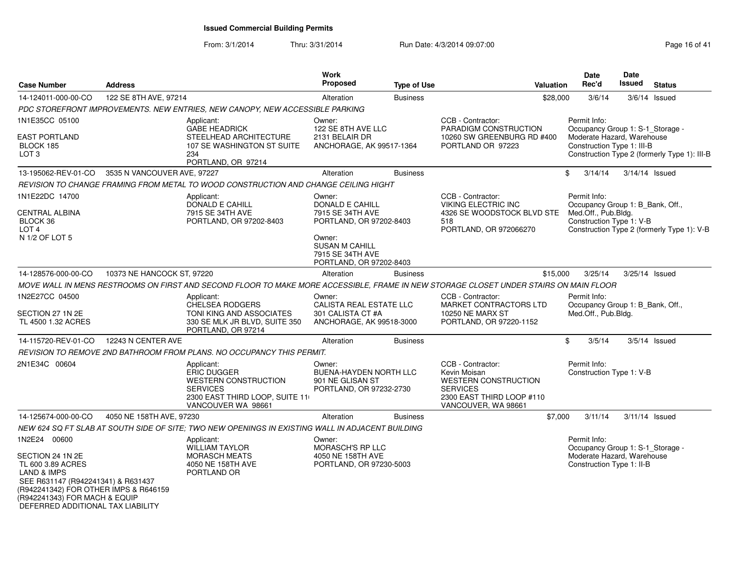**Issued Commercial Building Permits**

From: 3/1/2014 Thru: 3/31/2014 Run Date: 4/3/2014 09:07:00

| Case Number | Address | Work Proposed | Type of Use | Valuation | Date Rec'd | Date Issued | Status |
|---|---|---|---|---|---|---|---|
| 14-124011-000-00-CO | 122 SE 8TH AVE, 97214 | Alteration | Business | $28,000 | 3/6/14 | 3/6/14 | Issued |

*PDC STOREFRONT IMPROVEMENTS. NEW ENTRIES, NEW CANOPY, NEW ACCESSIBLE PARKING*

1N1E35CC 05100
EAST PORTLAND
BLOCK 185
LOT 3

Applicant:
GABE HEADRICK
STEELHEAD ARCHITECTURE
107 SE WASHINGTON ST SUITE 234
PORTLAND, OR 97214

Owner:
122 SE 8TH AVE LLC
2131 BELAIR DR
ANCHORAGE, AK 99517-1364

CCB - Contractor:
PARADIGM CONSTRUCTION
10260 SW GREENBURG RD #400
PORTLAND OR 97223

Permit Info:
Occupancy Group 1: S-1_Storage - Moderate Hazard, Warehouse
Construction Type 1: III-B
Construction Type 2 (formerly Type 1): III-B

| Case Number | Address | Work Proposed | Type of Use | Valuation | Date Rec'd | Date Issued | Status |
|---|---|---|---|---|---|---|---|
| 13-195062-REV-01-CO | 3535 N VANCOUVER AVE, 97227 | Alteration | Business | $ | 3/14/14 | 3/14/14 | Issued |

*REVISION TO CHANGE FRAMING FROM METAL TO WOOD CONSTRUCTION AND CHANGE CEILING HIGHT*

1N1E22DC 14700
CENTRAL ALBINA
BLOCK 36
LOT 4
N 1/2 OF LOT 5

Applicant:
DONALD E CAHILL
7915 SE 34TH AVE
PORTLAND, OR 97202-8403

Owner:
DONALD E CAHILL
7915 SE 34TH AVE
PORTLAND, OR 97202-8403

Owner:
SUSAN M CAHILL
7915 SE 34TH AVE
PORTLAND, OR 97202-8403

CCB - Contractor:
VIKING ELECTRIC INC
4326 SE WOODSTOCK BLVD STE 518
PORTLAND, OR 972066270

Permit Info:
Occupancy Group 1: B_Bank, Off., Med.Off., Pub.Bldg.
Construction Type 1: V-B
Construction Type 2 (formerly Type 1): V-B

| Case Number | Address | Work Proposed | Type of Use | Valuation | Date Rec'd | Date Issued | Status |
|---|---|---|---|---|---|---|---|
| 14-128576-000-00-CO | 10373 NE HANCOCK ST, 97220 | Alteration | Business | $15,000 | 3/25/14 | 3/25/14 | Issued |

*MOVE WALL IN MENS RESTROOMS ON FIRST AND SECOND FLOOR TO MAKE MORE ACCESSIBLE, FRAME IN NEW STORAGE CLOSET UNDER STAIRS ON MAIN FLOOR*

1N2E27CC 04500
SECTION 27 1N 2E
TL 4500 1.32 ACRES

Applicant:
CHELSEA RODGERS
TONI KING AND ASSOCIATES
330 SE MLK JR BLVD, SUITE 350
PORTLAND, OR 97214

Owner:
CALISTA REAL ESTATE LLC
301 CALISTA CT #A
ANCHORAGE, AK 99518-3000

CCB - Contractor:
MARKET CONTRACTORS LTD
10250 NE MARX ST
PORTLAND, OR 97220-1152

Permit Info:
Occupancy Group 1: B_Bank, Off., Med.Off., Pub.Bldg.

| Case Number | Address | Work Proposed | Type of Use | Valuation | Date Rec'd | Date Issued | Status |
|---|---|---|---|---|---|---|---|
| 14-115720-REV-01-CO | 12243 N CENTER AVE | Alteration | Business | $ | 3/5/14 | 3/5/14 | Issued |

*REVISION TO REMOVE 2ND BATHROOM FROM PLANS. NO OCCUPANCY THIS PERMIT.*

2N1E34C 00604

Applicant:
ERIC DUGGER
WESTERN CONSTRUCTION SERVICES
2300 EAST THIRD LOOP, SUITE 11
VANCOUVER WA 98661

Owner:
BUENA-HAYDEN NORTH LLC
901 NE GLISAN ST
PORTLAND, OR 97232-2730

CCB - Contractor:
Kevin Moisan
WESTERN CONSTRUCTION SERVICES
2300 EAST THIRD LOOP #110
VANCOUVER, WA 98661

Permit Info:
Construction Type 1: V-B

| Case Number | Address | Work Proposed | Type of Use | Valuation | Date Rec'd | Date Issued | Status |
|---|---|---|---|---|---|---|---|
| 14-125674-000-00-CO | 4050 NE 158TH AVE, 97230 | Alteration | Business | $7,000 | 3/11/14 | 3/11/14 | Issued |

*NEW 624 SQ FT SLAB AT SOUTH SIDE OF SITE; TWO NEW OPENINGS IN EXISTING WALL IN ADJACENT BUILDING*

1N2E24 00600
SECTION 24 1N 2E
TL 600 3.89 ACRES
LAND & IMPS
SEE R631147 (R942241341) & R631437 (R942241342) FOR OTHER IMPS & R646159 (R942241343) FOR MACH & EQUIP
DEFERRED ADDITIONAL TAX LIABILITY

Applicant:
WILLIAM TAYLOR
MORASCH MEATS
4050 NE 158TH AVE
PORTLAND OR

Owner:
MORASCH'S RP LLC
4050 NE 158TH AVE
PORTLAND, OR 97230-5003

Permit Info:
Occupancy Group 1: S-1_Storage - Moderate Hazard, Warehouse
Construction Type 1: II-B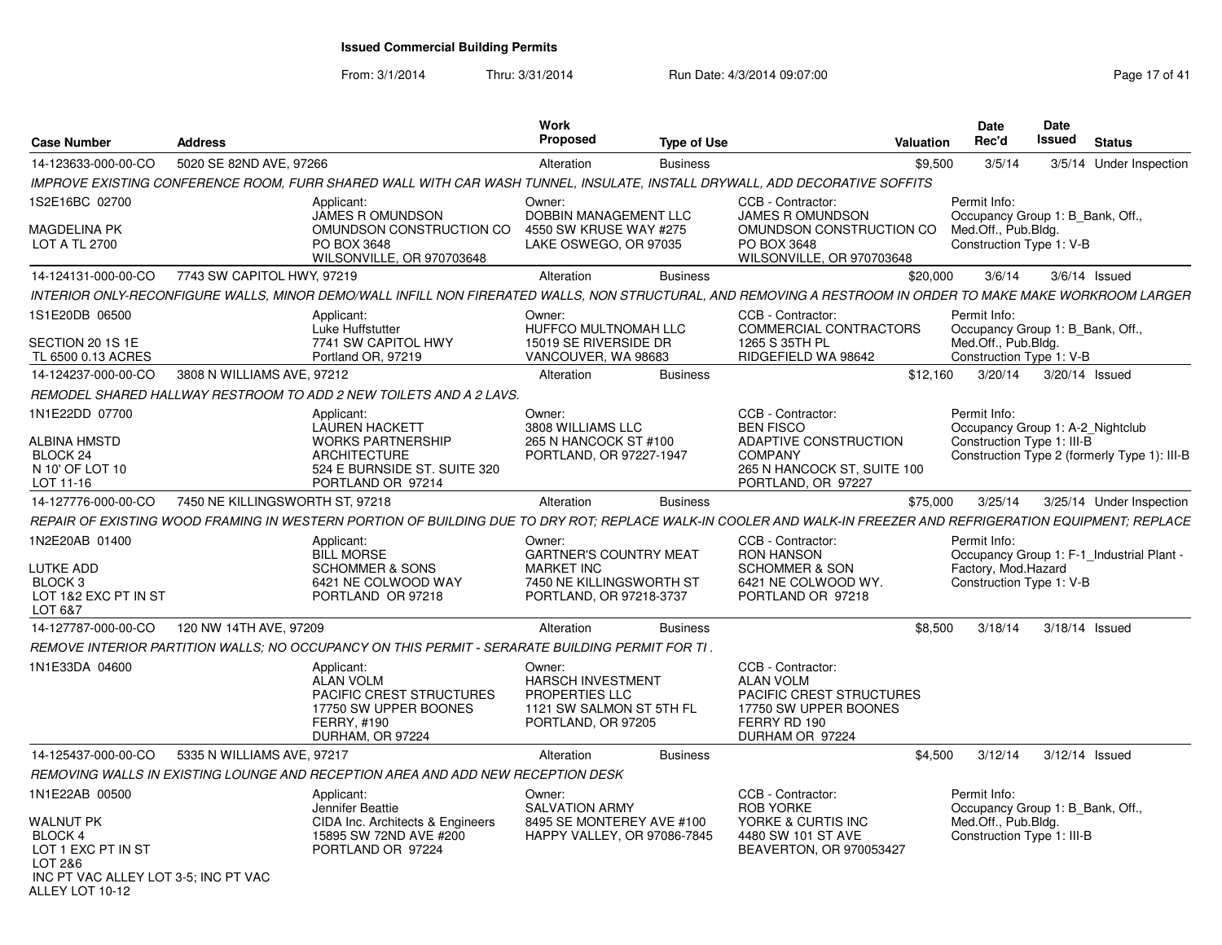# Issued Commercial Building Permits

From: 3/1/2014 Thru: 3/31/2014 Run Date: 4/3/2014 09:07:00

| Case Number | Address | Work Proposed | Type of Use | Valuation | Date Rec'd | Date Issued | Status |
|---|---|---|---|---|---|---|---|
| 14-123633-000-00-CO | 5020 SE 82ND AVE, 97266 | Alteration | Business | $9,500 | 3/5/14 | 3/5/14 | Under Inspection |

IMPROVE EXISTING CONFERENCE ROOM, FURR SHARED WALL WITH CAR WASH TUNNEL, INSULATE, INSTALL DRYWALL, ADD DECORATIVE SOFFITS

- 1S2E16BC 02700
- MAGDELINA PK
- LOT A TL 2700

Applicant: JAMES R OMUNDSON, OMUNDSON CONSTRUCTION CO, PO BOX 3648, WILSONVILLE, OR 970703648

Owner: DOBBIN MANAGEMENT LLC, 4550 SW KRUSE WAY #275, LAKE OSWEGO, OR 97035

CCB - Contractor: JAMES R OMUNDSON, OMUNDSON CONSTRUCTION CO, PO BOX 3648, WILSONVILLE, OR 970703648

Permit Info: Occupancy Group 1: B_Bank, Off., Med.Off., Pub.Bldg. Construction Type 1: V-B

| Case Number | Address | Work Proposed | Type of Use | Valuation | Date Rec'd | Date Issued | Status |
|---|---|---|---|---|---|---|---|
| 14-124131-000-00-CO | 7743 SW CAPITOL HWY, 97219 | Alteration | Business | $20,000 | 3/6/14 | 3/6/14 | Issued |

INTERIOR ONLY-RECONFIGURE WALLS, MINOR DEMO/WALL INFILL NON FIRERATED WALLS, NON STRUCTURAL, AND REMOVING A RESTROOM IN ORDER TO MAKE MAKE WORKROOM LARGER

- 1S1E20DB 06500
- SECTION 20 1S 1E
- TL 6500 0.13 ACRES

Applicant: Luke Huffstutter, 7741 SW CAPITOL HWY, Portland OR, 97219

Owner: HUFFCO MULTNOMAH LLC, 15019 SE RIVERSIDE DR, VANCOUVER, WA 98683

CCB - Contractor: COMMERCIAL CONTRACTORS, 1265 S 35TH PL, RIDGEFIELD WA 98642

Permit Info: Occupancy Group 1: B_Bank, Off., Med.Off., Pub.Bldg. Construction Type 1: V-B

| Case Number | Address | Work Proposed | Type of Use | Valuation | Date Rec'd | Date Issued | Status |
|---|---|---|---|---|---|---|---|
| 14-124237-000-00-CO | 3808 N WILLIAMS AVE, 97212 | Alteration | Business | $12,160 | 3/20/14 | 3/20/14 | Issued |

REMODEL SHARED HALLWAY RESTROOM TO ADD 2 NEW TOILETS AND A 2 LAVS.

- 1N1E22DD 07700
- ALBINA HMSTD
- BLOCK 24
- N 10' OF LOT 10
- LOT 11-16

Applicant: LAUREN HACKETT, WORKS PARTNERSHIP ARCHITECTURE, 524 E BURNSIDE ST. SUITE 320, PORTLAND OR 97214

Owner: 3808 WILLIAMS LLC, 265 N HANCOCK ST #100, PORTLAND, OR 97227-1947

CCB - Contractor: BEN FISCO, ADAPTIVE CONSTRUCTION COMPANY, 265 N HANCOCK ST, SUITE 100, PORTLAND, OR 97227

Permit Info: Occupancy Group 1: A-2_Nightclub Construction Type 1: III-B Construction Type 2 (formerly Type 1): III-B

| Case Number | Address | Work Proposed | Type of Use | Valuation | Date Rec'd | Date Issued | Status |
|---|---|---|---|---|---|---|---|
| 14-127776-000-00-CO | 7450 NE KILLINGSWORTH ST, 97218 | Alteration | Business | $75,000 | 3/25/14 | 3/25/14 | Under Inspection |

REPAIR OF EXISTING WOOD FRAMING IN WESTERN PORTION OF BUILDING DUE TO DRY ROT; REPLACE WALK-IN COOLER AND WALK-IN FREEZER AND REFRIGERATION EQUIPMENT; REPLACE

- 1N2E20AB 01400
- LUTKE ADD
- BLOCK 3
- LOT 1&2 EXC PT IN ST
- LOT 6&7

Applicant: BILL MORSE, SCHOMMER & SONS, 6421 NE COLWOOD WAY, PORTLAND OR 97218

Owner: GARTNER'S COUNTRY MEAT MARKET INC, 7450 NE KILLINGSWORTH ST, PORTLAND, OR 97218-3737

CCB - Contractor: RON HANSON, SCHOMMER & SON, 6421 NE COLWOOD WY., PORTLAND OR 97218

Permit Info: Occupancy Group 1: F-1_Industrial Plant - Factory, Mod.Hazard Construction Type 1: V-B

| Case Number | Address | Work Proposed | Type of Use | Valuation | Date Rec'd | Date Issued | Status |
|---|---|---|---|---|---|---|---|
| 14-127787-000-00-CO | 120 NW 14TH AVE, 97209 | Alteration | Business | $8,500 | 3/18/14 | 3/18/14 | Issued |

REMOVE INTERIOR PARTITION WALLS; NO OCCUPANCY ON THIS PERMIT - SERARATE BUILDING PERMIT FOR TI .

- 1N1E33DA 04600

Applicant: ALAN VOLM, PACIFIC CREST STRUCTURES, 17750 SW UPPER BOONES FERRY, #190, DURHAM, OR 97224

Owner: HARSCH INVESTMENT PROPERTIES LLC, 1121 SW SALMON ST 5TH FL, PORTLAND, OR 97205

CCB - Contractor: ALAN VOLM, PACIFIC CREST STRUCTURES, 17750 SW UPPER BOONES FERRY RD 190, DURHAM OR 97224

| Case Number | Address | Work Proposed | Type of Use | Valuation | Date Rec'd | Date Issued | Status |
|---|---|---|---|---|---|---|---|
| 14-125437-000-00-CO | 5335 N WILLIAMS AVE, 97217 | Alteration | Business | $4,500 | 3/12/14 | 3/12/14 | Issued |

REMOVING WALLS IN EXISTING LOUNGE AND RECEPTION AREA AND ADD NEW RECEPTION DESK

- 1N1E22AB 00500
- WALNUT PK
- BLOCK 4
- LOT 1 EXC PT IN ST
- LOT 2&6
- INC PT VAC ALLEY LOT 3-5; INC PT VAC ALLEY LOT 10-12

Applicant: Jennifer Beattie, CIDA Inc. Architects & Engineers, 15895 SW 72ND AVE #200, PORTLAND OR 97224

Owner: SALVATION ARMY, 8495 SE MONTEREY AVE #100, HAPPY VALLEY, OR 97086-7845

CCB - Contractor: ROB YORKE, YORKE & CURTIS INC, 4480 SW 101 ST AVE, BEAVERTON, OR 970053427

Permit Info: Occupancy Group 1: B_Bank, Off., Med.Off., Pub.Bldg. Construction Type 1: III-B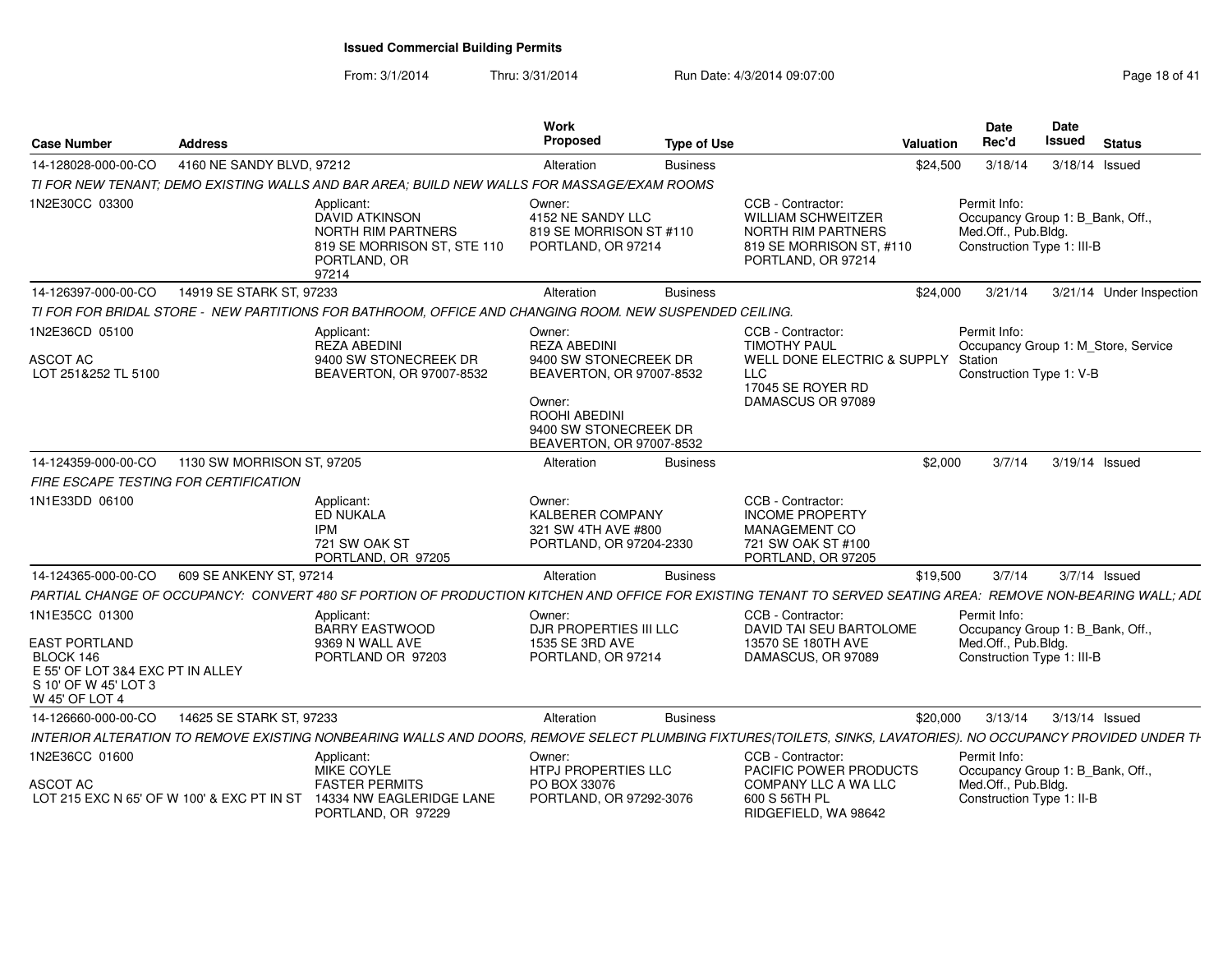# Issued Commercial Building Permits

From: 3/1/2014 Thru: 3/31/2014 Run Date: 4/3/2014 09:07:00

| Case Number | Address | Work Proposed | Type of Use | Valuation | Date Rec'd | Date Issued | Status |
|---|---|---|---|---|---|---|---|
| 14-128028-000-00-CO | 4160 NE SANDY BLVD, 97212 | Alteration | Business | $24,500 | 3/18/14 | 3/18/14 | Issued |

TI FOR NEW TENANT; DEMO EXISTING WALLS AND BAR AREA; BUILD NEW WALLS FOR MASSAGE/EXAM ROOMS

1N2E30CC 03300

Applicant: DAVID ATKINSON, NORTH RIM PARTNERS, 819 SE MORRISON ST, STE 110, PORTLAND, OR 97214

Owner: 4152 NE SANDY LLC, 819 SE MORRISON ST #110, PORTLAND, OR 97214

CCB - Contractor: WILLIAM SCHWEITZER, NORTH RIM PARTNERS, 819 SE MORRISON ST, #110, PORTLAND, OR 97214

Permit Info: Occupancy Group 1: B_Bank, Off., Med.Off., Pub.Bldg. Construction Type 1: III-B

| Case Number | Address | Work Proposed | Type of Use | Valuation | Date Rec'd | Date Issued | Status |
|---|---|---|---|---|---|---|---|
| 14-126397-000-00-CO | 14919 SE STARK ST, 97233 | Alteration | Business | $24,000 | 3/21/14 | 3/21/14 | Under Inspection |

TI FOR FOR BRIDAL STORE - NEW PARTITIONS FOR BATHROOM, OFFICE AND CHANGING ROOM. NEW SUSPENDED CEILING.

1N2E36CD 05100
ASCOT AC
LOT 251&252 TL 5100

Applicant: REZA ABEDINI, 9400 SW STONECREEK DR, BEAVERTON, OR 97007-8532

Owner: REZA ABEDINI, 9400 SW STONECREEK DR, BEAVERTON, OR 97007-8532

Owner: ROOHI ABEDINI, 9400 SW STONECREEK DR, BEAVERTON, OR 97007-8532

CCB - Contractor: TIMOTHY PAUL, WELL DONE ELECTRIC & SUPPLY LLC, 17045 SE ROYER RD, DAMASCUS OR 97089

Permit Info: Occupancy Group 1: M_Store, Service Station. Construction Type 1: V-B

| Case Number | Address | Work Proposed | Type of Use | Valuation | Date Rec'd | Date Issued | Status |
|---|---|---|---|---|---|---|---|
| 14-124359-000-00-CO | 1130 SW MORRISON ST, 97205 | Alteration | Business | $2,000 | 3/7/14 | 3/19/14 | Issued |

FIRE ESCAPE TESTING FOR CERTIFICATION

1N1E33DD 06100

Applicant: ED NUKALA, IPM, 721 SW OAK ST, PORTLAND, OR 97205

Owner: KALBERER COMPANY, 321 SW 4TH AVE #800, PORTLAND, OR 97204-2330

CCB - Contractor: INCOME PROPERTY MANAGEMENT CO, 721 SW OAK ST #100, PORTLAND, OR 97205

| Case Number | Address | Work Proposed | Type of Use | Valuation | Date Rec'd | Date Issued | Status |
|---|---|---|---|---|---|---|---|
| 14-124365-000-00-CO | 609 SE ANKENY ST, 97214 | Alteration | Business | $19,500 | 3/7/14 | 3/7/14 | Issued |

PARTIAL CHANGE OF OCCUPANCY: CONVERT 480 SF PORTION OF PRODUCTION KITCHEN AND OFFICE FOR EXISTING TENANT TO SERVED SEATING AREA: REMOVE NON-BEARING WALL; ADI

1N1E35CC 01300
EAST PORTLAND
BLOCK 146
E 55' OF LOT 3&4 EXC PT IN ALLEY
S 10' OF W 45' LOT 3
W 45' OF LOT 4

Applicant: BARRY EASTWOOD, 9369 N WALL AVE, PORTLAND OR 97203

Owner: DJR PROPERTIES III LLC, 1535 SE 3RD AVE, PORTLAND, OR 97214

CCB - Contractor: DAVID TAI SEU BARTOLOME, 13570 SE 180TH AVE, DAMASCUS, OR 97089

Permit Info: Occupancy Group 1: B_Bank, Off., Med.Off., Pub.Bldg. Construction Type 1: III-B

| Case Number | Address | Work Proposed | Type of Use | Valuation | Date Rec'd | Date Issued | Status |
|---|---|---|---|---|---|---|---|
| 14-126660-000-00-CO | 14625 SE STARK ST, 97233 | Alteration | Business | $20,000 | 3/13/14 | 3/13/14 | Issued |

INTERIOR ALTERATION TO REMOVE EXISTING NONBEARING WALLS AND DOORS, REMOVE SELECT PLUMBING FIXTURES(TOILETS, SINKS, LAVATORIES). NO OCCUPANCY PROVIDED UNDER TI

1N2E36CC 01600
ASCOT AC
LOT 215 EXC N 65' OF W 100' & EXC PT IN ST

Applicant: MIKE COYLE, FASTER PERMITS, 14334 NW EAGLERIDGE LANE, PORTLAND, OR 97229

Owner: HTPJ PROPERTIES LLC, PO BOX 33076, PORTLAND, OR 97292-3076

CCB - Contractor: PACIFIC POWER PRODUCTS COMPANY LLC A WA LLC, 600 S 56TH PL, RIDGEFIELD, WA 98642

Permit Info: Occupancy Group 1: B_Bank, Off., Med.Off., Pub.Bldg. Construction Type 1: II-B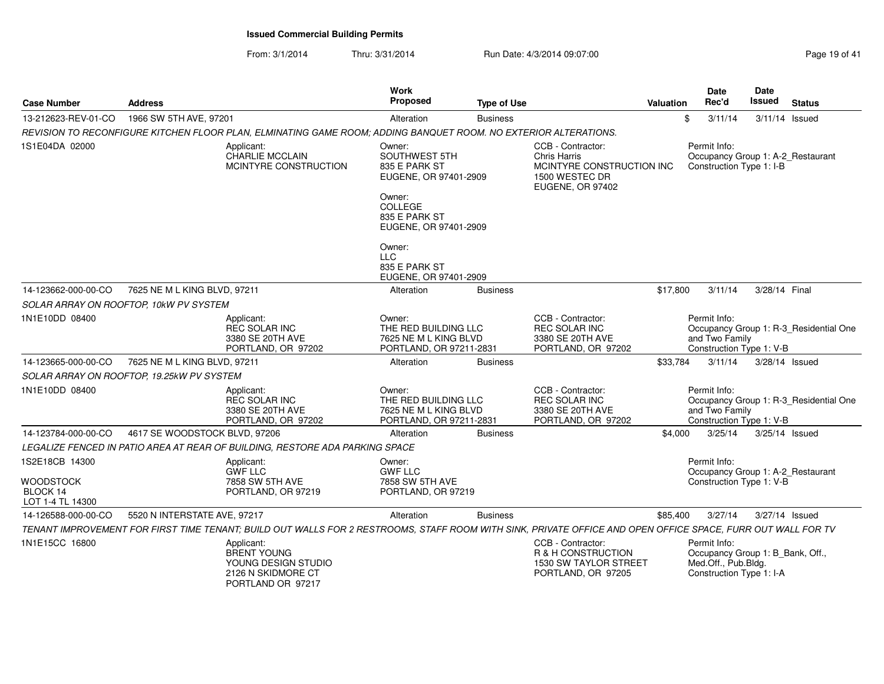**Issued Commercial Building Permits**

From: 3/1/2014 Thru: 3/31/2014 Run Date: 4/3/2014 09:07:00

| Case Number | Address | Work Proposed | Type of Use | Valuation | Date Rec'd | Date Issued | Status |
|---|---|---|---|---|---|---|---|
| 13-212623-REV-01-CO | 1966 SW 5TH AVE, 97201 | Alteration | Business | $ | 3/11/14 | 3/11/14 | Issued |

*REVISION TO RECONFIGURE KITCHEN FLOOR PLAN, ELMINATING GAME ROOM; ADDING BANQUET ROOM. NO EXTERIOR ALTERATIONS.*

1S1E04DA 02000

Applicant: CHARLIE MCCLAIN, MCINTYRE CONSTRUCTION

Owner: SOUTHWEST 5TH, 835 E PARK ST, EUGENE, OR 97401-2909

Owner: COLLEGE, 835 E PARK ST, EUGENE, OR 97401-2909

Owner: LLC, 835 E PARK ST, EUGENE, OR 97401-2909

CCB - Contractor: Chris Harris, MCINTYRE CONSTRUCTION INC, 1500 WESTEC DR, EUGENE, OR 97402

Permit Info: Occupancy Group 1: A-2_Restaurant; Construction Type 1: I-B

| Case Number | Address | Work Proposed | Type of Use | Valuation | Date Rec'd | Date Issued | Status |
|---|---|---|---|---|---|---|---|
| 14-123662-000-00-CO | 7625 NE M L KING BLVD, 97211 | Alteration | Business | $17,800 | 3/11/14 | 3/28/14 | Final |

*SOLAR ARRAY ON ROOFTOP, 10kW PV SYSTEM*

1N1E10DD 08400

Applicant: REC SOLAR INC, 3380 SE 20TH AVE, PORTLAND, OR 97202

Owner: THE RED BUILDING LLC, 7625 NE M L KING BLVD, PORTLAND, OR 97211-2831

CCB - Contractor: REC SOLAR INC, 3380 SE 20TH AVE, PORTLAND, OR 97202

Permit Info: Occupancy Group 1: R-3_Residential One and Two Family; Construction Type 1: V-B

| Case Number | Address | Work Proposed | Type of Use | Valuation | Date Rec'd | Date Issued | Status |
|---|---|---|---|---|---|---|---|
| 14-123665-000-00-CO | 7625 NE M L KING BLVD, 97211 | Alteration | Business | $33,784 | 3/11/14 | 3/28/14 | Issued |

*SOLAR ARRAY ON ROOFTOP, 19.25kW PV SYSTEM*

1N1E10DD 08400

Applicant: REC SOLAR INC, 3380 SE 20TH AVE, PORTLAND, OR 97202

Owner: THE RED BUILDING LLC, 7625 NE M L KING BLVD, PORTLAND, OR 97211-2831

CCB - Contractor: REC SOLAR INC, 3380 SE 20TH AVE, PORTLAND, OR 97202

Permit Info: Occupancy Group 1: R-3_Residential One and Two Family; Construction Type 1: V-B

| Case Number | Address | Work Proposed | Type of Use | Valuation | Date Rec'd | Date Issued | Status |
|---|---|---|---|---|---|---|---|
| 14-123784-000-00-CO | 4617 SE WOODSTOCK BLVD, 97206 | Alteration | Business | $4,000 | 3/25/14 | 3/25/14 | Issued |

*LEGALIZE FENCED IN PATIO AREA AT REAR OF BUILDING, RESTORE ADA PARKING SPACE*

1S2E18CB 14300

WOODSTOCK
BLOCK 14
LOT 1-4 TL 14300

Applicant: GWF LLC, 7858 SW 5TH AVE, PORTLAND, OR 97219

Owner: GWF LLC, 7858 SW 5TH AVE, PORTLAND, OR 97219

Permit Info: Occupancy Group 1: A-2_Restaurant; Construction Type 1: V-B

| Case Number | Address | Work Proposed | Type of Use | Valuation | Date Rec'd | Date Issued | Status |
|---|---|---|---|---|---|---|---|
| 14-126588-000-00-CO | 5520 N INTERSTATE AVE, 97217 | Alteration | Business | $85,400 | 3/27/14 | 3/27/14 | Issued |

*TENANT IMPROVEMENT FOR FIRST TIME TENANT; BUILD OUT WALLS FOR 2 RESTROOMS, STAFF ROOM WITH SINK, PRIVATE OFFICE AND OPEN OFFICE SPACE, FURR OUT WALL FOR TV*

1N1E15CC 16800

Applicant: BRENT YOUNG, YOUNG DESIGN STUDIO, 2126 N SKIDMORE CT, PORTLAND OR 97217

CCB - Contractor: R & H CONSTRUCTION, 1530 SW TAYLOR STREET, PORTLAND, OR 97205

Permit Info: Occupancy Group 1: B_Bank, Off., Med.Off., Pub.Bldg.; Construction Type 1: I-A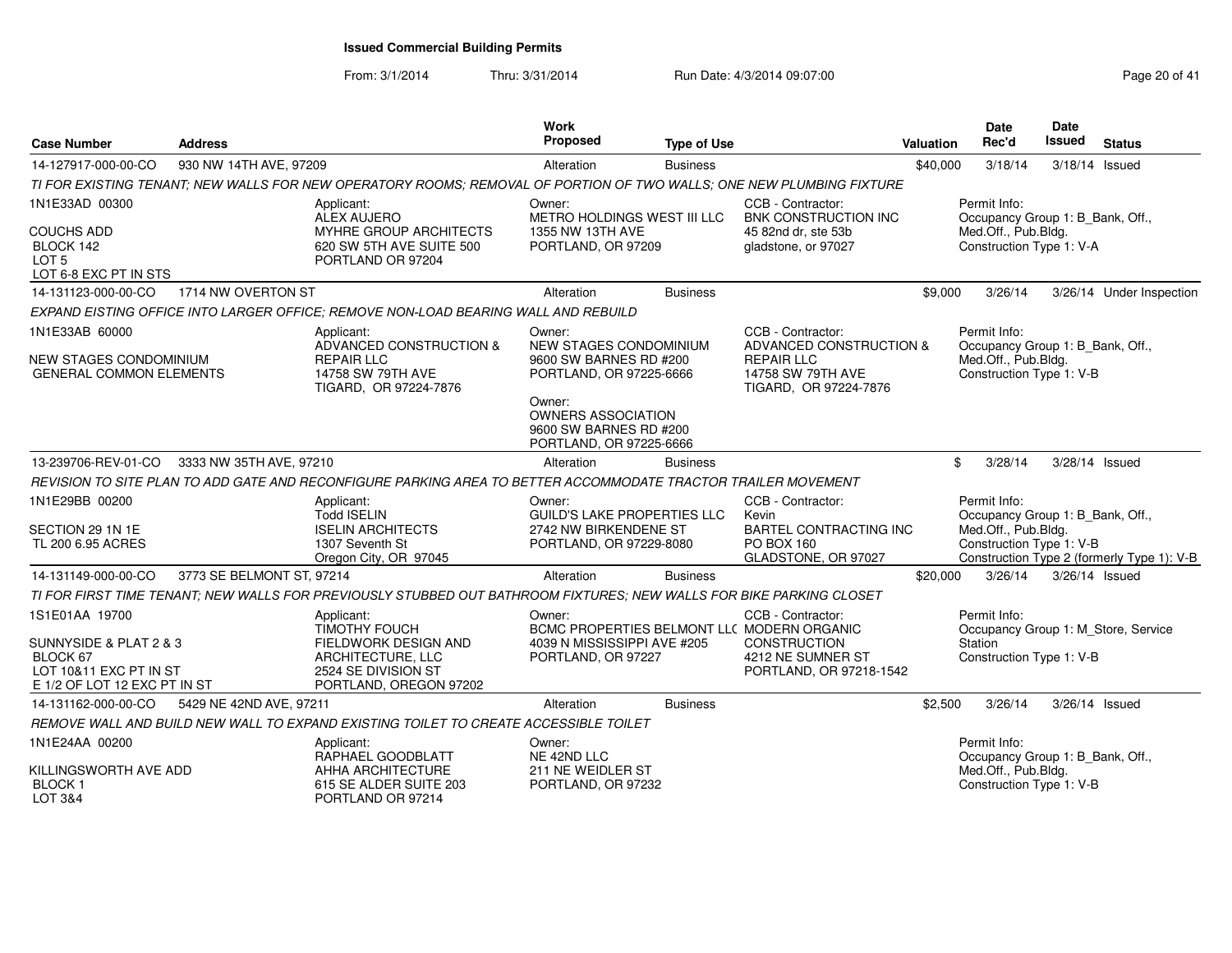# Issued Commercial Building Permits

From: 3/1/2014 Thru: 3/31/2014 Run Date: 4/3/2014 09:07:00

| Case Number | Address | Work Proposed | Type of Use | Valuation | Date Rec'd | Date Issued | Status |
|---|---|---|---|---|---|---|---|
| 14-127917-000-00-CO | 930 NW 14TH AVE, 97209 | Alteration | Business | $40,000 | 3/18/14 | 3/18/14 | Issued |

*TI FOR EXISTING TENANT; NEW WALLS FOR NEW OPERATORY ROOMS; REMOVAL OF PORTION OF TWO WALLS; ONE NEW PLUMBING FIXTURE*

| Legal Description | Applicant | Owner | CCB - Contractor | Permit Info |
|---|---|---|---|---|
| 1N1E33AD 00300<br>COUCHS ADD<br>BLOCK 142<br>LOT 5<br>LOT 6-8 EXC PT IN STS | ALEX AUJERO<br>MYHRE GROUP ARCHITECTS<br>620 SW 5TH AVE SUITE 500<br>PORTLAND OR 97204 | METRO HOLDINGS WEST III LLC<br>1355 NW 13TH AVE<br>PORTLAND, OR 97209 | BNK CONSTRUCTION INC<br>45 82nd dr, ste 53b<br>gladstone, or 97027 | Occupancy Group 1: B_Bank, Off., Med.Off., Pub.Bldg.<br>Construction Type 1: V-A |

| Case Number | Address | Work Proposed | Type of Use | Valuation | Date Rec'd | Date Issued | Status |
|---|---|---|---|---|---|---|---|
| 14-131123-000-00-CO | 1714 NW OVERTON ST | Alteration | Business | $9,000 | 3/26/14 | 3/26/14 | Under Inspection |

*EXPAND EISTING OFFICE INTO LARGER OFFICE; REMOVE NON-LOAD BEARING WALL AND REBUILD*

| Legal Description | Applicant | Owner | CCB - Contractor | Permit Info |
|---|---|---|---|---|
| 1N1E33AB 60000<br>NEW STAGES CONDOMINIUM<br>GENERAL COMMON ELEMENTS | ADVANCED CONSTRUCTION & REPAIR LLC<br>14758 SW 79TH AVE<br>TIGARD, OR 97224-7876 | NEW STAGES CONDOMINIUM<br>9600 SW BARNES RD #200<br>PORTLAND, OR 97225-6666<br><br>Owner:<br>OWNERS ASSOCIATION<br>9600 SW BARNES RD #200<br>PORTLAND, OR 97225-6666 | ADVANCED CONSTRUCTION & REPAIR LLC<br>14758 SW 79TH AVE<br>TIGARD, OR 97224-7876 | Occupancy Group 1: B_Bank, Off., Med.Off., Pub.Bldg.<br>Construction Type 1: V-B |

| Case Number | Address | Work Proposed | Type of Use | Valuation | Date Rec'd | Date Issued | Status |
|---|---|---|---|---|---|---|---|
| 13-239706-REV-01-CO | 3333 NW 35TH AVE, 97210 | Alteration | Business | $ | 3/28/14 | 3/28/14 | Issued |

*REVISION TO SITE PLAN TO ADD GATE AND RECONFIGURE PARKING AREA TO BETTER ACCOMMODATE TRACTOR TRAILER MOVEMENT*

| Legal Description | Applicant | Owner | CCB - Contractor | Permit Info |
|---|---|---|---|---|
| 1N1E29BB 00200<br>SECTION 29 1N 1E<br>TL 200 6.95 ACRES | Todd ISELIN<br>ISELIN ARCHITECTS<br>1307 Seventh St<br>Oregon City, OR 97045 | GUILD'S LAKE PROPERTIES LLC<br>2742 NW BIRKENDENE ST<br>PORTLAND, OR 97229-8080 | Kevin<br>BARTEL CONTRACTING INC<br>PO BOX 160<br>GLADSTONE, OR 97027 | Occupancy Group 1: B_Bank, Off., Med.Off., Pub.Bldg.<br>Construction Type 1: V-B<br>Construction Type 2 (formerly Type 1): V-B |

| Case Number | Address | Work Proposed | Type of Use | Valuation | Date Rec'd | Date Issued | Status |
|---|---|---|---|---|---|---|---|
| 14-131149-000-00-CO | 3773 SE BELMONT ST, 97214 | Alteration | Business | $20,000 | 3/26/14 | 3/26/14 | Issued |

*TI FOR FIRST TIME TENANT; NEW WALLS FOR PREVIOUSLY STUBBED OUT BATHROOM FIXTURES; NEW WALLS FOR BIKE PARKING CLOSET*

| Legal Description | Applicant | Owner | CCB - Contractor | Permit Info |
|---|---|---|---|---|
| 1S1E01AA 19700<br>SUNNYSIDE & PLAT 2 & 3<br>BLOCK 67<br>LOT 10&11 EXC PT IN ST<br>E 1/2 OF LOT 12 EXC PT IN ST | TIMOTHY FOUCH<br>FIELDWORK DESIGN AND ARCHITECTURE, LLC<br>2524 SE DIVISION ST<br>PORTLAND, OREGON 97202 | BCMC PROPERTIES BELMONT LLC<br>4039 N MISSISSIPPI AVE #205<br>PORTLAND, OR 97227 | MODERN ORGANIC CONSTRUCTION<br>4212 NE SUMNER ST<br>PORTLAND, OR 97218-1542 | Occupancy Group 1: M_Store, Service Station<br>Construction Type 1: V-B |

| Case Number | Address | Work Proposed | Type of Use | Valuation | Date Rec'd | Date Issued | Status |
|---|---|---|---|---|---|---|---|
| 14-131162-000-00-CO | 5429 NE 42ND AVE, 97211 | Alteration | Business | $2,500 | 3/26/14 | 3/26/14 | Issued |

*REMOVE WALL AND BUILD NEW WALL TO EXPAND EXISTING TOILET TO CREATE ACCESSIBLE TOILET*

| Legal Description | Applicant | Owner | CCB - Contractor | Permit Info |
|---|---|---|---|---|
| 1N1E24AA 00200<br>KILLINGSWORTH AVE ADD<br>BLOCK 1<br>LOT 3&4 | RAPHAEL GOODBLATT<br>AHHA ARCHITECTURE<br>615 SE ALDER SUITE 203<br>PORTLAND OR 97214 | NE 42ND LLC<br>211 NE WEIDLER ST<br>PORTLAND, OR 97232 | | Occupancy Group 1: B_Bank, Off., Med.Off., Pub.Bldg.<br>Construction Type 1: V-B |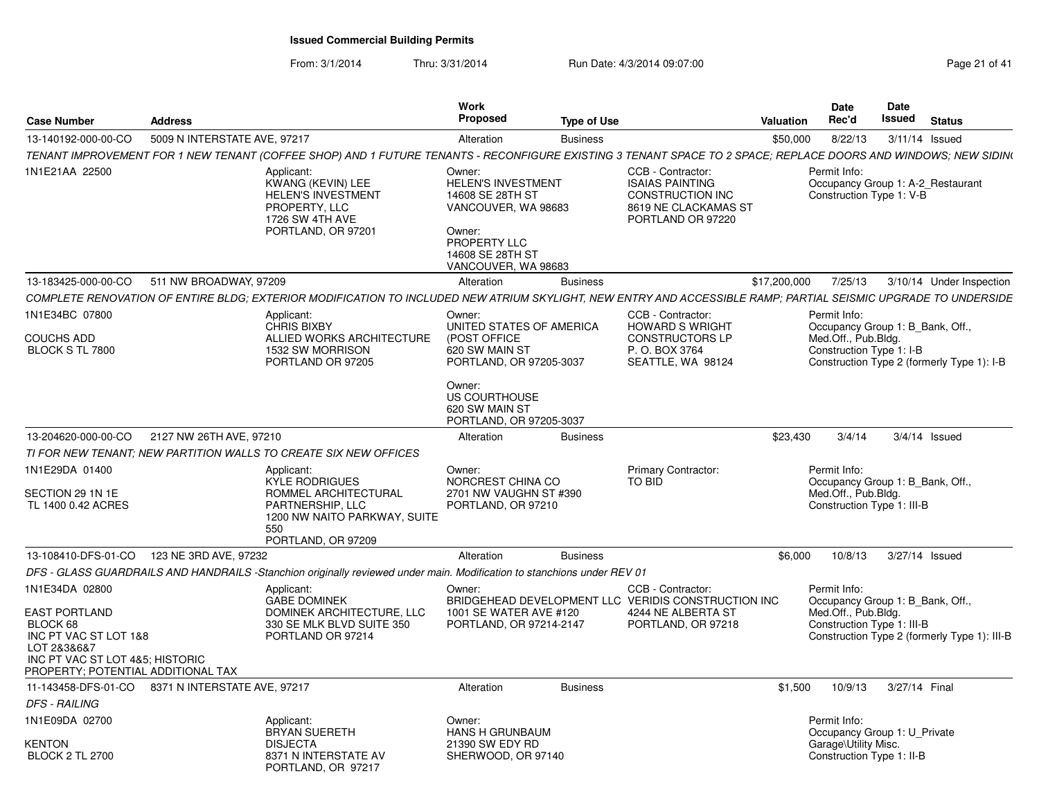# Issued Commercial Building Permits

From: 3/1/2014 Thru: 3/31/2014 Run Date: 4/3/2014 09:07:00

| Case Number | Address | Work Proposed | Type of Use | Valuation | Date Rec'd | Date Issued | Status |
|---|---|---|---|---|---|---|---|
| 13-140192-000-00-CO | 5009 N INTERSTATE AVE, 97217 | Alteration | Business | $50,000 | 8/22/13 | 3/11/14 | Issued |

TENANT IMPROVEMENT FOR 1 NEW TENANT (COFFEE SHOP) AND 1 FUTURE TENANTS - RECONFIGURE EXISTING 3 TENANT SPACE TO 2 SPACE; REPLACE DOORS AND WINDOWS; NEW SIDIN(

1N1E21AA 22500

Applicant:
KWANG (KEVIN) LEE
HELEN'S INVESTMENT PROPERTY, LLC
1726 SW 4TH AVE
PORTLAND, OR 97201

Owner:
HELEN'S INVESTMENT
14608 SE 28TH ST
VANCOUVER, WA 98683

Owner:
PROPERTY LLC
14608 SE 28TH ST
VANCOUVER, WA 98683

CCB - Contractor:
ISAIAS PAINTING CONSTRUCTION INC
8619 NE CLACKAMAS ST
PORTLAND OR 97220

Permit Info:
Occupancy Group 1: A-2_Restaurant
Construction Type 1: V-B

---

| Case Number | Address | Work Proposed | Type of Use | Valuation | Date Rec'd | Date Issued | Status |
|---|---|---|---|---|---|---|---|
| 13-183425-000-00-CO | 511 NW BROADWAY, 97209 | Alteration | Business | $17,200,000 | 7/25/13 | 3/10/14 | Under Inspection |

COMPLETE RENOVATION OF ENTIRE BLDG; EXTERIOR MODIFICATION TO INCLUDED NEW ATRIUM SKYLIGHT, NEW ENTRY AND ACCESSIBLE RAMP; PARTIAL SEISMIC UPGRADE TO UNDERSIDE

1N1E34BC 07800

COUCHS ADD
BLOCK S TL 7800

Applicant:
CHRIS BIXBY
ALLIED WORKS ARCHITECTURE
1532 SW MORRISON
PORTLAND OR 97205

Owner:
UNITED STATES OF AMERICA (POST OFFICE
620 SW MAIN ST
PORTLAND, OR 97205-3037

Owner:
US COURTHOUSE
620 SW MAIN ST
PORTLAND, OR 97205-3037

CCB - Contractor:
HOWARD S WRIGHT CONSTRUCTORS LP
P. O. BOX 3764
SEATTLE, WA 98124

Permit Info:
Occupancy Group 1: B_Bank, Off., Med.Off., Pub.Bldg.
Construction Type 1: I-B
Construction Type 2 (formerly Type 1): I-B

---

| Case Number | Address | Work Proposed | Type of Use | Valuation | Date Rec'd | Date Issued | Status |
|---|---|---|---|---|---|---|---|
| 13-204620-000-00-CO | 2127 NW 26TH AVE, 97210 | Alteration | Business | $23,430 | 3/4/14 | 3/4/14 | Issued |

TI FOR NEW TENANT; NEW PARTITION WALLS TO CREATE SIX NEW OFFICES

1N1E29DA 01400

SECTION 29 1N 1E
TL 1400 0.42 ACRES

Applicant:
KYLE RODRIGUES
ROMMEL ARCHITECTURAL PARTNERSHIP, LLC
1200 NW NAITO PARKWAY, SUITE 550
PORTLAND, OR 97209

Owner:
NORCREST CHINA CO
2701 NW VAUGHN ST #390
PORTLAND, OR 97210

Primary Contractor:
TO BID

Permit Info:
Occupancy Group 1: B_Bank, Off., Med.Off., Pub.Bldg.
Construction Type 1: III-B

---

| Case Number | Address | Work Proposed | Type of Use | Valuation | Date Rec'd | Date Issued | Status |
|---|---|---|---|---|---|---|---|
| 13-108410-DFS-01-CO | 123 NE 3RD AVE, 97232 | Alteration | Business | $6,000 | 10/8/13 | 3/27/14 | Issued |

DFS - GLASS GUARDRAILS AND HANDRAILS -Stanchion originally reviewed under main. Modification to stanchions under REV 01

1N1E34DA 02800

EAST PORTLAND
BLOCK 68
INC PT VAC ST LOT 1&8
LOT 2&3&6&7
INC PT VAC ST LOT 4&5; HISTORIC PROPERTY; POTENTIAL ADDITIONAL TAX

Applicant:
GABE DOMINEK
DOMINEK ARCHITECTURE, LLC
330 SE MLK BLVD SUITE 350
PORTLAND OR 97214

Owner:
BRIDGEHEAD DEVELOPMENT LLC
1001 SE WATER AVE #120
PORTLAND, OR 97214-2147

CCB - Contractor:
VERIDIS CONSTRUCTION INC
4244 NE ALBERTA ST
PORTLAND, OR 97218

Permit Info:
Occupancy Group 1: B_Bank, Off., Med.Off., Pub.Bldg.
Construction Type 1: III-B
Construction Type 2 (formerly Type 1): III-B

---

| Case Number | Address | Work Proposed | Type of Use | Valuation | Date Rec'd | Date Issued | Status |
|---|---|---|---|---|---|---|---|
| 11-143458-DFS-01-CO | 8371 N INTERSTATE AVE, 97217 | Alteration | Business | $1,500 | 10/9/13 | 3/27/14 | Final |

DFS - RAILING

1N1E09DA 02700

KENTON
BLOCK 2 TL 2700

Applicant:
BRYAN SUERETH
DISJECTA
8371 N INTERSTATE AV
PORTLAND, OR 97217

Owner:
HANS H GRUNBAUM
21390 SW EDY RD
SHERWOOD, OR 97140

Permit Info:
Occupancy Group 1: U_Private Garage\Utility Misc.
Construction Type 1: II-B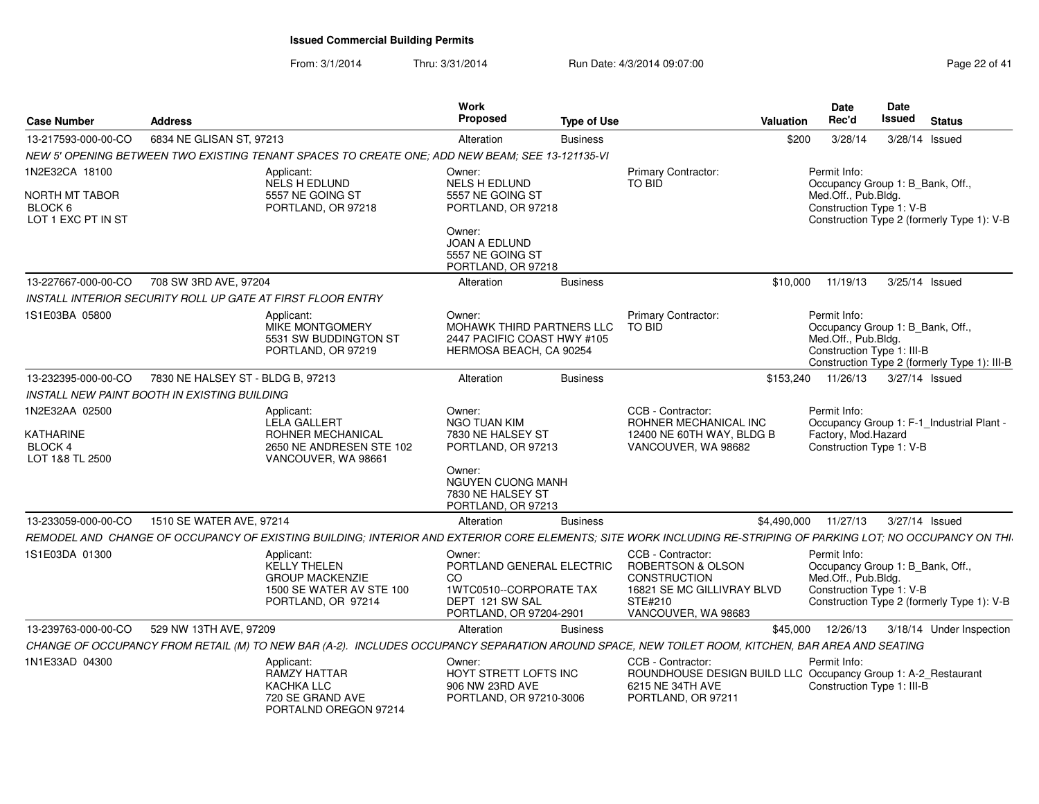# Issued Commercial Building Permits

From: 3/1/2014 Thru: 3/31/2014 Run Date: 4/3/2014 09:07:00

| Case Number | Address | Work Proposed | Type of Use | Valuation | Date Rec'd | Date Issued | Status |
|---|---|---|---|---|---|---|---|
| 13-217593-000-00-CO | 6834 NE GLISAN ST, 97213 | Alteration | Business | $200 | 3/28/14 | 3/28/14 | Issued |

*NEW 5' OPENING BETWEEN TWO EXISTING TENANT SPACES TO CREATE ONE; ADD NEW BEAM; SEE 13-121135-VI*

1N2E32CA 18100
NORTH MT TABOR
BLOCK 6
LOT 1 EXC PT IN ST

Applicant: NELS H EDLUND, 5557 NE GOING ST, PORTLAND, OR 97218

Owner: NELS H EDLUND, 5557 NE GOING ST, PORTLAND, OR 97218

Owner: JOAN A EDLUND, 5557 NE GOING ST, PORTLAND, OR 97218

Primary Contractor: TO BID

Permit Info: Occupancy Group 1: B_Bank, Off., Med.Off., Pub.Bldg.; Construction Type 1: V-B; Construction Type 2 (formerly Type 1): V-B

| Case Number | Address | Work Proposed | Type of Use | Valuation | Date Rec'd | Date Issued | Status |
|---|---|---|---|---|---|---|---|
| 13-227667-000-00-CO | 708 SW 3RD AVE, 97204 | Alteration | Business | $10,000 | 11/19/13 | 3/25/14 | Issued |

*INSTALL INTERIOR SECURITY ROLL UP GATE AT FIRST FLOOR ENTRY*

1S1E03BA 05800

Applicant: MIKE MONTGOMERY, 5531 SW BUDDINGTON ST, PORTLAND, OR 97219

Owner: MOHAWK THIRD PARTNERS LLC, 2447 PACIFIC COAST HWY #105, HERMOSA BEACH, CA 90254

Primary Contractor: TO BID

Permit Info: Occupancy Group 1: B_Bank, Off., Med.Off., Pub.Bldg.; Construction Type 1: III-B; Construction Type 2 (formerly Type 1): III-B

| Case Number | Address | Work Proposed | Type of Use | Valuation | Date Rec'd | Date Issued | Status |
|---|---|---|---|---|---|---|---|
| 13-232395-000-00-CO | 7830 NE HALSEY ST - BLDG B, 97213 | Alteration | Business | $153,240 | 11/26/13 | 3/27/14 | Issued |

*INSTALL NEW PAINT BOOTH IN EXISTING BUILDING*

1N2E32AA 02500
KATHARINE
BLOCK 4
LOT 1&8 TL 2500

Applicant: LELA GALLERT, ROHNER MECHANICAL, 2650 NE ANDRESEN STE 102, VANCOUVER, WA 98661

Owner: NGO TUAN KIM, 7830 NE HALSEY ST, PORTLAND, OR 97213

Owner: NGUYEN CUONG MANH, 7830 NE HALSEY ST, PORTLAND, OR 97213

CCB - Contractor: ROHNER MECHANICAL INC, 12400 NE 60TH WAY, BLDG B, VANCOUVER, WA 98682

Permit Info: Occupancy Group 1: F-1_Industrial Plant - Factory, Mod.Hazard; Construction Type 1: V-B

| Case Number | Address | Work Proposed | Type of Use | Valuation | Date Rec'd | Date Issued | Status |
|---|---|---|---|---|---|---|---|
| 13-233059-000-00-CO | 1510 SE WATER AVE, 97214 | Alteration | Business | $4,490,000 | 11/27/13 | 3/27/14 | Issued |

*REMODEL AND CHANGE OF OCCUPANCY OF EXISTING BUILDING; INTERIOR AND EXTERIOR CORE ELEMENTS; SITE WORK INCLUDING RE-STRIPING OF PARKING LOT; NO OCCUPANCY ON THI*

1S1E03DA 01300

Applicant: KELLY THELEN, GROUP MACKENZIE, 1500 SE WATER AV STE 100, PORTLAND, OR 97214

Owner: PORTLAND GENERAL ELECTRIC CO, 1WTC0510--CORPORATE TAX DEPT 121 SW SAL, PORTLAND, OR 97204-2901

CCB - Contractor: ROBERTSON & OLSON CONSTRUCTION, 16821 SE MC GILLIVRAY BLVD STE#210, VANCOUVER, WA 98683

Permit Info: Occupancy Group 1: B_Bank, Off., Med.Off., Pub.Bldg.; Construction Type 1: V-B; Construction Type 2 (formerly Type 1): V-B

| Case Number | Address | Work Proposed | Type of Use | Valuation | Date Rec'd | Date Issued | Status |
|---|---|---|---|---|---|---|---|
| 13-239763-000-00-CO | 529 NW 13TH AVE, 97209 | Alteration | Business | $45,000 | 12/26/13 | 3/18/14 | Under Inspection |

*CHANGE OF OCCUPANCY FROM RETAIL (M) TO NEW BAR (A-2). INCLUDES OCCUPANCY SEPARATION AROUND SPACE, NEW TOILET ROOM, KITCHEN, BAR AREA AND SEATING*

1N1E33AD 04300

Applicant: RAMZY HATTAR, KACHKA LLC, 720 SE GRAND AVE, PORTALND OREGON 97214

Owner: HOYT STRETT LOFTS INC, 906 NW 23RD AVE, PORTLAND, OR 97210-3006

CCB - Contractor: ROUNDHOUSE DESIGN BUILD LLC, 6215 NE 34TH AVE, PORTLAND, OR 97211

Permit Info: Occupancy Group 1: A-2_Restaurant; Construction Type 1: III-B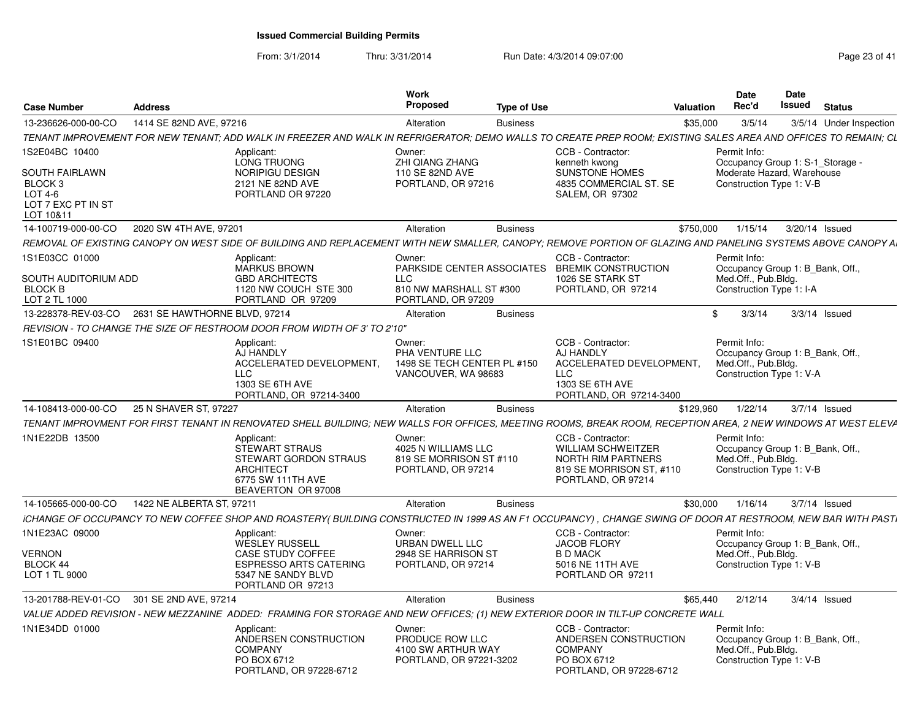# Issued Commercial Building Permits

From: 3/1/2014 Thru: 3/31/2014 Run Date: 4/3/2014 09:07:00

| Case Number | Address | Work Proposed | Type of Use | Valuation | Date Rec'd | Date Issued | Status |
|---|---|---|---|---|---|---|---|
| 13-236626-000-00-CO | 1414 SE 82ND AVE, 97216 | Alteration | Business | $35,000 | 3/5/14 | 3/5/14 | Under Inspection |

TENANT IMPROVEMENT FOR NEW TENANT; ADD WALK IN FREEZER AND WALK IN REFRIGERATOR; DEMO WALLS TO CREATE PREP ROOM; EXISTING SALES AREA AND OFFICES TO REMAIN; CL

1S2E04BC 10400

SOUTH FAIRLAWN
BLOCK 3
LOT 4-6
LOT 7 EXC PT IN ST
LOT 10&11

Applicant:
LONG TRUONG
NORIPIGU DESIGN
2121 NE 82ND AVE
PORTLAND OR 97220

Owner:
ZHI QIANG ZHANG
110 SE 82ND AVE
PORTLAND, OR 97216

CCB - Contractor:
kenneth kwong
SUNSTONE HOMES
4835 COMMERCIAL ST. SE
SALEM, OR 97302

Permit Info:
Occupancy Group 1: S-1_Storage - Moderate Hazard, Warehouse
Construction Type 1: V-B

| Case Number | Address | Work Proposed | Type of Use | Valuation | Date Rec'd | Date Issued | Status |
|---|---|---|---|---|---|---|---|
| 14-100719-000-00-CO | 2020 SW 4TH AVE, 97201 | Alteration | Business | $750,000 | 1/15/14 | 3/20/14 | Issued |

REMOVAL OF EXISTING CANOPY ON WEST SIDE OF BUILDING AND REPLACEMENT WITH NEW SMALLER, CANOPY; REMOVE PORTION OF GLAZING AND PANELING SYSTEMS ABOVE CANOPY A

1S1E03CC 01000

SOUTH AUDITORIUM ADD
BLOCK B
LOT 2 TL 1000

Applicant:
MARKUS BROWN
GBD ARCHITECTS
1120 NW COUCH STE 300
PORTLAND OR 97209

Owner:
PARKSIDE CENTER ASSOCIATES LLC
810 NW MARSHALL ST #300
PORTLAND, OR 97209

CCB - Contractor:
BREMIK CONSTRUCTION
1026 SE STARK ST
PORTLAND, OR 97214

Permit Info:
Occupancy Group 1: B_Bank, Off., Med.Off., Pub.Bldg.
Construction Type 1: I-A

| Case Number | Address | Work Proposed | Type of Use | Valuation | Date Rec'd | Date Issued | Status |
|---|---|---|---|---|---|---|---|
| 13-228378-REV-03-CO | 2631 SE HAWTHORNE BLVD, 97214 | Alteration | Business | $ | 3/3/14 | 3/3/14 | Issued |

REVISION - TO CHANGE THE SIZE OF RESTROOM DOOR FROM WIDTH OF 3' TO 2'10"

1S1E01BC 09400

Applicant:
AJ HANDLY
ACCELERATED DEVELOPMENT, LLC
1303 SE 6TH AVE
PORTLAND, OR 97214-3400

Owner:
PHA VENTURE LLC
1498 SE TECH CENTER PL #150
VANCOUVER, WA 98683

CCB - Contractor:
AJ HANDLY
ACCELERATED DEVELOPMENT, LLC
1303 SE 6TH AVE
PORTLAND, OR 97214-3400

Permit Info:
Occupancy Group 1: B_Bank, Off., Med.Off., Pub.Bldg.
Construction Type 1: V-A

| Case Number | Address | Work Proposed | Type of Use | Valuation | Date Rec'd | Date Issued | Status |
|---|---|---|---|---|---|---|---|
| 14-108413-000-00-CO | 25 N SHAVER ST, 97227 | Alteration | Business | $129,960 | 1/22/14 | 3/7/14 | Issued |

TENANT IMPROVMENT FOR FIRST TENANT IN RENOVATED SHELL BUILDING; NEW WALLS FOR OFFICES, MEETING ROOMS, BREAK ROOM, RECEPTION AREA, 2 NEW WINDOWS AT WEST ELEVA

1N1E22DB 13500

Applicant:
STEWART STRAUS
STEWART GORDON STRAUS ARCHITECT
6775 SW 111TH AVE
BEAVERTON OR 97008

Owner:
4025 N WILLIAMS LLC
819 SE MORRISON ST #110
PORTLAND, OR 97214

CCB - Contractor:
WILLIAM SCHWEITZER
NORTH RIM PARTNERS
819 SE MORRISON ST, #110
PORTLAND, OR 97214

Permit Info:
Occupancy Group 1: B_Bank, Off., Med.Off., Pub.Bldg.
Construction Type 1: V-B

| Case Number | Address | Work Proposed | Type of Use | Valuation | Date Rec'd | Date Issued | Status |
|---|---|---|---|---|---|---|---|
| 14-105665-000-00-CO | 1422 NE ALBERTA ST, 97211 | Alteration | Business | $30,000 | 1/16/14 | 3/7/14 | Issued |

¡CHANGE OF OCCUPANCY TO NEW COFFEE SHOP AND ROASTERY( BUILDING CONSTRUCTED IN 1999 AS AN F1 OCCUPANCY) , CHANGE SWING OF DOOR AT RESTROOM, NEW BAR WITH PASTI

1N1E23AC 09000

VERNON
BLOCK 44
LOT 1 TL 9000

Applicant:
WESLEY RUSSELL
CASE STUDY COFFEE
ESPRESSO ARTS CATERING
5347 NE SANDY BLVD
PORTLAND OR 97213

Owner:
URBAN DWELL LLC
2948 SE HARRISON ST
PORTLAND, OR 97214

CCB - Contractor:
JACOB FLORY
B D MACK
5016 NE 11TH AVE
PORTLAND OR 97211

Permit Info:
Occupancy Group 1: B_Bank, Off., Med.Off., Pub.Bldg.
Construction Type 1: V-B

| Case Number | Address | Work Proposed | Type of Use | Valuation | Date Rec'd | Date Issued | Status |
|---|---|---|---|---|---|---|---|
| 13-201788-REV-01-CO | 301 SE 2ND AVE, 97214 | Alteration | Business | $65,440 | 2/12/14 | 3/4/14 | Issued |

VALUE ADDED REVISION - NEW MEZZANINE ADDED: FRAMING FOR STORAGE AND NEW OFFICES; (1) NEW EXTERIOR DOOR IN TILT-UP CONCRETE WALL

1N1E34DD 01000

Applicant:
ANDERSEN CONSTRUCTION COMPANY
PO BOX 6712
PORTLAND, OR 97228-6712

Owner:
PRODUCE ROW LLC
4100 SW ARTHUR WAY
PORTLAND, OR 97221-3202

CCB - Contractor:
ANDERSEN CONSTRUCTION COMPANY
PO BOX 6712
PORTLAND, OR 97228-6712

Permit Info:
Occupancy Group 1: B_Bank, Off., Med.Off., Pub.Bldg.
Construction Type 1: V-B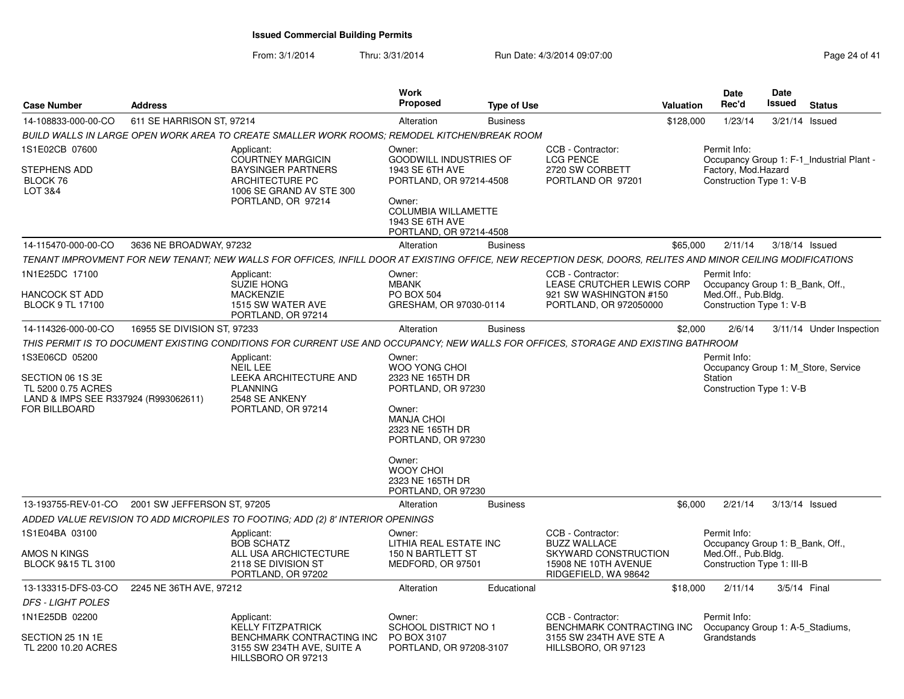**Issued Commercial Building Permits**

From: 3/1/2014 Thru: 3/31/2014 Run Date: 4/3/2014 09:07:00

| Case Number | Address | Work Proposed | Type of Use | Valuation | Date Rec'd | Date Issued | Status |
|---|---|---|---|---|---|---|---|
| 14-108833-000-00-CO | 611 SE HARRISON ST, 97214 | Alteration | Business | $128,000 | 1/23/14 | 3/21/14 | Issued |

*BUILD WALLS IN LARGE OPEN WORK AREA TO CREATE SMALLER WORK ROOMS; REMODEL KITCHEN/BREAK ROOM*

1S1E02CB 07600
STEPHENS ADD
BLOCK 76
LOT 3&4

Applicant:
COURTNEY MARGICIN
BAYSINGER PARTNERS ARCHITECTURE PC
1006 SE GRAND AV STE 300
PORTLAND, OR 97214

Owner:
GOODWILL INDUSTRIES OF
1943 SE 6TH AVE
PORTLAND, OR 97214-4508

Owner:
COLUMBIA WILLAMETTE
1943 SE 6TH AVE
PORTLAND, OR 97214-4508

CCB - Contractor:
LCG PENCE
2720 SW CORBETT
PORTLAND OR 97201

Permit Info:
Occupancy Group 1: F-1_Industrial Plant - Factory, Mod.Hazard
Construction Type 1: V-B

| Case Number | Address | Work Proposed | Type of Use | Valuation | Date Rec'd | Date Issued | Status |
|---|---|---|---|---|---|---|---|
| 14-115470-000-00-CO | 3636 NE BROADWAY, 97232 | Alteration | Business | $65,000 | 2/11/14 | 3/18/14 | Issued |

*TENANT IMPROVMENT FOR NEW TENANT; NEW WALLS FOR OFFICES, INFILL DOOR AT EXISTING OFFICE, NEW RECEPTION DESK, DOORS, RELITES AND MINOR CEILING MODIFICATIONS*

1N1E25DC 17100
HANCOCK ST ADD
BLOCK 9 TL 17100

Applicant:
SUZIE HONG
MACKENZIE
1515 SW WATER AVE
PORTLAND, OR 97214

Owner:
MBANK
PO BOX 504
GRESHAM, OR 97030-0114

CCB - Contractor:
LEASE CRUTCHER LEWIS CORP
921 SW WASHINGTON #150
PORTLAND, OR 972050000

Permit Info:
Occupancy Group 1: B_Bank, Off., Med.Off., Pub.Bldg.
Construction Type 1: V-B

| Case Number | Address | Work Proposed | Type of Use | Valuation | Date Rec'd | Date Issued | Status |
|---|---|---|---|---|---|---|---|
| 14-114326-000-00-CO | 16955 SE DIVISION ST, 97233 | Alteration | Business | $2,000 | 2/6/14 | 3/11/14 | Under Inspection |

*THIS PERMIT IS TO DOCUMENT EXISTING CONDITIONS FOR CURRENT USE AND OCCUPANCY; NEW WALLS FOR OFFICES, STORAGE AND EXISTING BATHROOM*

1S3E06CD 05200
SECTION 06 1S 3E
TL 5200 0.75 ACRES
LAND & IMPS SEE R337924 (R993062611) FOR BILLBOARD

Applicant:
NEIL LEE
LEEKA ARCHITECTURE AND PLANNING
2548 SE ANKENY
PORTLAND, OR 97214

Owner:
WOO YONG CHOI
2323 NE 165TH DR
PORTLAND, OR 97230

Owner:
MANJA CHOI
2323 NE 165TH DR
PORTLAND, OR 97230

Owner:
WOOY CHOI
2323 NE 165TH DR
PORTLAND, OR 97230

Permit Info:
Occupancy Group 1: M_Store, Service Station
Construction Type 1: V-B

| Case Number | Address | Work Proposed | Type of Use | Valuation | Date Rec'd | Date Issued | Status |
|---|---|---|---|---|---|---|---|
| 13-193755-REV-01-CO | 2001 SW JEFFERSON ST, 97205 | Alteration | Business | $6,000 | 2/21/14 | 3/13/14 | Issued |

*ADDED VALUE REVISION TO ADD MICROPILES TO FOOTING; ADD (2) 8' INTERIOR OPENINGS*

1S1E04BA 03100
AMOS N KINGS
BLOCK 9&15 TL 3100

Applicant:
BOB SCHATZ
ALL USA ARCHICTECTURE
2118 SE DIVISION ST
PORTLAND, OR 97202

Owner:
LITHIA REAL ESTATE INC
150 N BARTLETT ST
MEDFORD, OR 97501

CCB - Contractor:
BUZZ WALLACE
SKYWARD CONSTRUCTION
15908 NE 10TH AVENUE
RIDGEFIELD, WA 98642

Permit Info:
Occupancy Group 1: B_Bank, Off., Med.Off., Pub.Bldg.
Construction Type 1: III-B

| Case Number | Address | Work Proposed | Type of Use | Valuation | Date Rec'd | Date Issued | Status |
|---|---|---|---|---|---|---|---|
| 13-133315-DFS-03-CO | 2245 NE 36TH AVE, 97212 | Alteration | Educational | $18,000 | 2/11/14 | 3/5/14 | Final |

*DFS - LIGHT POLES*

1N1E25DB 02200
SECTION 25 1N 1E
TL 2200 10.20 ACRES

Applicant:
KELLY FITZPATRICK
BENCHMARK CONTRACTING INC
3155 SW 234TH AVE, SUITE A
HILLSBORO OR 97213

Owner:
SCHOOL DISTRICT NO 1
PO BOX 3107
PORTLAND, OR 97208-3107

CCB - Contractor:
BENCHMARK CONTRACTING INC
3155 SW 234TH AVE STE A
HILLSBORO, OR 97123

Permit Info:
Occupancy Group 1: A-5_Stadiums, Grandstands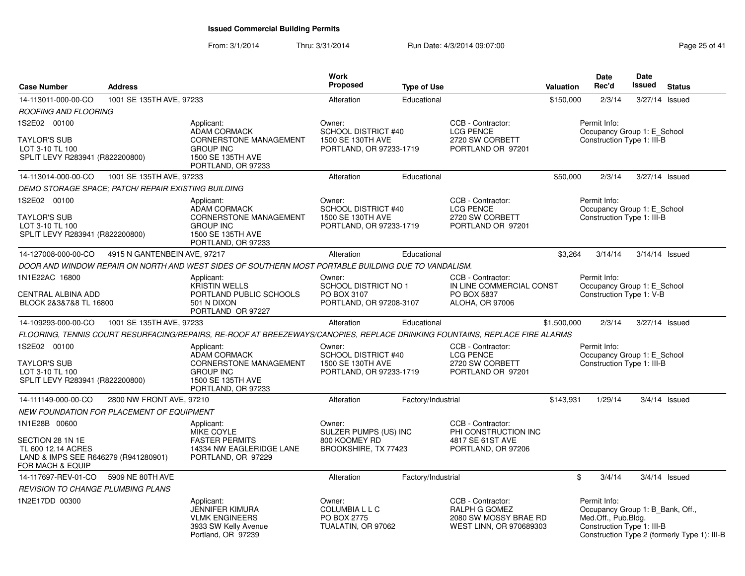# Issued Commercial Building Permits

From: 3/1/2014 Thru: 3/31/2014 Run Date: 4/3/2014 09:07:00

| Case Number | Address | Work Proposed | Type of Use | Valuation | Date Rec'd | Date Issued | Status |
|---|---|---|---|---|---|---|---|
| 14-113011-000-00-CO | 1001 SE 135TH AVE, 97233 | Alteration | Educational | $150,000 | 2/3/14 | 3/27/14 | Issued |

*ROOFING AND FLOORING*

1S2E02 00100

TAYLOR'S SUB
LOT 3-10 TL 100
SPLIT LEVY R283941 (R822200800)

Applicant: ADAM CORMACK, CORNERSTONE MANAGEMENT GROUP INC, 1500 SE 135TH AVE, PORTLAND, OR 97233

Owner: SCHOOL DISTRICT #40, 1500 SE 130TH AVE, PORTLAND, OR 97233-1719

CCB - Contractor: LCG PENCE, 2720 SW CORBETT, PORTLAND OR 97201

Permit Info: Occupancy Group 1: E_School; Construction Type 1: III-B

| Case Number | Address | Work Proposed | Type of Use | Valuation | Date Rec'd | Date Issued | Status |
|---|---|---|---|---|---|---|---|
| 14-113014-000-00-CO | 1001 SE 135TH AVE, 97233 | Alteration | Educational | $50,000 | 2/3/14 | 3/27/14 | Issued |

*DEMO STORAGE SPACE; PATCH/ REPAIR EXISTING BUILDING*

1S2E02 00100

TAYLOR'S SUB
LOT 3-10 TL 100
SPLIT LEVY R283941 (R822200800)

Applicant: ADAM CORMACK, CORNERSTONE MANAGEMENT GROUP INC, 1500 SE 135TH AVE, PORTLAND, OR 97233

Owner: SCHOOL DISTRICT #40, 1500 SE 130TH AVE, PORTLAND, OR 97233-1719

CCB - Contractor: LCG PENCE, 2720 SW CORBETT, PORTLAND OR 97201

Permit Info: Occupancy Group 1: E_School; Construction Type 1: III-B

| Case Number | Address | Work Proposed | Type of Use | Valuation | Date Rec'd | Date Issued | Status |
|---|---|---|---|---|---|---|---|
| 14-127008-000-00-CO | 4915 N GANTENBEIN AVE, 97217 | Alteration | Educational | $3,264 | 3/14/14 | 3/14/14 | Issued |

*DOOR AND WINDOW REPAIR ON NORTH AND WEST SIDES OF SOUTHERN MOST PORTABLE BUILDING DUE TO VANDALISM.*

1N1E22AC 16800

CENTRAL ALBINA ADD
BLOCK 2&3&7&8 TL 16800

Applicant: KRISTIN WELLS, PORTLAND PUBLIC SCHOOLS, 501 N DIXON, PORTLAND OR 97227

Owner: SCHOOL DISTRICT NO 1, PO BOX 3107, PORTLAND, OR 97208-3107

CCB - Contractor: IN LINE COMMERCIAL CONST, PO BOX 5837, ALOHA, OR 97006

Permit Info: Occupancy Group 1: E_School; Construction Type 1: V-B

| Case Number | Address | Work Proposed | Type of Use | Valuation | Date Rec'd | Date Issued | Status |
|---|---|---|---|---|---|---|---|
| 14-109293-000-00-CO | 1001 SE 135TH AVE, 97233 | Alteration | Educational | $1,500,000 | 2/3/14 | 3/27/14 | Issued |

*FLOORING, TENNIS COURT RESURFACING/REPAIRS, RE-ROOF AT BREEZEWAYS/CANOPIES, REPLACE DRINKING FOUNTAINS, REPLACE FIRE ALARMS*

1S2E02 00100

TAYLOR'S SUB
LOT 3-10 TL 100
SPLIT LEVY R283941 (R822200800)

Applicant: ADAM CORMACK, CORNERSTONE MANAGEMENT GROUP INC, 1500 SE 135TH AVE, PORTLAND, OR 97233

Owner: SCHOOL DISTRICT #40, 1500 SE 130TH AVE, PORTLAND, OR 97233-1719

CCB - Contractor: LCG PENCE, 2720 SW CORBETT, PORTLAND OR 97201

Permit Info: Occupancy Group 1: E_School; Construction Type 1: III-B

| Case Number | Address | Work Proposed | Type of Use | Valuation | Date Rec'd | Date Issued | Status |
|---|---|---|---|---|---|---|---|
| 14-111149-000-00-CO | 2800 NW FRONT AVE, 97210 | Alteration | Factory/Industrial | $143,931 | 1/29/14 | 3/4/14 | Issued |

*NEW FOUNDATION FOR PLACEMENT OF EQUIPMENT*

1N1E28B 00600

SECTION 28 1N 1E
TL 600 12.14 ACRES
LAND & IMPS SEE R646279 (R941280901)
FOR MACH & EQUIP

Applicant: MIKE COYLE, FASTER PERMITS, 14334 NW EAGLERIDGE LANE, PORTLAND, OR 97229

Owner: SULZER PUMPS (US) INC, 800 KOOMEY RD, BROOKSHIRE, TX 77423

CCB - Contractor: PHI CONSTRUCTION INC, 4817 SE 61ST AVE, PORTLAND, OR 97206

| Case Number | Address | Work Proposed | Type of Use | Valuation | Date Rec'd | Date Issued | Status |
|---|---|---|---|---|---|---|---|
| 14-117697-REV-01-CO | 5909 NE 80TH AVE | Alteration | Factory/Industrial | $ | 3/4/14 | 3/4/14 | Issued |

*REVISION TO CHANGE PLUMBING PLANS*

1N2E17DD 00300

Applicant: JENNIFER KIMURA, VLMK ENGINEERS, 3933 SW Kelly Avenue, Portland, OR 97239

Owner: COLUMBIA L L C, PO BOX 2775, TUALATIN, OR 97062

CCB - Contractor: RALPH G GOMEZ, 2080 SW MOSSY BRAE RD, WEST LINN, OR 970689303

Permit Info: Occupancy Group 1: B_Bank, Off., Med.Off., Pub.Bldg.; Construction Type 1: III-B; Construction Type 2 (formerly Type 1): III-B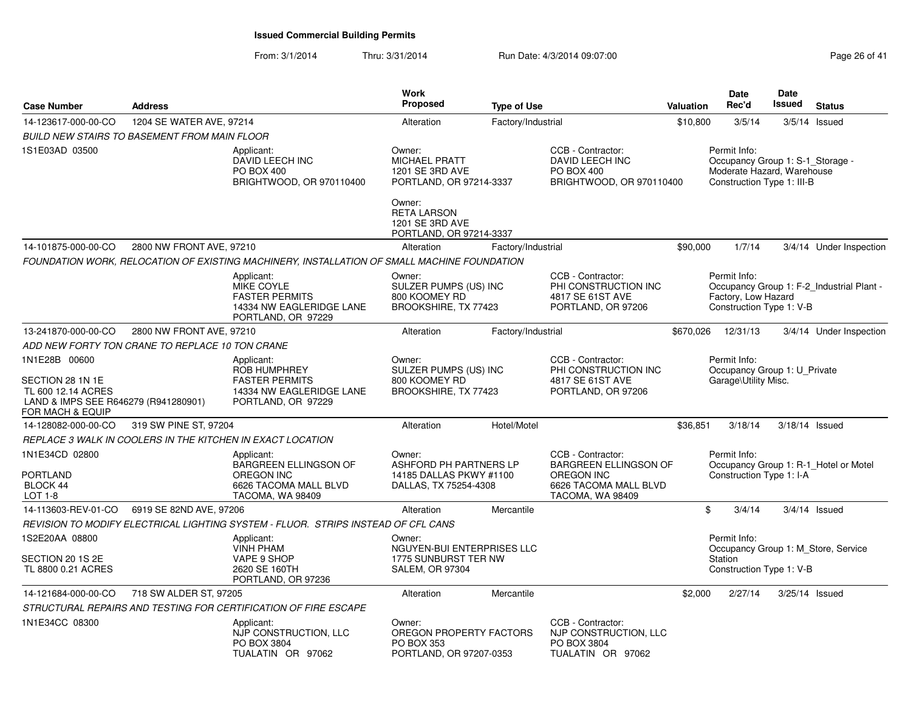**Issued Commercial Building Permits**

From: 3/1/2014 Thru: 3/31/2014 Run Date: 4/3/2014 09:07:00

| Case Number | Address | Work Proposed | Type of Use | Valuation | Date Rec'd | Date Issued | Status |
|---|---|---|---|---|---|---|---|
| 14-123617-000-00-CO | 1204 SE WATER AVE, 97214 | Alteration | Factory/Industrial | $10,800 | 3/5/14 | 3/5/14 | Issued |

*BUILD NEW STAIRS TO BASEMENT FROM MAIN FLOOR*

1S1E03AD 03500

Applicant: DAVID LEECH INC, PO BOX 400, BRIGHTWOOD, OR 970110400

Owner: MICHAEL PRATT, 1201 SE 3RD AVE, PORTLAND, OR 97214-3337

Owner: RETA LARSON, 1201 SE 3RD AVE, PORTLAND, OR 97214-3337

CCB - Contractor: DAVID LEECH INC, PO BOX 400, BRIGHTWOOD, OR 970110400

Permit Info: Occupancy Group 1: S-1_Storage - Moderate Hazard, Warehouse; Construction Type 1: III-B

---

| Case Number | Address | Work Proposed | Type of Use | Valuation | Date Rec'd | Date Issued | Status |
|---|---|---|---|---|---|---|---|
| 14-101875-000-00-CO | 2800 NW FRONT AVE, 97210 | Alteration | Factory/Industrial | $90,000 | 1/7/14 | 3/4/14 | Under Inspection |

*FOUNDATION WORK, RELOCATION OF EXISTING MACHINERY, INSTALLATION OF SMALL MACHINE FOUNDATION*

Applicant: MIKE COYLE, FASTER PERMITS, 14334 NW EAGLERIDGE LANE, PORTLAND, OR 97229

Owner: SULZER PUMPS (US) INC, 800 KOOMEY RD, BROOKSHIRE, TX 77423

CCB - Contractor: PHI CONSTRUCTION INC, 4817 SE 61ST AVE, PORTLAND, OR 97206

Permit Info: Occupancy Group 1: F-2_Industrial Plant - Factory, Low Hazard; Construction Type 1: V-B

---

| Case Number | Address | Work Proposed | Type of Use | Valuation | Date Rec'd | Date Issued | Status |
|---|---|---|---|---|---|---|---|
| 13-241870-000-00-CO | 2800 NW FRONT AVE, 97210 | Alteration | Factory/Industrial | $670,026 | 12/31/13 | 3/4/14 | Under Inspection |

*ADD NEW FORTY TON CRANE TO REPLACE 10 TON CRANE*

1N1E28B 00600

SECTION 28 1N 1E
TL 600 12.14 ACRES
LAND & IMPS SEE R646279 (R941280901) FOR MACH & EQUIP

Applicant: ROB HUMPHREY, FASTER PERMITS, 14334 NW EAGLERIDGE LANE, PORTLAND, OR 97229

Owner: SULZER PUMPS (US) INC, 800 KOOMEY RD, BROOKSHIRE, TX 77423

CCB - Contractor: PHI CONSTRUCTION INC, 4817 SE 61ST AVE, PORTLAND, OR 97206

Permit Info: Occupancy Group 1: U_Private Garage\Utility Misc.

---

| Case Number | Address | Work Proposed | Type of Use | Valuation | Date Rec'd | Date Issued | Status |
|---|---|---|---|---|---|---|---|
| 14-128082-000-00-CO | 319 SW PINE ST, 97204 | Alteration | Hotel/Motel | $36,851 | 3/18/14 | 3/18/14 | Issued |

*REPLACE 3 WALK IN COOLERS IN THE KITCHEN IN EXACT LOCATION*

1N1E34CD 02800

PORTLAND
BLOCK 44
LOT 1-8

Applicant: BARGREEN ELLINGSON OF OREGON INC, 6626 TACOMA MALL BLVD, TACOMA, WA 98409

Owner: ASHFORD PH PARTNERS LP, 14185 DALLAS PKWY #1100, DALLAS, TX 75254-4308

CCB - Contractor: BARGREEN ELLINGSON OF OREGON INC, 6626 TACOMA MALL BLVD, TACOMA, WA 98409

Permit Info: Occupancy Group 1: R-1_Hotel or Motel; Construction Type 1: I-A

---

| Case Number | Address | Work Proposed | Type of Use | Valuation | Date Rec'd | Date Issued | Status |
|---|---|---|---|---|---|---|---|
| 14-113603-REV-01-CO | 6919 SE 82ND AVE, 97206 | Alteration | Mercantile | $ | 3/4/14 | 3/4/14 | Issued |

*REVISION TO MODIFY ELECTRICAL LIGHTING SYSTEM - FLUOR. STRIPS INSTEAD OF CFL CANS*

1S2E20AA 08800

SECTION 20 1S 2E
TL 8800 0.21 ACRES

Applicant: VINH PHAM, VAPE 9 SHOP, 2620 SE 160TH, PORTLAND, OR 97236

Owner: NGUYEN-BUI ENTERPRISES LLC, 1775 SUNBURST TER NW, SALEM, OR 97304

Permit Info: Occupancy Group 1: M_Store, Service Station; Construction Type 1: V-B

---

| Case Number | Address | Work Proposed | Type of Use | Valuation | Date Rec'd | Date Issued | Status |
|---|---|---|---|---|---|---|---|
| 14-121684-000-00-CO | 718 SW ALDER ST, 97205 | Alteration | Mercantile | $2,000 | 2/27/14 | 3/25/14 | Issued |

*STRUCTURAL REPAIRS AND TESTING FOR CERTIFICATION OF FIRE ESCAPE*

1N1E34CC 08300

Applicant: NJP CONSTRUCTION, LLC, PO BOX 3804, TUALATIN OR 97062

Owner: OREGON PROPERTY FACTORS, PO BOX 353, PORTLAND, OR 97207-0353

CCB - Contractor: NJP CONSTRUCTION, LLC, PO BOX 3804, TUALATIN OR 97062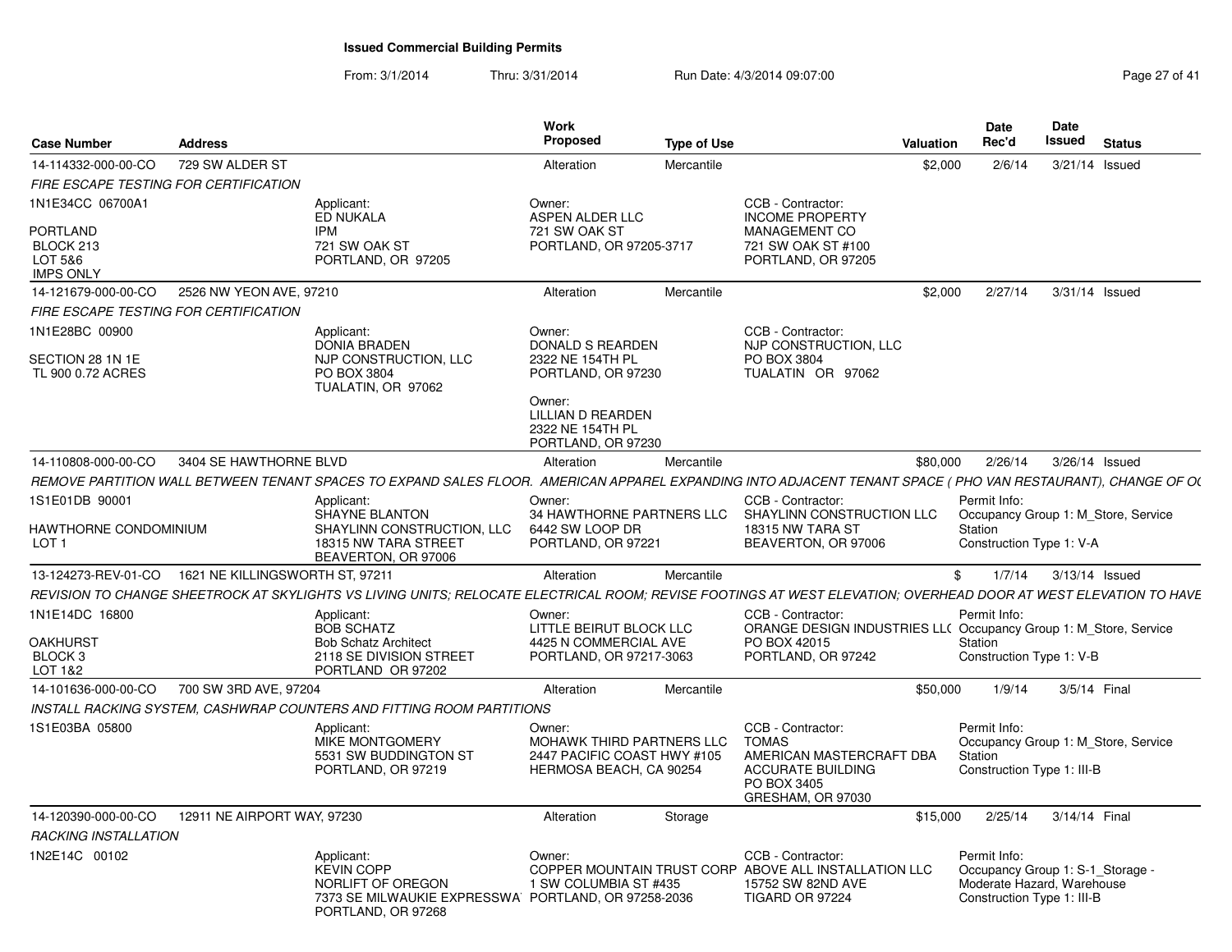# Issued Commercial Building Permits

From: 3/1/2014 Thru: 3/31/2014 Run Date: 4/3/2014 09:07:00

| Case Number | Address | Work Proposed | Type of Use | Valuation | Date Rec'd | Date Issued | Status |
|---|---|---|---|---|---|---|---|
| 14-114332-000-00-CO | 729 SW ALDER ST | Alteration | Mercantile | $2,000 | 2/6/14 | 3/21/14 | Issued |

*FIRE ESCAPE TESTING FOR CERTIFICATION*

1N1E34CC 06700A1
PORTLAND
BLOCK 213
LOT 5&6
IMPS ONLY

Applicant: ED NUKALA, IPM, 721 SW OAK ST, PORTLAND, OR 97205

Owner: ASPEN ALDER LLC, 721 SW OAK ST, PORTLAND, OR 97205-3717

CCB - Contractor: INCOME PROPERTY MANAGEMENT CO, 721 SW OAK ST #100, PORTLAND, OR 97205

---

| Case Number | Address | Work Proposed | Type of Use | Valuation | Date Rec'd | Date Issued | Status |
|---|---|---|---|---|---|---|---|
| 14-121679-000-00-CO | 2526 NW YEON AVE, 97210 | Alteration | Mercantile | $2,000 | 2/27/14 | 3/31/14 | Issued |

*FIRE ESCAPE TESTING FOR CERTIFICATION*

1N1E28BC 00900
SECTION 28 1N 1E
TL 900 0.72 ACRES

Applicant: DONIA BRADEN, NJP CONSTRUCTION, LLC, PO BOX 3804, TUALATIN, OR 97062

Owner: DONALD S REARDEN, 2322 NE 154TH PL, PORTLAND, OR 97230

Owner: LILLIAN D REARDEN, 2322 NE 154TH PL, PORTLAND, OR 97230

CCB - Contractor: NJP CONSTRUCTION, LLC, PO BOX 3804, TUALATIN OR 97062

---

| Case Number | Address | Work Proposed | Type of Use | Valuation | Date Rec'd | Date Issued | Status |
|---|---|---|---|---|---|---|---|
| 14-110808-000-00-CO | 3404 SE HAWTHORNE BLVD | Alteration | Mercantile | $80,000 | 2/26/14 | 3/26/14 | Issued |

*REMOVE PARTITION WALL BETWEEN TENANT SPACES TO EXPAND SALES FLOOR. AMERICAN APPAREL EXPANDING INTO ADJACENT TENANT SPACE ( PHO VAN RESTAURANT), CHANGE OF OC*

1S1E01DB 90001
HAWTHORNE CONDOMINIUM
LOT 1

Applicant: SHAYNE BLANTON, SHAYLINN CONSTRUCTION, LLC, 18315 NW TARA STREET, BEAVERTON, OR 97006

Owner: 34 HAWTHORNE PARTNERS LLC, 6442 SW LOOP DR, PORTLAND, OR 97221

CCB - Contractor: SHAYLINN CONSTRUCTION LLC, 18315 NW TARA ST, BEAVERTON, OR 97006

Permit Info: Occupancy Group 1: M_Store, Service Station; Construction Type 1: V-A

---

| Case Number | Address | Work Proposed | Type of Use | Valuation | Date Rec'd | Date Issued | Status |
|---|---|---|---|---|---|---|---|
| 13-124273-REV-01-CO | 1621 NE KILLINGSWORTH ST, 97211 | Alteration | Mercantile | $ | 1/7/14 | 3/13/14 | Issued |

*REVISION TO CHANGE SHEETROCK AT SKYLIGHTS VS LIVING UNITS; RELOCATE ELECTRICAL ROOM; REVISE FOOTINGS AT WEST ELEVATION; OVERHEAD DOOR AT WEST ELEVATION TO HAVE*

1N1E14DC 16800
OAKHURST
BLOCK 3
LOT 1&2

Applicant: BOB SCHATZ, Bob Schatz Architect, 2118 SE DIVISION STREET, PORTLAND OR 97202

Owner: LITTLE BEIRUT BLOCK LLC, 4425 N COMMERCIAL AVE, PORTLAND, OR 97217-3063

CCB - Contractor: ORANGE DESIGN INDUSTRIES LLC, PO BOX 42015, PORTLAND, OR 97242

Permit Info: Occupancy Group 1: M_Store, Service Station; Construction Type 1: V-B

---

| Case Number | Address | Work Proposed | Type of Use | Valuation | Date Rec'd | Date Issued | Status |
|---|---|---|---|---|---|---|---|
| 14-101636-000-00-CO | 700 SW 3RD AVE, 97204 | Alteration | Mercantile | $50,000 | 1/9/14 | 3/5/14 | Final |

*INSTALL RACKING SYSTEM, CASHWRAP COUNTERS AND FITTING ROOM PARTITIONS*

1S1E03BA 05800

Applicant: MIKE MONTGOMERY, 5531 SW BUDDINGTON ST, PORTLAND, OR 97219

Owner: MOHAWK THIRD PARTNERS LLC, 2447 PACIFIC COAST HWY #105, HERMOSA BEACH, CA 90254

CCB - Contractor: TOMAS, AMERICAN MASTERCRAFT DBA, ACCURATE BUILDING, PO BOX 3405, GRESHAM, OR 97030

Permit Info: Occupancy Group 1: M_Store, Service Station; Construction Type 1: III-B

---

| Case Number | Address | Work Proposed | Type of Use | Valuation | Date Rec'd | Date Issued | Status |
|---|---|---|---|---|---|---|---|
| 14-120390-000-00-CO | 12911 NE AIRPORT WAY, 97230 | Alteration | Storage | $15,000 | 2/25/14 | 3/14/14 | Final |

*RACKING INSTALLATION*

1N2E14C 00102

Applicant: KEVIN COPP, NORLIFT OF OREGON, 7373 SE MILWAUKIE EXPRESSWAY, PORTLAND, OR 97268

Owner: COPPER MOUNTAIN TRUST CORP, 1 SW COLUMBIA ST #435, PORTLAND, OR 97258-2036

CCB - Contractor: ABOVE ALL INSTALLATION LLC, 15752 SW 82ND AVE, TIGARD OR 97224

Permit Info: Occupancy Group 1: S-1_Storage - Moderate Hazard, Warehouse; Construction Type 1: III-B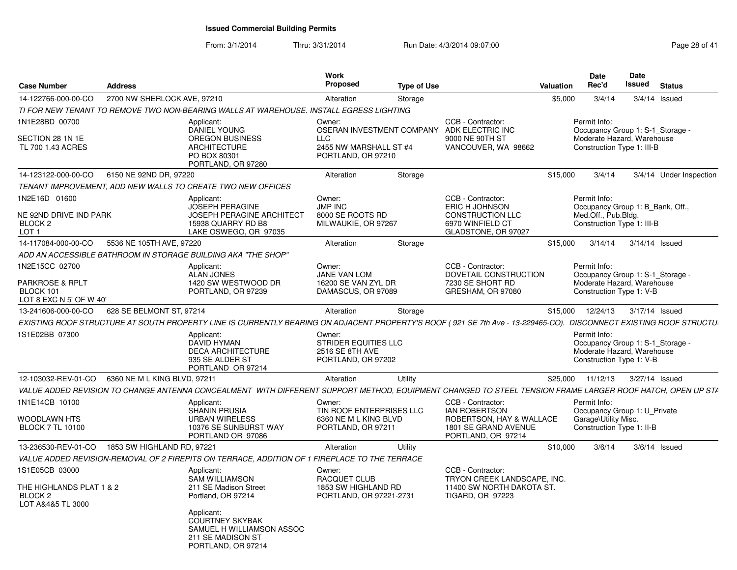# Issued Commercial Building Permits

From: 3/1/2014 Thru: 3/31/2014 Run Date: 4/3/2014 09:07:00

| Case Number | Address | Work Proposed | Type of Use | Valuation | Date Rec'd | Date Issued | Status |
|---|---|---|---|---|---|---|---|
| 14-122766-000-00-CO | 2700 NW SHERLOCK AVE, 97210 | Alteration | Storage | $5,000 | 3/4/14 | 3/4/14 | Issued |

TI FOR NEW TENANT TO REMOVE TWO NON-BEARING WALLS AT WAREHOUSE. INSTALL EGRESS LIGHTING

1N1E28BD 00700
SECTION 28 1N 1E
TL 700 1.43 ACRES

Applicant:
DANIEL YOUNG
OREGON BUSINESS ARCHITECTURE
PO BOX 80301
PORTLAND, OR 97280

Owner:
OSERAN INVESTMENT COMPANY LLC
2455 NW MARSHALL ST #4
PORTLAND, OR 97210

CCB - Contractor:
ADK ELECTRIC INC
9000 NE 90TH ST
VANCOUVER, WA 98662

Permit Info:
Occupancy Group 1: S-1_Storage - Moderate Hazard, Warehouse
Construction Type 1: III-B

| Case Number | Address | Work Proposed | Type of Use | Valuation | Date Rec'd | Date Issued | Status |
|---|---|---|---|---|---|---|---|
| 14-123122-000-00-CO | 6150 NE 92ND DR, 97220 | Alteration | Storage | $15,000 | 3/4/14 | 3/4/14 | Under Inspection |

TENANT IMPROVEMENT, ADD NEW WALLS TO CREATE TWO NEW OFFICES

1N2E16D 01600
NE 92ND DRIVE IND PARK
BLOCK 2
LOT 1

Applicant:
JOSEPH PERAGINE
JOSEPH PERAGINE ARCHITECT
15938 QUARRY RD B8
LAKE OSWEGO, OR 97035

Owner:
JMP INC
8000 SE ROOTS RD
MILWAUKIE, OR 97267

CCB - Contractor:
ERIC H JOHNSON CONSTRUCTION LLC
6970 WINFIELD CT
GLADSTONE, OR 97027

Permit Info:
Occupancy Group 1: B_Bank, Off., Med.Off., Pub.Bldg.
Construction Type 1: III-B

| Case Number | Address | Work Proposed | Type of Use | Valuation | Date Rec'd | Date Issued | Status |
|---|---|---|---|---|---|---|---|
| 14-117084-000-00-CO | 5536 NE 105TH AVE, 97220 | Alteration | Storage | $15,000 | 3/14/14 | 3/14/14 | Issued |

ADD AN ACCESSIBLE BATHROOM IN STORAGE BUILDING AKA "THE SHOP"

1N2E15CC 02700
PARKROSE & RPLT
BLOCK 101
LOT 8 EXC N 5' OF W 40'

Applicant:
ALAN JONES
1420 SW WESTWOOD DR
PORTLAND, OR 97239

Owner:
JANE VAN LOM
16200 SE VAN ZYL DR
DAMASCUS, OR 97089

CCB - Contractor:
DOVETAIL CONSTRUCTION
7230 SE SHORT RD
GRESHAM, OR 97080

Permit Info:
Occupancy Group 1: S-1_Storage - Moderate Hazard, Warehouse
Construction Type 1: V-B

| Case Number | Address | Work Proposed | Type of Use | Valuation | Date Rec'd | Date Issued | Status |
|---|---|---|---|---|---|---|---|
| 13-241606-000-00-CO | 628 SE BELMONT ST, 97214 | Alteration | Storage | $15,000 | 12/24/13 | 3/17/14 | Issued |

EXISTING ROOF STRUCTURE AT SOUTH PROPERTY LINE IS CURRENTLY BEARING ON ADJACENT PROPERTY'S ROOF ( 921 SE 7th Ave - 13-229465-CO). DISCONNECT EXISTING ROOF STRUCTU

1S1E02BB 07300

Applicant:
DAVID HYMAN
DECA ARCHITECTURE
935 SE ALDER ST
PORTLAND OR 97214

Owner:
STRIDER EQUITIES LLC
2516 SE 8TH AVE
PORTLAND, OR 97202

Permit Info:
Occupancy Group 1: S-1_Storage - Moderate Hazard, Warehouse
Construction Type 1: V-B

| Case Number | Address | Work Proposed | Type of Use | Valuation | Date Rec'd | Date Issued | Status |
|---|---|---|---|---|---|---|---|
| 12-103032-REV-01-CO | 6360 NE M L KING BLVD, 97211 | Alteration | Utility | $25,000 | 11/12/13 | 3/27/14 | Issued |

VALUE ADDED REVISION TO CHANGE ANTENNA CONCEALMENT WITH DIFFERENT SUPPORT METHOD, EQUIPMENT CHANGED TO STEEL TENSION FRAME LARGER ROOF HATCH, OPEN UP STA

1N1E14CB 10100
WOODLAWN HTS
BLOCK 7 TL 10100

Applicant:
SHANIN PRUSIA
URBAN WIRELESS
10376 SE SUNBURST WAY
PORTLAND OR 97086

Owner:
TIN ROOF ENTERPRISES LLC
6360 NE M L KING BLVD
PORTLAND, OR 97211

CCB - Contractor:
IAN ROBERTSON
ROBERTSON, HAY & WALLACE
1801 SE GRAND AVENUE
PORTLAND, OR 97214

Permit Info:
Occupancy Group 1: U_Private Garage\Utility Misc.
Construction Type 1: II-B

| Case Number | Address | Work Proposed | Type of Use | Valuation | Date Rec'd | Date Issued | Status |
|---|---|---|---|---|---|---|---|
| 13-236530-REV-01-CO | 1853 SW HIGHLAND RD, 97221 | Alteration | Utility | $10,000 | 3/6/14 | 3/6/14 | Issued |

VALUE ADDED REVISION-REMOVAL OF 2 FIREPITS ON TERRACE, ADDITION OF 1 FIREPLACE TO THE TERRACE

1S1E05CB 03000
THE HIGHLANDS PLAT 1 & 2
BLOCK 2
LOT A&4&5 TL 3000

Applicant:
SAM WILLIAMSON
211 SE Madison Street
Portland, OR 97214

Applicant:
COURTNEY SKYBAK
SAMUEL H WILLIAMSON ASSOC
211 SE MADISON ST
PORTLAND, OR 97214

Owner:
RACQUET CLUB
1853 SW HIGHLAND RD
PORTLAND, OR 97221-2731

CCB - Contractor:
TRYON CREEK LANDSCAPE, INC.
11400 SW NORTH DAKOTA ST.
TIGARD, OR 97223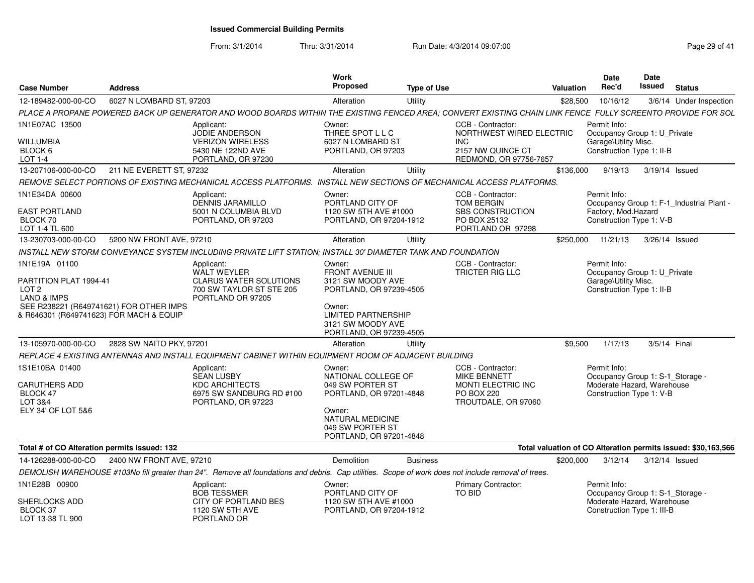**Issued Commercial Building Permits**

From: 3/1/2014 Thru: 3/31/2014 Run Date: 4/3/2014 09:07:00

| Case Number | Address | Work Proposed | Type of Use | Valuation | Date Rec'd | Date Issued | Status |
|---|---|---|---|---|---|---|---|
| 12-189482-000-00-CO | 6027 N LOMBARD ST, 97203 | Alteration | Utility | $28,500 | 10/16/12 | 3/6/14 | Under Inspection |

*PLACE A PROPANE POWERED BACK UP GENERATOR AND WOOD BOARDS WITHIN THE EXISTING FENCED AREA; CONVERT EXISTING CHAIN LINK FENCE FULLY SCREENTO PROVIDE FOR SOL*

1N1E07AC 13500
WILLUMBIA
BLOCK 6
LOT 1-4

Applicant: JODIE ANDERSON, VERIZON WIRELESS, 5430 NE 122ND AVE, PORTLAND, OR 97230

Owner: THREE SPOT L L C, 6027 N LOMBARD ST, PORTLAND, OR 97203

CCB - Contractor: NORTHWEST WIRED ELECTRIC INC, 2157 NW QUINCE CT, REDMOND, OR 97756-7657

Permit Info: Occupancy Group 1: U_Private Garage\Utility Misc. Construction Type 1: II-B

| Case Number | Address | Work Proposed | Type of Use | Valuation | Date Rec'd | Date Issued | Status |
|---|---|---|---|---|---|---|---|
| 13-207106-000-00-CO | 211 NE EVERETT ST, 97232 | Alteration | Utility | $136,000 | 9/19/13 | 3/19/14 | Issued |

*REMOVE SELECT PORTIONS OF EXISTING MECHANICAL ACCESS PLATFORMS. INSTALL NEW SECTIONS OF MECHANICAL ACCESS PLATFORMS.*

1N1E34DA 00600
EAST PORTLAND
BLOCK 70
LOT 1-4 TL 600

Applicant: DENNIS JARAMILLO, 5001 N COLUMBIA BLVD, PORTLAND, OR 97203

Owner: PORTLAND CITY OF, 1120 SW 5TH AVE #1000, PORTLAND, OR 97204-1912

CCB - Contractor: TOM BERGIN, SBS CONSTRUCTION, PO BOX 25132, PORTLAND OR 97298

Permit Info: Occupancy Group 1: F-1_Industrial Plant - Factory, Mod.Hazard Construction Type 1: V-B

| Case Number | Address | Work Proposed | Type of Use | Valuation | Date Rec'd | Date Issued | Status |
|---|---|---|---|---|---|---|---|
| 13-230703-000-00-CO | 5200 NW FRONT AVE, 97210 | Alteration | Utility | $250,000 | 11/21/13 | 3/26/14 | Issued |

*INSTALL NEW STORM CONVEYANCE SYSTEM INCLUDING PRIVATE LIFT STATION; INSTALL 30' DIAMETER TANK AND FOUNDATION*

1N1E19A 01100
PARTITION PLAT 1994-41
LOT 2
LAND & IMPS
SEE R238221 (R649741621) FOR OTHER IMPS & R646301 (R649741623) FOR MACH & EQUIP

Applicant: WALT WEYLER, CLARUS WATER SOLUTIONS, 700 SW TAYLOR ST STE 205, PORTLAND OR 97205

Owner: FRONT AVENUE III, 3121 SW MOODY AVE, PORTLAND, OR 97239-4505

Owner: LIMITED PARTNERSHIP, 3121 SW MOODY AVE, PORTLAND, OR 97239-4505

CCB - Contractor: TRICTER RIG LLC

Permit Info: Occupancy Group 1: U_Private Garage\Utility Misc. Construction Type 1: II-B

| Case Number | Address | Work Proposed | Type of Use | Valuation | Date Rec'd | Date Issued | Status |
|---|---|---|---|---|---|---|---|
| 13-105970-000-00-CO | 2828 SW NAITO PKY, 97201 | Alteration | Utility | $9,500 | 1/17/13 | 3/5/14 | Final |

*REPLACE 4 EXISTING ANTENNAS AND INSTALL EQUIPMENT CABINET WITHIN EQUIPMENT ROOM OF ADJACENT BUILDING*

1S1E10BA 01400
CARUTHERS ADD
BLOCK 47
LOT 3&4
ELY 34' OF LOT 5&6

Applicant: SEAN LUSBY, KDC ARCHITECTS, 6975 SW SANDBURG RD #100, PORTLAND, OR 97223

Owner: NATIONAL COLLEGE OF, 049 SW PORTER ST, PORTLAND, OR 97201-4848

Owner: NATURAL MEDICINE, 049 SW PORTER ST, PORTLAND, OR 97201-4848

CCB - Contractor: MIKE BENNETT, MONTI ELECTRIC INC, PO BOX 220, TROUTDALE, OR 97060

Permit Info: Occupancy Group 1: S-1_Storage - Moderate Hazard, Warehouse Construction Type 1: V-B

**Total # of CO Alteration permits issued: 132**

**Total valuation of CO Alteration permits issued: $30,163,566**

| Case Number | Address | Work Proposed | Type of Use | Valuation | Date Rec'd | Date Issued | Status |
|---|---|---|---|---|---|---|---|
| 14-126288-000-00-CO | 2400 NW FRONT AVE, 97210 | Demolition | Business | $200,000 | 3/12/14 | 3/12/14 | Issued |

*DEMOLISH WAREHOUSE #103No fill greater than 24". Remove all foundations and debris. Cap utilities. Scope of work does not include removal of trees.*

1N1E28B 00900
SHERLOCKS ADD
BLOCK 37
LOT 13-38 TL 900

Applicant: BOB TESSMER, CITY OF PORTLAND BES, 1120 SW 5TH AVE, PORTLAND OR

Owner: PORTLAND CITY OF, 1120 SW 5TH AVE #1000, PORTLAND, OR 97204-1912

Primary Contractor: TO BID

Permit Info: Occupancy Group 1: S-1_Storage - Moderate Hazard, Warehouse Construction Type 1: III-B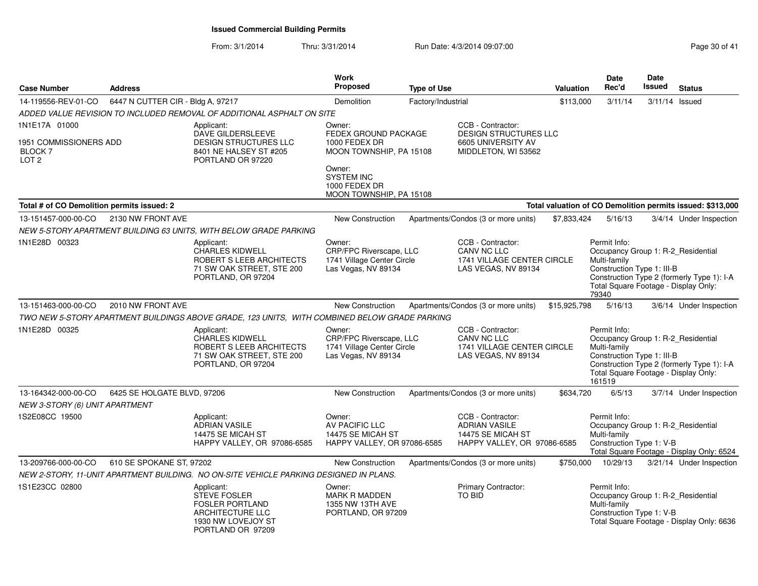**Issued Commercial Building Permits**

From: 3/1/2014 Thru: 3/31/2014 Run Date: 4/3/2014 09:07:00

| Case Number | Address | Work Proposed | Type of Use | Valuation | Date Rec'd | Date Issued | Status |
|---|---|---|---|---|---|---|---|
| 14-119556-REV-01-CO | 6447 N CUTTER CIR - Bldg A, 97217 | Demolition | Factory/Industrial | $113,000 | 3/11/14 | 3/11/14 | Issued |

*ADDED VALUE REVISION TO INCLUDED REMOVAL OF ADDITIONAL ASPHALT ON SITE*

1N1E17A 01000

1951 COMMISSIONERS ADD
BLOCK 7
LOT 2

Applicant:
DAVE GILDERSLEEVE
DESIGN STRUCTURES LLC
8401 NE HALSEY ST #205
PORTLAND OR 97220

Owner:
FEDEX GROUND PACKAGE
1000 FEDEX DR
MOON TOWNSHIP, PA 15108

Owner:
SYSTEM INC
1000 FEDEX DR
MOON TOWNSHIP, PA 15108

CCB - Contractor:
DESIGN STRUCTURES LLC
6605 UNIVERSITY AV
MIDDLETON, WI 53562

**Total # of CO Demolition permits issued: 2** — **Total valuation of CO Demolition permits issued: $313,000**

| Case Number | Address | Work Proposed | Type of Use | Valuation | Date Rec'd | Date Issued | Status |
|---|---|---|---|---|---|---|---|
| 13-151457-000-00-CO | 2130 NW FRONT AVE | New Construction | Apartments/Condos (3 or more units) | $7,833,424 | 5/16/13 | 3/4/14 | Under Inspection |

*NEW 5-STORY APARTMENT BUILDING 63 UNITS, WITH BELOW GRADE PARKING*

1N1E28D 00323

Applicant:
CHARLES KIDWELL
ROBERT S LEEB ARCHITECTS
71 SW OAK STREET, STE 200
PORTLAND, OR 97204

Owner:
CRP/FPC Riverscape, LLC
1741 Village Center Circle
Las Vegas, NV 89134

CCB - Contractor:
CANV NC LLC
1741 VILLAGE CENTER CIRCLE
LAS VEGAS, NV 89134

Permit Info:
Occupancy Group 1: R-2_Residential Multi-family
Construction Type 1: III-B
Construction Type 2 (formerly Type 1): I-A
Total Square Footage - Display Only: 79340

| Case Number | Address | Work Proposed | Type of Use | Valuation | Date Rec'd | Date Issued | Status |
|---|---|---|---|---|---|---|---|
| 13-151463-000-00-CO | 2010 NW FRONT AVE | New Construction | Apartments/Condos (3 or more units) | $15,925,798 | 5/16/13 | 3/6/14 | Under Inspection |

*TWO NEW 5-STORY APARTMENT BUILDINGS ABOVE GRADE, 123 UNITS, WITH COMBINED BELOW GRADE PARKING*

1N1E28D 00325

Applicant:
CHARLES KIDWELL
ROBERT S LEEB ARCHITECTS
71 SW OAK STREET, STE 200
PORTLAND, OR 97204

Owner:
CRP/FPC Riverscape, LLC
1741 Village Center Circle
Las Vegas, NV 89134

CCB - Contractor:
CANV NC LLC
1741 VILLAGE CENTER CIRCLE
LAS VEGAS, NV 89134

Permit Info:
Occupancy Group 1: R-2_Residential Multi-family
Construction Type 1: III-B
Construction Type 2 (formerly Type 1): I-A
Total Square Footage - Display Only: 161519

| Case Number | Address | Work Proposed | Type of Use | Valuation | Date Rec'd | Date Issued | Status |
|---|---|---|---|---|---|---|---|
| 13-164342-000-00-CO | 6425 SE HOLGATE BLVD, 97206 | New Construction | Apartments/Condos (3 or more units) | $634,720 | 6/5/13 | 3/7/14 | Under Inspection |

*NEW 3-STORY (6) UNIT APARTMENT*

1S2E08CC 19500

Applicant:
ADRIAN VASILE
14475 SE MICAH ST
HAPPY VALLEY, OR 97086-6585

Owner:
AV PACIFIC LLC
14475 SE MICAH ST
HAPPY VALLEY, OR 97086-6585

CCB - Contractor:
ADRIAN VASILE
14475 SE MICAH ST
HAPPY VALLEY, OR 97086-6585

Permit Info:
Occupancy Group 1: R-2_Residential Multi-family
Construction Type 1: V-B
Total Square Footage - Display Only: 6524

| Case Number | Address | Work Proposed | Type of Use | Valuation | Date Rec'd | Date Issued | Status |
|---|---|---|---|---|---|---|---|
| 13-209766-000-00-CO | 610 SE SPOKANE ST, 97202 | New Construction | Apartments/Condos (3 or more units) | $750,000 | 10/29/13 | 3/21/14 | Under Inspection |

*NEW 2-STORY, 11-UNIT APARTMENT BUILDING. NO ON-SITE VEHICLE PARKING DESIGNED IN PLANS.*

1S1E23CC 02800

Applicant:
STEVE FOSLER
FOSLER PORTLAND
ARCHITECTURE LLC
1930 NW LOVEJOY ST
PORTLAND OR 97209

Owner:
MARK R MADDEN
1355 NW 13TH AVE
PORTLAND, OR 97209

Primary Contractor:
TO BID

Permit Info:
Occupancy Group 1: R-2_Residential Multi-family
Construction Type 1: V-B
Total Square Footage - Display Only: 6636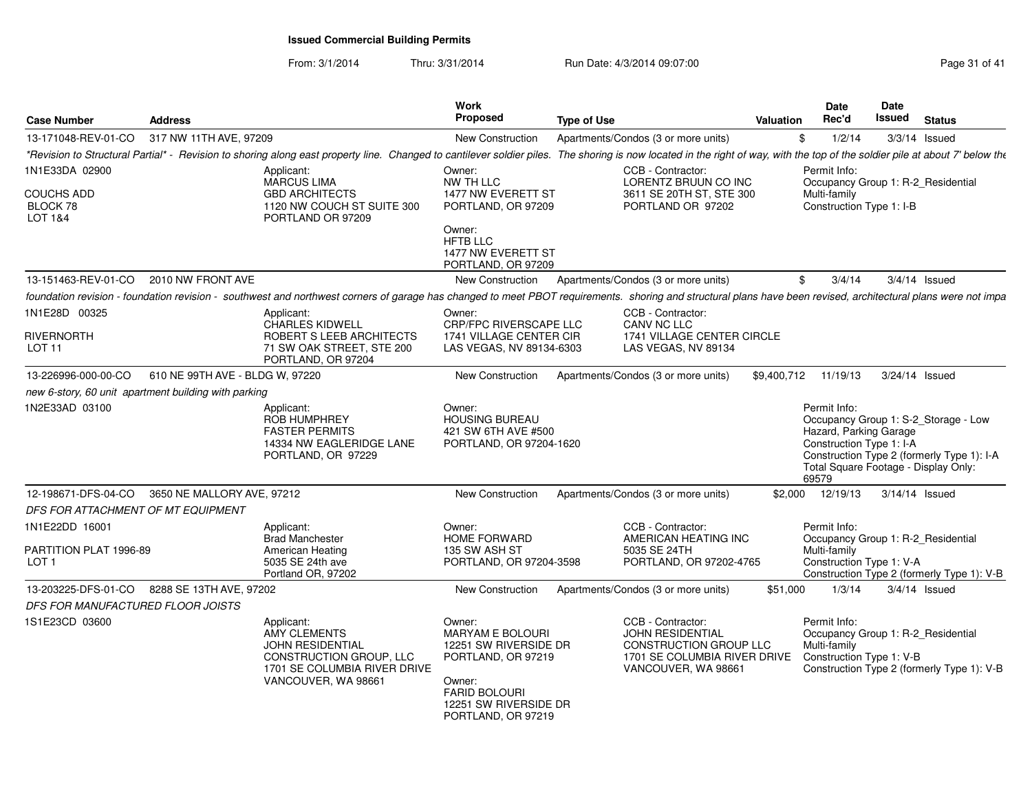# Issued Commercial Building Permits

From: 3/1/2014 Thru: 3/31/2014 Run Date: 4/3/2014 09:07:00

| Case Number | Address | Work Proposed | Type of Use | Valuation | Date Rec'd | Date Issued | Status |
|---|---|---|---|---|---|---|---|
| 13-171048-REV-01-CO | 317 NW 11TH AVE, 97209 | New Construction | Apartments/Condos (3 or more units) | $ | 1/2/14 | 3/3/14 | Issued |

*Revision to Structural Partial* - Revision to shoring along east property line. Changed to cantilever soldier piles. The shoring is now located in the right of way, with the top of the soldier pile at about 7' below the

1N1E33DA 02900
COUCHS ADD
BLOCK 78
LOT 1&4

Applicant: MARCUS LIMA, GBD ARCHITECTS, 1120 NW COUCH ST SUITE 300, PORTLAND OR 97209

Owner: NW TH LLC, 1477 NW EVERETT ST, PORTLAND, OR 97209

Owner: HFTB LLC, 1477 NW EVERETT ST, PORTLAND, OR 97209

CCB - Contractor: LORENTZ BRUUN CO INC, 3611 SE 20TH ST, STE 300, PORTLAND OR 97202

Permit Info: Occupancy Group 1: R-2_Residential Multi-family; Construction Type 1: I-B

| Case Number | Address | Work Proposed | Type of Use | Valuation | Date Rec'd | Date Issued | Status |
|---|---|---|---|---|---|---|---|
| 13-151463-REV-01-CO | 2010 NW FRONT AVE | New Construction | Apartments/Condos (3 or more units) | $ | 3/4/14 | 3/4/14 | Issued |

foundation revision - foundation revision - southwest and northwest corners of garage has changed to meet PBOT requirements. shoring and structural plans have been revised, architectural plans were not impa

1N1E28D 00325
RIVERNORTH
LOT 11

Applicant: CHARLES KIDWELL, ROBERT S LEEB ARCHITECTS, 71 SW OAK STREET, STE 200, PORTLAND, OR 97204

Owner: CRP/FPC RIVERSCAPE LLC, 1741 VILLAGE CENTER CIR, LAS VEGAS, NV 89134-6303

CCB - Contractor: CANV NC LLC, 1741 VILLAGE CENTER CIRCLE, LAS VEGAS, NV 89134

| Case Number | Address | Work Proposed | Type of Use | Valuation | Date Rec'd | Date Issued | Status |
|---|---|---|---|---|---|---|---|
| 13-226996-000-00-CO | 610 NE 99TH AVE - BLDG W, 97220 | New Construction | Apartments/Condos (3 or more units) | $9,400,712 | 11/19/13 | 3/24/14 | Issued |

new 6-story, 60 unit apartment building with parking

1N2E33AD 03100

Applicant: ROB HUMPHREY, FASTER PERMITS, 14334 NW EAGLERIDGE LANE, PORTLAND, OR 97229

Owner: HOUSING BUREAU, 421 SW 6TH AVE #500, PORTLAND, OR 97204-1620

Permit Info: Occupancy Group 1: S-2_Storage - Low Hazard, Parking Garage; Construction Type 1: I-A; Construction Type 2 (formerly Type 1): I-A; Total Square Footage - Display Only: 69579

| Case Number | Address | Work Proposed | Type of Use | Valuation | Date Rec'd | Date Issued | Status |
|---|---|---|---|---|---|---|---|
| 12-198671-DFS-04-CO | 3650 NE MALLORY AVE, 97212 | New Construction | Apartments/Condos (3 or more units) | $2,000 | 12/19/13 | 3/14/14 | Issued |

DFS FOR ATTACHMENT OF MT EQUIPMENT

1N1E22DD 16001
PARTITION PLAT 1996-89
LOT 1

Applicant: Brad Manchester, American Heating, 5035 SE 24th ave, Portland OR, 97202

Owner: HOME FORWARD, 135 SW ASH ST, PORTLAND, OR 97204-3598

CCB - Contractor: AMERICAN HEATING INC, 5035 SE 24TH, PORTLAND, OR 97202-4765

Permit Info: Occupancy Group 1: R-2_Residential Multi-family; Construction Type 1: V-A; Construction Type 2 (formerly Type 1): V-B

| Case Number | Address | Work Proposed | Type of Use | Valuation | Date Rec'd | Date Issued | Status |
|---|---|---|---|---|---|---|---|
| 13-203225-DFS-01-CO | 8288 SE 13TH AVE, 97202 | New Construction | Apartments/Condos (3 or more units) | $51,000 | 1/3/14 | 3/4/14 | Issued |

DFS FOR MANUFACTURED FLOOR JOISTS

1S1E23CD 03600

Applicant: AMY CLEMENTS, JOHN RESIDENTIAL CONSTRUCTION GROUP, LLC, 1701 SE COLUMBIA RIVER DRIVE, VANCOUVER, WA 98661

Owner: MARYAM E BOLOURI, 12251 SW RIVERSIDE DR, PORTLAND, OR 97219

Owner: FARID BOLOURI, 12251 SW RIVERSIDE DR, PORTLAND, OR 97219

CCB - Contractor: JOHN RESIDENTIAL CONSTRUCTION GROUP LLC, 1701 SE COLUMBIA RIVER DRIVE, VANCOUVER, WA 98661

Permit Info: Occupancy Group 1: R-2_Residential Multi-family; Construction Type 1: V-B; Construction Type 2 (formerly Type 1): V-B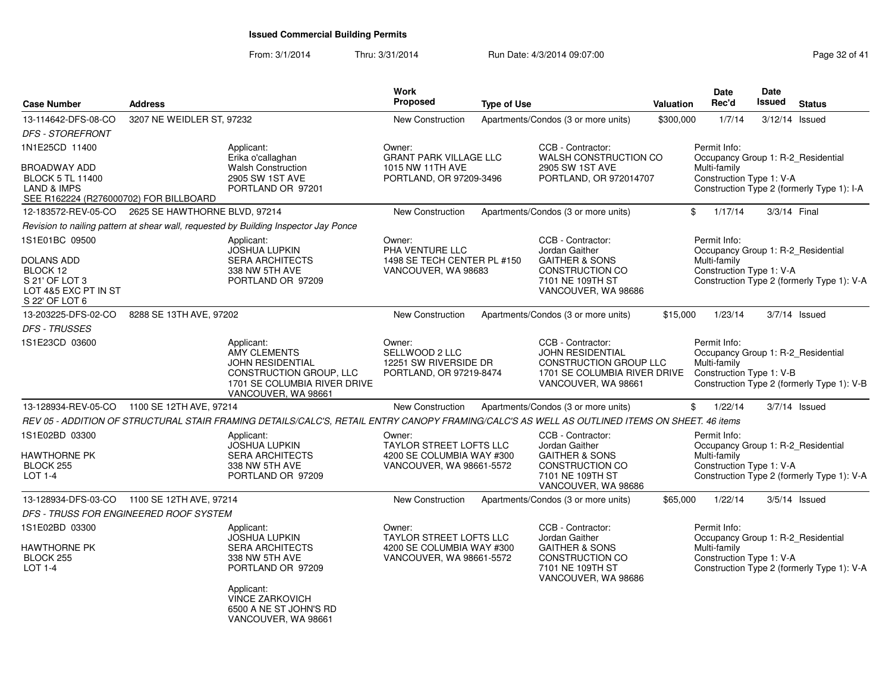## Issued Commercial Building Permits

From: 3/1/2014 Thru: 3/31/2014 Run Date: 4/3/2014 09:07:00

| Case Number | Address | | Work Proposed | Type of Use | | Valuation | Date Rec'd | Date Issued | Status |
|---|---|---|---|---|---|---|---|---|---|
| 13-114642-DFS-08-CO | 3207 NE WEIDLER ST, 97232 | | New Construction | Apartments/Condos (3 or more units) | | $300,000 | 1/7/14 | 3/12/14 | Issued |
| *DFS - STOREFRONT* | | | | | | | | | |
| 1N1E25CD 11400<br>BROADWAY ADD<br>BLOCK 5 TL 11400<br>LAND & IMPS<br>SEE R162224 (R276000702) FOR BILLBOARD | | Applicant:<br>Erika o'callaghan<br>Walsh Construction<br>2905 SW 1ST AVE<br>PORTLAND OR 97201 | Owner:<br>GRANT PARK VILLAGE LLC<br>1015 NW 11TH AVE<br>PORTLAND, OR 97209-3496 | | CCB - Contractor:<br>WALSH CONSTRUCTION CO<br>2905 SW 1ST AVE<br>PORTLAND, OR 972014707 | | Permit Info:<br>Occupancy Group 1: R-2_Residential Multi-family<br>Construction Type 1: V-A<br>Construction Type 2 (formerly Type 1): I-A | | |
| 12-183572-REV-05-CO | 2625 SE HAWTHORNE BLVD, 97214 | | New Construction | Apartments/Condos (3 or more units) | | $ | 1/17/14 | 3/3/14 | Final |
| *Revision to nailing pattern at shear wall, requested by Building Inspector Jay Ponce* | | | | | | | | | |
| 1S1E01BC 09500<br>DOLANS ADD<br>BLOCK 12<br>S 21' OF LOT 3<br>LOT 4&5 EXC PT IN ST<br>S 22' OF LOT 6 | | Applicant:<br>JOSHUA LUPKIN<br>SERA ARCHITECTS<br>338 NW 5TH AVE<br>PORTLAND OR 97209 | Owner:<br>PHA VENTURE LLC<br>1498 SE TECH CENTER PL #150<br>VANCOUVER, WA 98683 | | CCB - Contractor:<br>Jordan Gaither<br>GAITHER & SONS CONSTRUCTION CO<br>7101 NE 109TH ST<br>VANCOUVER, WA 98686 | | Permit Info:<br>Occupancy Group 1: R-2_Residential Multi-family<br>Construction Type 1: V-A<br>Construction Type 2 (formerly Type 1): V-A | | |
| 13-203225-DFS-02-CO | 8288 SE 13TH AVE, 97202 | | New Construction | Apartments/Condos (3 or more units) | | $15,000 | 1/23/14 | 3/7/14 | Issued |
| *DFS - TRUSSES* | | | | | | | | | |
| 1S1E23CD 03600 | | Applicant:<br>AMY CLEMENTS<br>JOHN RESIDENTIAL CONSTRUCTION GROUP, LLC<br>1701 SE COLUMBIA RIVER DRIVE<br>VANCOUVER, WA 98661 | Owner:<br>SELLWOOD 2 LLC<br>12251 SW RIVERSIDE DR<br>PORTLAND, OR 97219-8474 | | CCB - Contractor:<br>JOHN RESIDENTIAL CONSTRUCTION GROUP LLC<br>1701 SE COLUMBIA RIVER DRIVE<br>VANCOUVER, WA 98661 | | Permit Info:<br>Occupancy Group 1: R-2_Residential Multi-family<br>Construction Type 1: V-B<br>Construction Type 2 (formerly Type 1): V-B | | |
| 13-128934-REV-05-CO | 1100 SE 12TH AVE, 97214 | | New Construction | Apartments/Condos (3 or more units) | | $ | 1/22/14 | 3/7/14 | Issued |
| *REV 05 - ADDITION OF STRUCTURAL STAIR FRAMING DETAILS/CALC'S, RETAIL ENTRY CANOPY FRAMING/CALC'S AS WELL AS OUTLINED ITEMS ON SHEET. 46 items* | | | | | | | | | |
| 1S1E02BD 03300<br>HAWTHORNE PK<br>BLOCK 255<br>LOT 1-4 | | Applicant:<br>JOSHUA LUPKIN<br>SERA ARCHITECTS<br>338 NW 5TH AVE<br>PORTLAND OR 97209 | Owner:<br>TAYLOR STREET LOFTS LLC<br>4200 SE COLUMBIA WAY #300<br>VANCOUVER, WA 98661-5572 | | CCB - Contractor:<br>Jordan Gaither<br>GAITHER & SONS CONSTRUCTION CO<br>7101 NE 109TH ST<br>VANCOUVER, WA 98686 | | Permit Info:<br>Occupancy Group 1: R-2_Residential Multi-family<br>Construction Type 1: V-A<br>Construction Type 2 (formerly Type 1): V-A | | |
| 13-128934-DFS-03-CO | 1100 SE 12TH AVE, 97214 | | New Construction | Apartments/Condos (3 or more units) | | $65,000 | 1/22/14 | 3/5/14 | Issued |
| *DFS - TRUSS FOR ENGINEERED ROOF SYSTEM* | | | | | | | | | |
| 1S1E02BD 03300<br>HAWTHORNE PK<br>BLOCK 255<br>LOT 1-4 | | Applicant:<br>JOSHUA LUPKIN<br>SERA ARCHITECTS<br>338 NW 5TH AVE<br>PORTLAND OR 97209<br><br>Applicant:<br>VINCE ZARKOVICH<br>6500 A NE ST JOHN'S RD<br>VANCOUVER, WA 98661 | Owner:<br>TAYLOR STREET LOFTS LLC<br>4200 SE COLUMBIA WAY #300<br>VANCOUVER, WA 98661-5572 | | CCB - Contractor:<br>Jordan Gaither<br>GAITHER & SONS CONSTRUCTION CO<br>7101 NE 109TH ST<br>VANCOUVER, WA 98686 | | Permit Info:<br>Occupancy Group 1: R-2_Residential Multi-family<br>Construction Type 1: V-A<br>Construction Type 2 (formerly Type 1): V-A | | |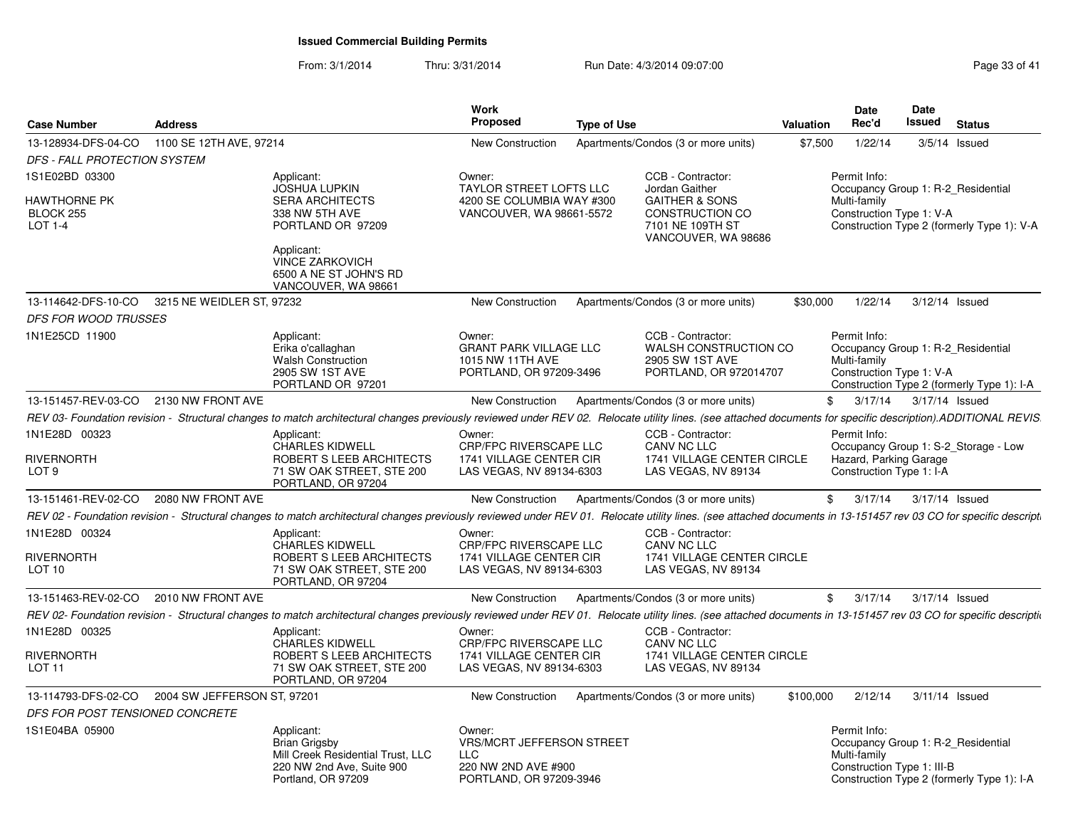## Issued Commercial Building Permits

From: 3/1/2014 Thru: 3/31/2014 Run Date: 4/3/2014 09:07:00

| Case Number | Address | Work Proposed | Type of Use | Valuation | Date Rec'd | Date Issued | Status |
|---|---|---|---|---|---|---|---|
| 13-128934-DFS-04-CO | 1100 SE 12TH AVE, 97214 | New Construction | Apartments/Condos (3 or more units) | $7,500 | 1/22/14 | 3/5/14 | Issued |

*DFS - FALL PROTECTION SYSTEM*

1S1E02BD 03300
HAWTHORNE PK
BLOCK 255
LOT 1-4

Applicant:
JOSHUA LUPKIN
SERA ARCHITECTS
338 NW 5TH AVE
PORTLAND OR 97209

Applicant:
VINCE ZARKOVICH
6500 A NE ST JOHN'S RD
VANCOUVER, WA 98661

Owner:
TAYLOR STREET LOFTS LLC
4200 SE COLUMBIA WAY #300
VANCOUVER, WA 98661-5572

CCB - Contractor:
Jordan Gaither
GAITHER & SONS CONSTRUCTION CO
7101 NE 109TH ST
VANCOUVER, WA 98686

Permit Info:
Occupancy Group 1: R-2_Residential Multi-family
Construction Type 1: V-A
Construction Type 2 (formerly Type 1): V-A

---

| Case Number | Address | Work Proposed | Type of Use | Valuation | Date Rec'd | Date Issued | Status |
|---|---|---|---|---|---|---|---|
| 13-114642-DFS-10-CO | 3215 NE WEIDLER ST, 97232 | New Construction | Apartments/Condos (3 or more units) | $30,000 | 1/22/14 | 3/12/14 | Issued |

*DFS FOR WOOD TRUSSES*

1N1E25CD 11900

Applicant:
Erika o'callaghan
Walsh Construction
2905 SW 1ST AVE
PORTLAND OR 97201

Owner:
GRANT PARK VILLAGE LLC
1015 NW 11TH AVE
PORTLAND, OR 97209-3496

CCB - Contractor:
WALSH CONSTRUCTION CO
2905 SW 1ST AVE
PORTLAND, OR 972014707

Permit Info:
Occupancy Group 1: R-2_Residential Multi-family
Construction Type 1: V-A
Construction Type 2 (formerly Type 1): I-A

---

| Case Number | Address | Work Proposed | Type of Use | Valuation | Date Rec'd | Date Issued | Status |
|---|---|---|---|---|---|---|---|
| 13-151457-REV-03-CO | 2130 NW FRONT AVE | New Construction | Apartments/Condos (3 or more units) | $ | 3/17/14 | 3/17/14 | Issued |

*REV 03- Foundation revision - Structural changes to match architectural changes previously reviewed under REV 02. Relocate utility lines. (see attached documents for specific description).ADDITIONAL REVIS*

1N1E28D 00323
RIVERNORTH
LOT 9

Applicant:
CHARLES KIDWELL
ROBERT S LEEB ARCHITECTS
71 SW OAK STREET, STE 200
PORTLAND, OR 97204

Owner:
CRP/FPC RIVERSCAPE LLC
1741 VILLAGE CENTER CIR
LAS VEGAS, NV 89134-6303

CCB - Contractor:
CANV NC LLC
1741 VILLAGE CENTER CIRCLE
LAS VEGAS, NV 89134

Permit Info:
Occupancy Group 1: S-2_Storage - Low Hazard, Parking Garage
Construction Type 1: I-A

---

| Case Number | Address | Work Proposed | Type of Use | Valuation | Date Rec'd | Date Issued | Status |
|---|---|---|---|---|---|---|---|
| 13-151461-REV-02-CO | 2080 NW FRONT AVE | New Construction | Apartments/Condos (3 or more units) | $ | 3/17/14 | 3/17/14 | Issued |

*REV 02 - Foundation revision - Structural changes to match architectural changes previously reviewed under REV 01. Relocate utility lines. (see attached documents in 13-151457 rev 03 CO for specific descripti*

1N1E28D 00324
RIVERNORTH
LOT 10

Applicant:
CHARLES KIDWELL
ROBERT S LEEB ARCHITECTS
71 SW OAK STREET, STE 200
PORTLAND, OR 97204

Owner:
CRP/FPC RIVERSCAPE LLC
1741 VILLAGE CENTER CIR
LAS VEGAS, NV 89134-6303

CCB - Contractor:
CANV NC LLC
1741 VILLAGE CENTER CIRCLE
LAS VEGAS, NV 89134

---

| Case Number | Address | Work Proposed | Type of Use | Valuation | Date Rec'd | Date Issued | Status |
|---|---|---|---|---|---|---|---|
| 13-151463-REV-02-CO | 2010 NW FRONT AVE | New Construction | Apartments/Condos (3 or more units) | $ | 3/17/14 | 3/17/14 | Issued |

*REV 02- Foundation revision - Structural changes to match architectural changes previously reviewed under REV 01. Relocate utility lines. (see attached documents in 13-151457 rev 03 CO for specific descripti*

1N1E28D 00325
RIVERNORTH
LOT 11

Applicant:
CHARLES KIDWELL
ROBERT S LEEB ARCHITECTS
71 SW OAK STREET, STE 200
PORTLAND, OR 97204

Owner:
CRP/FPC RIVERSCAPE LLC
1741 VILLAGE CENTER CIR
LAS VEGAS, NV 89134-6303

CCB - Contractor:
CANV NC LLC
1741 VILLAGE CENTER CIRCLE
LAS VEGAS, NV 89134

---

| Case Number | Address | Work Proposed | Type of Use | Valuation | Date Rec'd | Date Issued | Status |
|---|---|---|---|---|---|---|---|
| 13-114793-DFS-02-CO | 2004 SW JEFFERSON ST, 97201 | New Construction | Apartments/Condos (3 or more units) | $100,000 | 2/12/14 | 3/11/14 | Issued |

*DFS FOR POST TENSIONED CONCRETE*

1S1E04BA 05900

Applicant:
Brian Grigsby
Mill Creek Residential Trust, LLC
220 NW 2nd Ave, Suite 900
Portland, OR 97209

Owner:
VRS/MCRT JEFFERSON STREET LLC
220 NW 2ND AVE #900
PORTLAND, OR 97209-3946

Permit Info:
Occupancy Group 1: R-2_Residential Multi-family
Construction Type 1: III-B
Construction Type 2 (formerly Type 1): I-A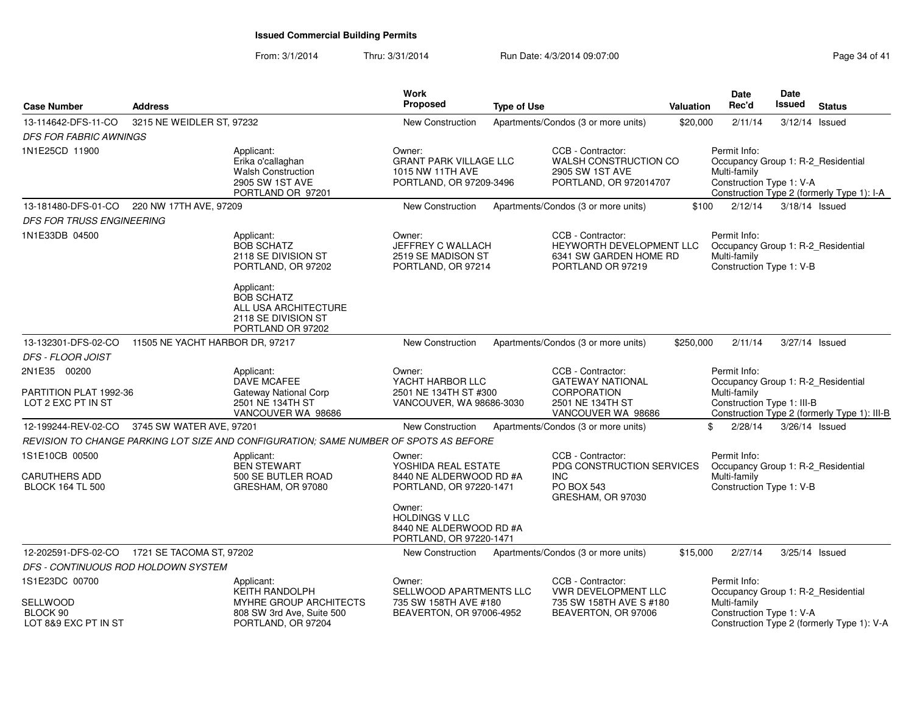# Issued Commercial Building Permits

From: 3/1/2014 Thru: 3/31/2014 Run Date: 4/3/2014 09:07:00

| Case Number | Address | Work Proposed | Type of Use | Valuation | Date Rec'd | Date Issued | Status |
|---|---|---|---|---|---|---|---|
| 13-114642-DFS-11-CO | 3215 NE WEIDLER ST, 97232 | New Construction | Apartments/Condos (3 or more units) | $20,000 | 2/11/14 | 3/12/14 | Issued |

*DFS FOR FABRIC AWNINGS*

1N1E25CD 11900

Applicant:
Erika o'callaghan
Walsh Construction
2905 SW 1ST AVE
PORTLAND OR 97201

Owner:
GRANT PARK VILLAGE LLC
1015 NW 11TH AVE
PORTLAND, OR 97209-3496

CCB - Contractor:
WALSH CONSTRUCTION CO
2905 SW 1ST AVE
PORTLAND, OR 972014707

Permit Info:
Occupancy Group 1: R-2_Residential Multi-family
Construction Type 1: V-A
Construction Type 2 (formerly Type 1): I-A

| Case Number | Address | Work Proposed | Type of Use | Valuation | Date Rec'd | Date Issued | Status |
|---|---|---|---|---|---|---|---|
| 13-181480-DFS-01-CO | 220 NW 17TH AVE, 97209 | New Construction | Apartments/Condos (3 or more units) | $100 | 2/12/14 | 3/18/14 | Issued |

*DFS FOR TRUSS ENGINEERING*

1N1E33DB 04500

Applicant:
BOB SCHATZ
2118 SE DIVISION ST
PORTLAND, OR 97202

Applicant:
BOB SCHATZ
ALL USA ARCHITECTURE
2118 SE DIVISION ST
PORTLAND OR 97202

Owner:
JEFFREY C WALLACH
2519 SE MADISON ST
PORTLAND, OR 97214

CCB - Contractor:
HEYWORTH DEVELOPMENT LLC
6341 SW GARDEN HOME RD
PORTLAND OR 97219

Permit Info:
Occupancy Group 1: R-2_Residential Multi-family
Construction Type 1: V-B

| Case Number | Address | Work Proposed | Type of Use | Valuation | Date Rec'd | Date Issued | Status |
|---|---|---|---|---|---|---|---|
| 13-132301-DFS-02-CO | 11505 NE YACHT HARBOR DR, 97217 | New Construction | Apartments/Condos (3 or more units) | $250,000 | 2/11/14 | 3/27/14 | Issued |

*DFS - FLOOR JOIST*

2N1E35 00200

PARTITION PLAT 1992-36
LOT 2 EXC PT IN ST

Applicant:
DAVE MCAFEE
Gateway National Corp
2501 NE 134TH ST
VANCOUVER WA 98686

Owner:
YACHT HARBOR LLC
2501 NE 134TH ST #300
VANCOUVER, WA 98686-3030

CCB - Contractor:
GATEWAY NATIONAL CORPORATION
2501 NE 134TH ST
VANCOUVER WA 98686

Permit Info:
Occupancy Group 1: R-2_Residential Multi-family
Construction Type 1: III-B
Construction Type 2 (formerly Type 1): III-B

| Case Number | Address | Work Proposed | Type of Use | Valuation | Date Rec'd | Date Issued | Status |
|---|---|---|---|---|---|---|---|
| 12-199244-REV-02-CO | 3745 SW WATER AVE, 97201 | New Construction | Apartments/Condos (3 or more units) | $ | 2/28/14 | 3/26/14 | Issued |

*REVISION TO CHANGE PARKING LOT SIZE AND CONFIGURATION; SAME NUMBER OF SPOTS AS BEFORE*

1S1E10CB 00500

CARUTHERS ADD
BLOCK 164 TL 500

Applicant:
BEN STEWART
500 SE BUTLER ROAD
GRESHAM, OR 97080

Owner:
YOSHIDA REAL ESTATE
8440 NE ALDERWOOD RD #A
PORTLAND, OR 97220-1471

Owner:
HOLDINGS V LLC
8440 NE ALDERWOOD RD #A
PORTLAND, OR 97220-1471

CCB - Contractor:
PDG CONSTRUCTION SERVICES INC
PO BOX 543
GRESHAM, OR 97030

Permit Info:
Occupancy Group 1: R-2_Residential Multi-family
Construction Type 1: V-B

| Case Number | Address | Work Proposed | Type of Use | Valuation | Date Rec'd | Date Issued | Status |
|---|---|---|---|---|---|---|---|
| 12-202591-DFS-02-CO | 1721 SE TACOMA ST, 97202 | New Construction | Apartments/Condos (3 or more units) | $15,000 | 2/27/14 | 3/25/14 | Issued |

*DFS - CONTINUOUS ROD HOLDOWN SYSTEM*

1S1E23DC 00700

SELLWOOD
BLOCK 90
LOT 8&9 EXC PT IN ST

Applicant:
KEITH RANDOLPH
MYHRE GROUP ARCHITECTS
808 SW 3rd Ave, Suite 500
PORTLAND, OR 97204

Owner:
SELLWOOD APARTMENTS LLC
735 SW 158TH AVE #180
BEAVERTON, OR 97006-4952

CCB - Contractor:
VWR DEVELOPMENT LLC
735 SW 158TH AVE S #180
BEAVERTON, OR 97006

Permit Info:
Occupancy Group 1: R-2_Residential Multi-family
Construction Type 1: V-A
Construction Type 2 (formerly Type 1): V-A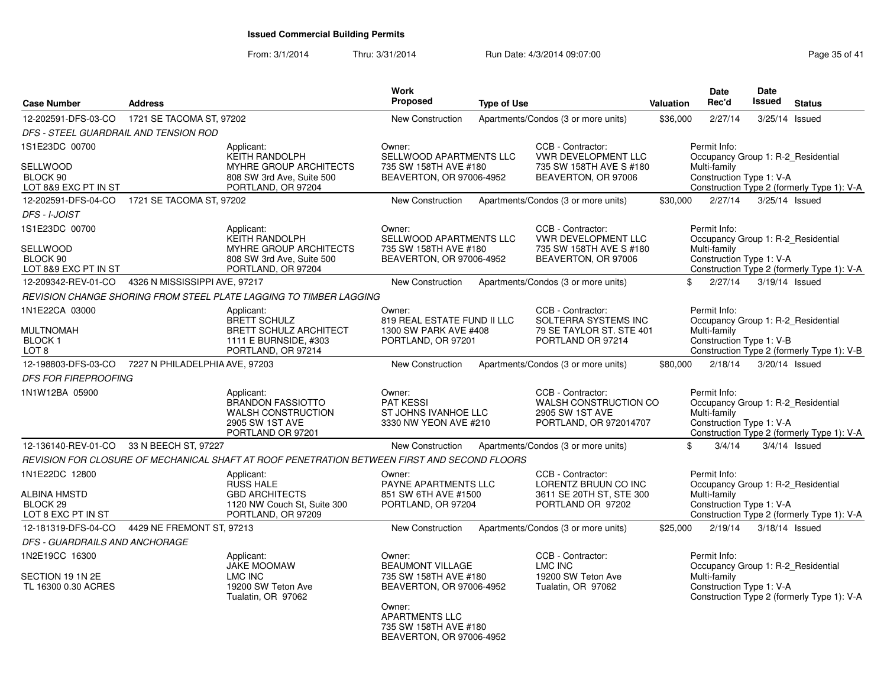# Issued Commercial Building Permits

From: 3/1/2014 Thru: 3/31/2014 Run Date: 4/3/2014 09:07:00

| Case Number | Address | Work Proposed | Type of Use | Valuation | Date Rec'd | Date Issued | Status |
|---|---|---|---|---|---|---|---|
| 12-202591-DFS-03-CO | 1721 SE TACOMA ST, 97202 | New Construction | Apartments/Condos (3 or more units) | $36,000 | 2/27/14 | 3/25/14 | Issued |

*DFS - STEEL GUARDRAIL AND TENSION ROD*

1S1E23DC 00700
SELLWOOD
BLOCK 90
LOT 8&9 EXC PT IN ST

Applicant:
KEITH RANDOLPH
MYHRE GROUP ARCHITECTS
808 SW 3rd Ave, Suite 500
PORTLAND, OR 97204

Owner:
SELLWOOD APARTMENTS LLC
735 SW 158TH AVE #180
BEAVERTON, OR 97006-4952

CCB - Contractor:
VWR DEVELOPMENT LLC
735 SW 158TH AVE S #180
BEAVERTON, OR 97006

Permit Info:
Occupancy Group 1: R-2_Residential Multi-family
Construction Type 1: V-A
Construction Type 2 (formerly Type 1): V-A

| Case Number | Address | Work Proposed | Type of Use | Valuation | Date Rec'd | Date Issued | Status |
|---|---|---|---|---|---|---|---|
| 12-202591-DFS-04-CO | 1721 SE TACOMA ST, 97202 | New Construction | Apartments/Condos (3 or more units) | $30,000 | 2/27/14 | 3/25/14 | Issued |

*DFS - I-JOIST*

1S1E23DC 00700
SELLWOOD
BLOCK 90
LOT 8&9 EXC PT IN ST

Applicant:
KEITH RANDOLPH
MYHRE GROUP ARCHITECTS
808 SW 3rd Ave, Suite 500
PORTLAND, OR 97204

Owner:
SELLWOOD APARTMENTS LLC
735 SW 158TH AVE #180
BEAVERTON, OR 97006-4952

CCB - Contractor:
VWR DEVELOPMENT LLC
735 SW 158TH AVE S #180
BEAVERTON, OR 97006

Permit Info:
Occupancy Group 1: R-2_Residential Multi-family
Construction Type 1: V-A
Construction Type 2 (formerly Type 1): V-A

| Case Number | Address | Work Proposed | Type of Use | Valuation | Date Rec'd | Date Issued | Status |
|---|---|---|---|---|---|---|---|
| 12-209342-REV-01-CO | 4326 N MISSISSIPPI AVE, 97217 | New Construction | Apartments/Condos (3 or more units) | $ | 2/27/14 | 3/19/14 | Issued |

*REVISION CHANGE SHORING FROM STEEL PLATE LAGGING TO TIMBER LAGGING*

1N1E22CA 03000
MULTNOMAH
BLOCK 1
LOT 8

Applicant:
BRETT SCHULZ
BRETT SCHULZ ARCHITECT
1111 E BURNSIDE, #303
PORTLAND, OR 97214

Owner:
819 REAL ESTATE FUND II LLC
1300 SW PARK AVE #408
PORTLAND, OR 97201

CCB - Contractor:
SOLTERRA SYSTEMS INC
79 SE TAYLOR ST. STE 401
PORTLAND OR 97214

Permit Info:
Occupancy Group 1: R-2_Residential Multi-family
Construction Type 1: V-B
Construction Type 2 (formerly Type 1): V-B

| Case Number | Address | Work Proposed | Type of Use | Valuation | Date Rec'd | Date Issued | Status |
|---|---|---|---|---|---|---|---|
| 12-198803-DFS-03-CO | 7227 N PHILADELPHIA AVE, 97203 | New Construction | Apartments/Condos (3 or more units) | $80,000 | 2/18/14 | 3/20/14 | Issued |

*DFS FOR FIREPROOFING*

1N1W12BA 05900

Applicant:
BRANDON FASSIOTTO
WALSH CONSTRUCTION
2905 SW 1ST AVE
PORTLAND OR 97201

Owner:
PAT KESSI
ST JOHNS IVANHOE LLC
3330 NW YEON AVE #210

CCB - Contractor:
WALSH CONSTRUCTION CO
2905 SW 1ST AVE
PORTLAND, OR 972014707

Permit Info:
Occupancy Group 1: R-2_Residential Multi-family
Construction Type 1: V-A
Construction Type 2 (formerly Type 1): V-A

| Case Number | Address | Work Proposed | Type of Use | Valuation | Date Rec'd | Date Issued | Status |
|---|---|---|---|---|---|---|---|
| 12-136140-REV-01-CO | 33 N BEECH ST, 97227 | New Construction | Apartments/Condos (3 or more units) | $ | 3/4/14 | 3/4/14 | Issued |

*REVISION FOR CLOSURE OF MECHANICAL SHAFT AT ROOF PENETRATION BETWEEN FIRST AND SECOND FLOORS*

1N1E22DC 12800
ALBINA HMSTD
BLOCK 29
LOT 8 EXC PT IN ST

Applicant:
RUSS HALE
GBD ARCHITECTS
1120 NW Couch St, Suite 300
PORTLAND, OR 97209

Owner:
PAYNE APARTMENTS LLC
851 SW 6TH AVE #1500
PORTLAND, OR 97204

CCB - Contractor:
LORENTZ BRUUN CO INC
3611 SE 20TH ST, STE 300
PORTLAND OR 97202

Permit Info:
Occupancy Group 1: R-2_Residential Multi-family
Construction Type 1: V-A
Construction Type 2 (formerly Type 1): V-A

| Case Number | Address | Work Proposed | Type of Use | Valuation | Date Rec'd | Date Issued | Status |
|---|---|---|---|---|---|---|---|
| 12-181319-DFS-04-CO | 4429 NE FREMONT ST, 97213 | New Construction | Apartments/Condos (3 or more units) | $25,000 | 2/19/14 | 3/18/14 | Issued |

*DFS - GUARDRAILS AND ANCHORAGE*

1N2E19CC 16300
SECTION 19 1N 2E
TL 16300 0.30 ACRES

Applicant:
JAKE MOOMAW
LMC INC
19200 SW Teton Ave
Tualatin, OR 97062

Owner:
BEAUMONT VILLAGE
735 SW 158TH AVE #180
BEAVERTON, OR 97006-4952

Owner:
APARTMENTS LLC
735 SW 158TH AVE #180
BEAVERTON, OR 97006-4952

CCB - Contractor:
LMC INC
19200 SW Teton Ave
Tualatin, OR 97062

Permit Info:
Occupancy Group 1: R-2_Residential Multi-family
Construction Type 1: V-A
Construction Type 2 (formerly Type 1): V-A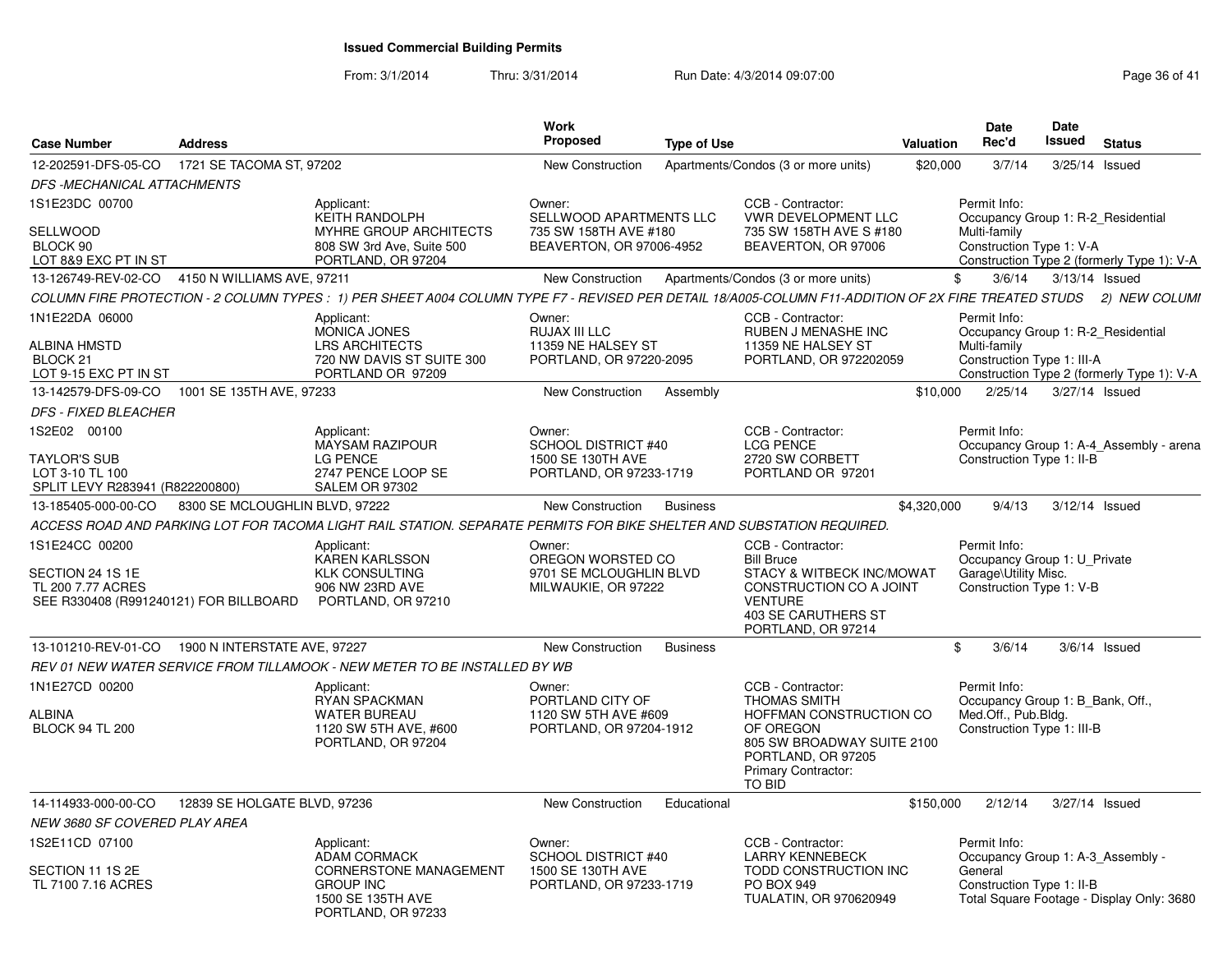## Issued Commercial Building Permits

From: 3/1/2014 Thru: 3/31/2014 Run Date: 4/3/2014 09:07:00

| Case Number | Address | | Work Proposed | Type of Use | | Valuation | Date Rec'd | Date Issued | Status |
|---|---|---|---|---|---|---|---|---|---|
| 12-202591-DFS-05-CO | 1721 SE TACOMA ST, 97202 | | New Construction | Apartments/Condos (3 or more units) | | $20,000 | 3/7/14 | 3/25/14 | Issued |
| *DFS -MECHANICAL ATTACHMENTS* | | | | | | | | | |
| 1S1E23DC 00700<br><br>SELLWOOD<br>BLOCK 90<br>LOT 8&9 EXC PT IN ST | | Applicant:<br>KEITH RANDOLPH<br>MYHRE GROUP ARCHITECTS<br>808 SW 3rd Ave, Suite 500<br>PORTLAND, OR 97204 | Owner:<br>SELLWOOD APARTMENTS LLC<br>735 SW 158TH AVE #180<br>BEAVERTON, OR 97006-4952 | | CCB - Contractor:<br>VWR DEVELOPMENT LLC<br>735 SW 158TH AVE S #180<br>BEAVERTON, OR 97006 | | Permit Info:<br>Occupancy Group 1: R-2_Residential Multi-family<br>Construction Type 1: V-A<br>Construction Type 2 (formerly Type 1): V-A | | |
| 13-126749-REV-02-CO | 4150 N WILLIAMS AVE, 97211 | | New Construction | Apartments/Condos (3 or more units) | | $ | 3/6/14 | 3/13/14 | Issued |
| *COLUMN FIRE PROTECTION - 2 COLUMN TYPES : 1) PER SHEET A004 COLUMN TYPE F7 - REVISED PER DETAIL 18/A005-COLUMN F11-ADDITION OF 2X FIRE TREATED STUDS 2) NEW COLUMI* | | | | | | | | | |
| 1N1E22DA 06000<br><br>ALBINA HMSTD<br>BLOCK 21<br>LOT 9-15 EXC PT IN ST | | Applicant:<br>MONICA JONES<br>LRS ARCHITECTS<br>720 NW DAVIS ST SUITE 300<br>PORTLAND OR 97209 | Owner:<br>RUJAX III LLC<br>11359 NE HALSEY ST<br>PORTLAND, OR 97220-2095 | | CCB - Contractor:<br>RUBEN J MENASHE INC<br>11359 NE HALSEY ST<br>PORTLAND, OR 972202059 | | Permit Info:<br>Occupancy Group 1: R-2_Residential Multi-family<br>Construction Type 1: III-A<br>Construction Type 2 (formerly Type 1): V-A | | |
| 13-142579-DFS-09-CO | 1001 SE 135TH AVE, 97233 | | New Construction | Assembly | | $10,000 | 2/25/14 | 3/27/14 | Issued |
| *DFS - FIXED BLEACHER* | | | | | | | | | |
| 1S2E02 00100<br><br>TAYLOR'S SUB<br>LOT 3-10 TL 100<br>SPLIT LEVY R283941 (R822200800) | | Applicant:<br>MAYSAM RAZIPOUR<br>LG PENCE<br>2747 PENCE LOOP SE<br>SALEM OR 97302 | Owner:<br>SCHOOL DISTRICT #40<br>1500 SE 130TH AVE<br>PORTLAND, OR 97233-1719 | | CCB - Contractor:<br>LCG PENCE<br>2720 SW CORBETT<br>PORTLAND OR 97201 | | Permit Info:<br>Occupancy Group 1: A-4_Assembly - arena<br>Construction Type 1: II-B | | |
| 13-185405-000-00-CO | 8300 SE MCLOUGHLIN BLVD, 97222 | | New Construction | Business | | $4,320,000 | 9/4/13 | 3/12/14 | Issued |
| *ACCESS ROAD AND PARKING LOT FOR TACOMA LIGHT RAIL STATION. SEPARATE PERMITS FOR BIKE SHELTER AND SUBSTATION REQUIRED.* | | | | | | | | | |
| 1S1E24CC 00200<br><br>SECTION 24 1S 1E<br>TL 200 7.77 ACRES<br>SEE R330408 (R991240121) FOR BILLBOARD | | Applicant:<br>KAREN KARLSSON<br>KLK CONSULTING<br>906 NW 23RD AVE<br>PORTLAND, OR 97210 | Owner:<br>OREGON WORSTED CO<br>9701 SE MCLOUGHLIN BLVD<br>MILWAUKIE, OR 97222 | | CCB - Contractor:<br>Bill Bruce<br>STACY & WITBECK INC/MOWAT CONSTRUCTION CO A JOINT VENTURE<br>403 SE CARUTHERS ST<br>PORTLAND, OR 97214 | | Permit Info:<br>Occupancy Group 1: U_Private Garage\Utility Misc.<br>Construction Type 1: V-B | | |
| 13-101210-REV-01-CO | 1900 N INTERSTATE AVE, 97227 | | New Construction | Business | | $ | 3/6/14 | 3/6/14 | Issued |
| *REV 01 NEW WATER SERVICE FROM TILLAMOOK - NEW METER TO BE INSTALLED BY WB* | | | | | | | | | |
| 1N1E27CD 00200<br><br>ALBINA<br>BLOCK 94 TL 200 | | Applicant:<br>RYAN SPACKMAN<br>WATER BUREAU<br>1120 SW 5TH AVE, #600<br>PORTLAND, OR 97204 | Owner:<br>PORTLAND CITY OF<br>1120 SW 5TH AVE #609<br>PORTLAND, OR 97204-1912 | | CCB - Contractor:<br>THOMAS SMITH<br>HOFFMAN CONSTRUCTION CO OF OREGON<br>805 SW BROADWAY SUITE 2100<br>PORTLAND, OR 97205<br>Primary Contractor:<br>TO BID | | Permit Info:<br>Occupancy Group 1: B_Bank, Off., Med.Off., Pub.Bldg.<br>Construction Type 1: III-B | | |
| 14-114933-000-00-CO | 12839 SE HOLGATE BLVD, 97236 | | New Construction | Educational | | $150,000 | 2/12/14 | 3/27/14 | Issued |
| *NEW 3680 SF COVERED PLAY AREA* | | | | | | | | | |
| 1S2E11CD 07100<br><br>SECTION 11 1S 2E<br>TL 7100 7.16 ACRES | | Applicant:<br>ADAM CORMACK<br>CORNERSTONE MANAGEMENT GROUP INC<br>1500 SE 135TH AVE<br>PORTLAND, OR 97233 | Owner:<br>SCHOOL DISTRICT #40<br>1500 SE 130TH AVE<br>PORTLAND, OR 97233-1719 | | CCB - Contractor:<br>LARRY KENNEBECK<br>TODD CONSTRUCTION INC<br>PO BOX 949<br>TUALATIN, OR 970620949 | | Permit Info:<br>Occupancy Group 1: A-3_Assembly - General<br>Construction Type 1: II-B<br>Total Square Footage - Display Only: 3680 | | |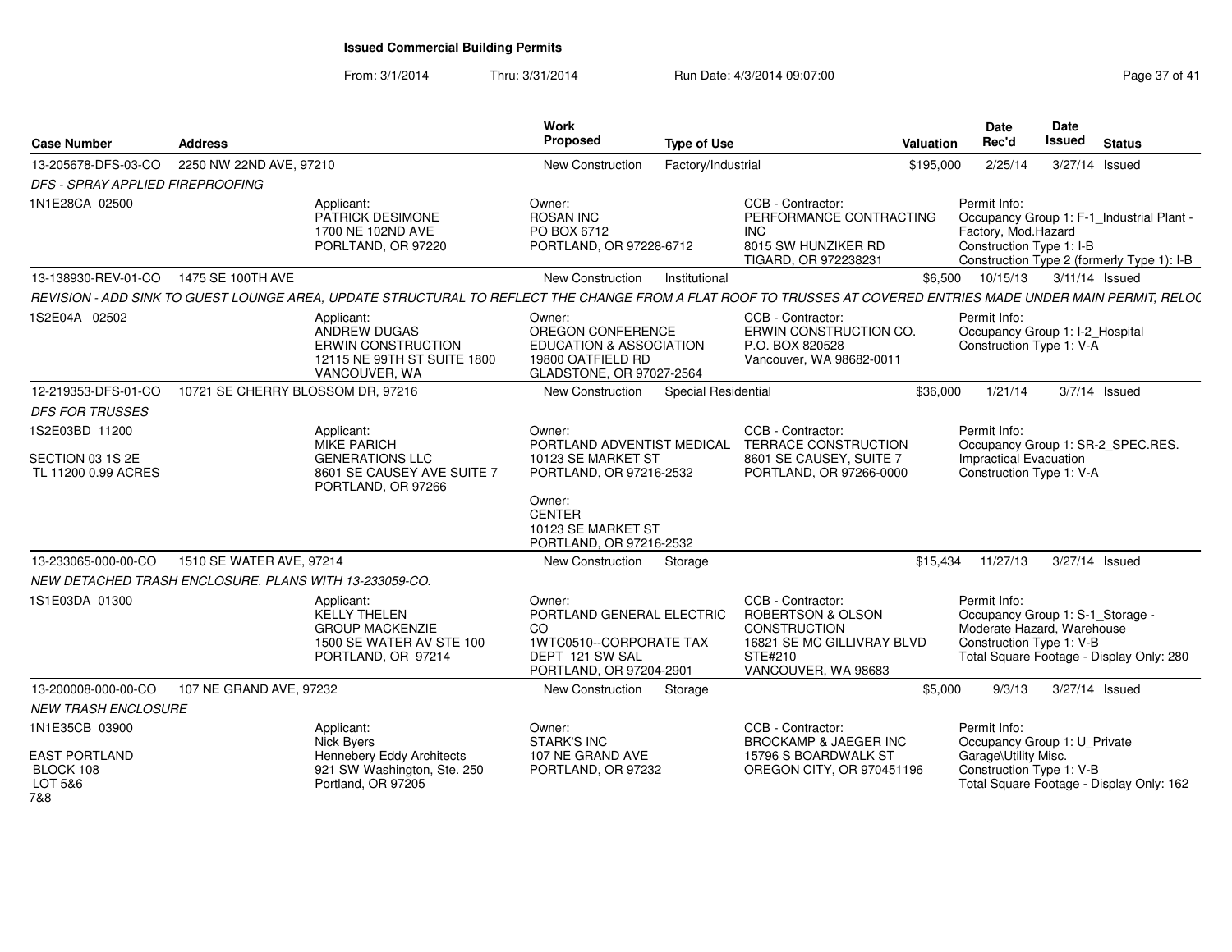# Issued Commercial Building Permits

From: 3/1/2014 Thru: 3/31/2014 Run Date: 4/3/2014 09:07:00

| Case Number | Address | Work Proposed | Type of Use | Valuation | Date Rec'd | Date Issued | Status |
|---|---|---|---|---|---|---|---|
| 13-205678-DFS-03-CO | 2250 NW 22ND AVE, 97210 | New Construction | Factory/Industrial | $195,000 | 2/25/14 | 3/27/14 | Issued |

DFS - SPRAY APPLIED FIREPROOFING

1N1E28CA 02500

Applicant: PATRICK DESIMONE, 1700 NE 102ND AVE, PORTLAND, OR 97220

Owner: ROSAN INC, PO BOX 6712, PORTLAND, OR 97228-6712

CCB - Contractor: PERFORMANCE CONTRACTING INC, 8015 SW HUNZIKER RD, TIGARD, OR 972238231

Permit Info: Occupancy Group 1: F-1_Industrial Plant - Factory, Mod.Hazard; Construction Type 1: I-B; Construction Type 2 (formerly Type 1): I-B

| Case Number | Address | Work Proposed | Type of Use | Valuation | Date Rec'd | Date Issued | Status |
|---|---|---|---|---|---|---|---|
| 13-138930-REV-01-CO | 1475 SE 100TH AVE | New Construction | Institutional | $6,500 | 10/15/13 | 3/11/14 | Issued |

REVISION - ADD SINK TO GUEST LOUNGE AREA, UPDATE STRUCTURAL TO REFLECT THE CHANGE FROM A FLAT ROOF TO TRUSSES AT COVERED ENTRIES MADE UNDER MAIN PERMIT, RELOC

1S2E04A 02502

Applicant: ANDREW DUGAS, ERWIN CONSTRUCTION, 12115 NE 99TH ST SUITE 1800, VANCOUVER, WA

Owner: OREGON CONFERENCE EDUCATION & ASSOCIATION, 19800 OATFIELD RD, GLADSTONE, OR 97027-2564

CCB - Contractor: ERWIN CONSTRUCTION CO., P.O. BOX 820528, Vancouver, WA 98682-0011

Permit Info: Occupancy Group 1: I-2_Hospital; Construction Type 1: V-A

| Case Number | Address | Work Proposed | Type of Use | Valuation | Date Rec'd | Date Issued | Status |
|---|---|---|---|---|---|---|---|
| 12-219353-DFS-01-CO | 10721 SE CHERRY BLOSSOM DR, 97216 | New Construction | Special Residential | $36,000 | 1/21/14 | 3/7/14 | Issued |

DFS FOR TRUSSES

1S2E03BD 11200

SECTION 03 1S 2E
TL 11200 0.99 ACRES

Applicant: MIKE PARICH, GENERATIONS LLC, 8601 SE CAUSEY AVE SUITE 7, PORTLAND, OR 97266

Owner: PORTLAND ADVENTIST MEDICAL, 10123 SE MARKET ST, PORTLAND, OR 97216-2532

Owner: CENTER, 10123 SE MARKET ST, PORTLAND, OR 97216-2532

CCB - Contractor: TERRACE CONSTRUCTION, 8601 SE CAUSEY, SUITE 7, PORTLAND, OR 97266-0000

Permit Info: Occupancy Group 1: SR-2_SPEC.RES. Impractical Evacuation; Construction Type 1: V-A

| Case Number | Address | Work Proposed | Type of Use | Valuation | Date Rec'd | Date Issued | Status |
|---|---|---|---|---|---|---|---|
| 13-233065-000-00-CO | 1510 SE WATER AVE, 97214 | New Construction | Storage | $15,434 | 11/27/13 | 3/27/14 | Issued |

NEW DETACHED TRASH ENCLOSURE. PLANS WITH 13-233059-CO.

1S1E03DA 01300

Applicant: KELLY THELEN, GROUP MACKENZIE, 1500 SE WATER AV STE 100, PORTLAND, OR 97214

Owner: PORTLAND GENERAL ELECTRIC CO, 1WTC0510--CORPORATE TAX DEPT 121 SW SAL, PORTLAND, OR 97204-2901

CCB - Contractor: ROBERTSON & OLSON CONSTRUCTION, 16821 SE MC GILLIVRAY BLVD STE#210, VANCOUVER, WA 98683

Permit Info: Occupancy Group 1: S-1_Storage - Moderate Hazard, Warehouse; Construction Type 1: V-B; Total Square Footage - Display Only: 280

| Case Number | Address | Work Proposed | Type of Use | Valuation | Date Rec'd | Date Issued | Status |
|---|---|---|---|---|---|---|---|
| 13-200008-000-00-CO | 107 NE GRAND AVE, 97232 | New Construction | Storage | $5,000 | 9/3/13 | 3/27/14 | Issued |

NEW TRASH ENCLOSURE

1N1E35CB 03900

EAST PORTLAND
BLOCK 108
LOT 5&6
7&8

Applicant: Nick Byers, Hennebery Eddy Architects, 921 SW Washington, Ste. 250, Portland, OR 97205

Owner: STARK'S INC, 107 NE GRAND AVE, PORTLAND, OR 97232

CCB - Contractor: BROCKAMP & JAEGER INC, 15796 S BOARDWALK ST, OREGON CITY, OR 970451196

Permit Info: Occupancy Group 1: U_Private Garage\Utility Misc.; Construction Type 1: V-B; Total Square Footage - Display Only: 162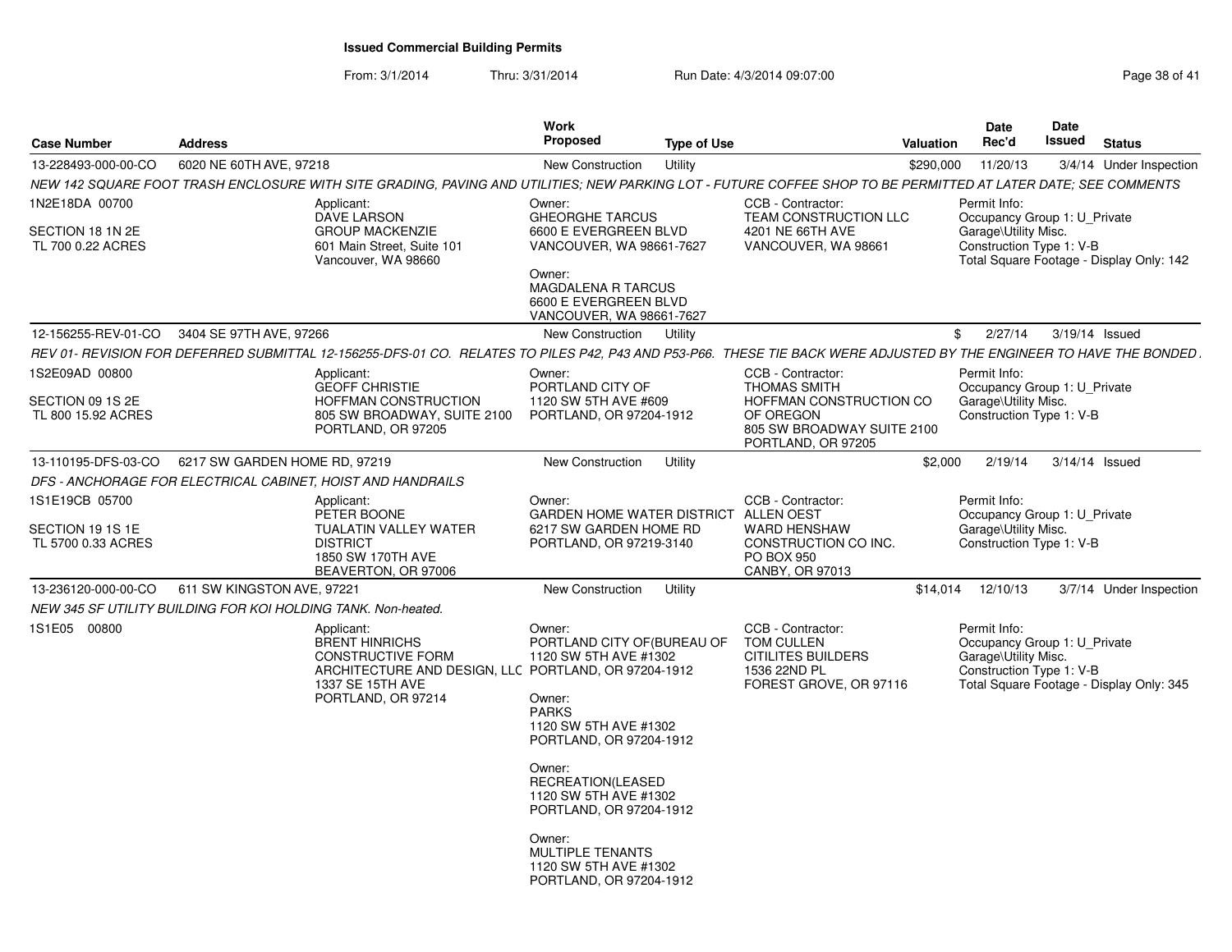**Issued Commercial Building Permits**

From: 3/1/2014 Thru: 3/31/2014 Run Date: 4/3/2014 09:07:00

| Case Number | Address | Work Proposed | Type of Use | Valuation | Date Rec'd | Date Issued | Status |
|---|---|---|---|---|---|---|---|
| 13-228493-000-00-CO | 6020 NE 60TH AVE, 97218 | New Construction | Utility | $290,000 | 11/20/13 | 3/4/14 | Under Inspection |

NEW 142 SQUARE FOOT TRASH ENCLOSURE WITH SITE GRADING, PAVING AND UTILITIES; NEW PARKING LOT - FUTURE COFFEE SHOP TO BE PERMITTED AT LATER DATE; SEE COMMENTS

1N2E18DA 00700
SECTION 18 1N 2E
TL 700 0.22 ACRES

Applicant:
DAVE LARSON
GROUP MACKENZIE
601 Main Street, Suite 101
Vancouver, WA 98660

Owner:
GHEORGHE TARCUS
6600 E EVERGREEN BLVD
VANCOUVER, WA 98661-7627

Owner:
MAGDALENA R TARCUS
6600 E EVERGREEN BLVD
VANCOUVER, WA 98661-7627

CCB - Contractor:
TEAM CONSTRUCTION LLC
4201 NE 66TH AVE
VANCOUVER, WA 98661

Permit Info:
Occupancy Group 1: U_Private Garage\Utility Misc.
Construction Type 1: V-B
Total Square Footage - Display Only: 142

| Case Number | Address | Work Proposed | Type of Use | Valuation | Date Rec'd | Date Issued | Status |
|---|---|---|---|---|---|---|---|
| 12-156255-REV-01-CO | 3404 SE 97TH AVE, 97266 | New Construction | Utility | $ | 2/27/14 | 3/19/14 | Issued |

REV 01- REVISION FOR DEFERRED SUBMITTAL 12-156255-DFS-01 CO. RELATES TO PILES P42, P43 AND P53-P66. THESE TIE BACK WERE ADJUSTED BY THE ENGINEER TO HAVE THE BONDED .

1S2E09AD 00800
SECTION 09 1S 2E
TL 800 15.92 ACRES

Applicant:
GEOFF CHRISTIE
HOFFMAN CONSTRUCTION
805 SW BROADWAY, SUITE 2100
PORTLAND, OR 97205

Owner:
PORTLAND CITY OF
1120 SW 5TH AVE #609
PORTLAND, OR 97204-1912

CCB - Contractor:
THOMAS SMITH
HOFFMAN CONSTRUCTION CO OF OREGON
805 SW BROADWAY SUITE 2100
PORTLAND, OR 97205

Permit Info:
Occupancy Group 1: U_Private Garage\Utility Misc.
Construction Type 1: V-B

| Case Number | Address | Work Proposed | Type of Use | Valuation | Date Rec'd | Date Issued | Status |
|---|---|---|---|---|---|---|---|
| 13-110195-DFS-03-CO | 6217 SW GARDEN HOME RD, 97219 | New Construction | Utility | $2,000 | 2/19/14 | 3/14/14 | Issued |

DFS - ANCHORAGE FOR ELECTRICAL CABINET, HOIST AND HANDRAILS

1S1E19CB 05700
SECTION 19 1S 1E
TL 5700 0.33 ACRES

Applicant:
PETER BOONE
TUALATIN VALLEY WATER DISTRICT
1850 SW 170TH AVE
BEAVERTON, OR 97006

Owner:
GARDEN HOME WATER DISTRICT
6217 SW GARDEN HOME RD
PORTLAND, OR 97219-3140

CCB - Contractor:
ALLEN OEST
WARD HENSHAW CONSTRUCTION CO INC.
PO BOX 950
CANBY, OR 97013

Permit Info:
Occupancy Group 1: U_Private Garage\Utility Misc.
Construction Type 1: V-B

| Case Number | Address | Work Proposed | Type of Use | Valuation | Date Rec'd | Date Issued | Status |
|---|---|---|---|---|---|---|---|
| 13-236120-000-00-CO | 611 SW KINGSTON AVE, 97221 | New Construction | Utility | $14,014 | 12/10/13 | 3/7/14 | Under Inspection |

NEW 345 SF UTILITY BUILDING FOR KOI HOLDING TANK. Non-heated.

1S1E05 00800

Applicant:
BRENT HINRICHS
CONSTRUCTIVE FORM ARCHITECTURE AND DESIGN, LLC
1337 SE 15TH AVE
PORTLAND, OR 97214

Owner:
PORTLAND CITY OF(BUREAU OF
1120 SW 5TH AVE #1302
PORTLAND, OR 97204-1912

Owner:
PARKS
1120 SW 5TH AVE #1302
PORTLAND, OR 97204-1912

Owner:
RECREATION(LEASED
1120 SW 5TH AVE #1302
PORTLAND, OR 97204-1912

Owner:
MULTIPLE TENANTS
1120 SW 5TH AVE #1302
PORTLAND, OR 97204-1912

CCB - Contractor:
TOM CULLEN
CITILITES BUILDERS
1536 22ND PL
FOREST GROVE, OR 97116

Permit Info:
Occupancy Group 1: U_Private Garage\Utility Misc.
Construction Type 1: V-B
Total Square Footage - Display Only: 345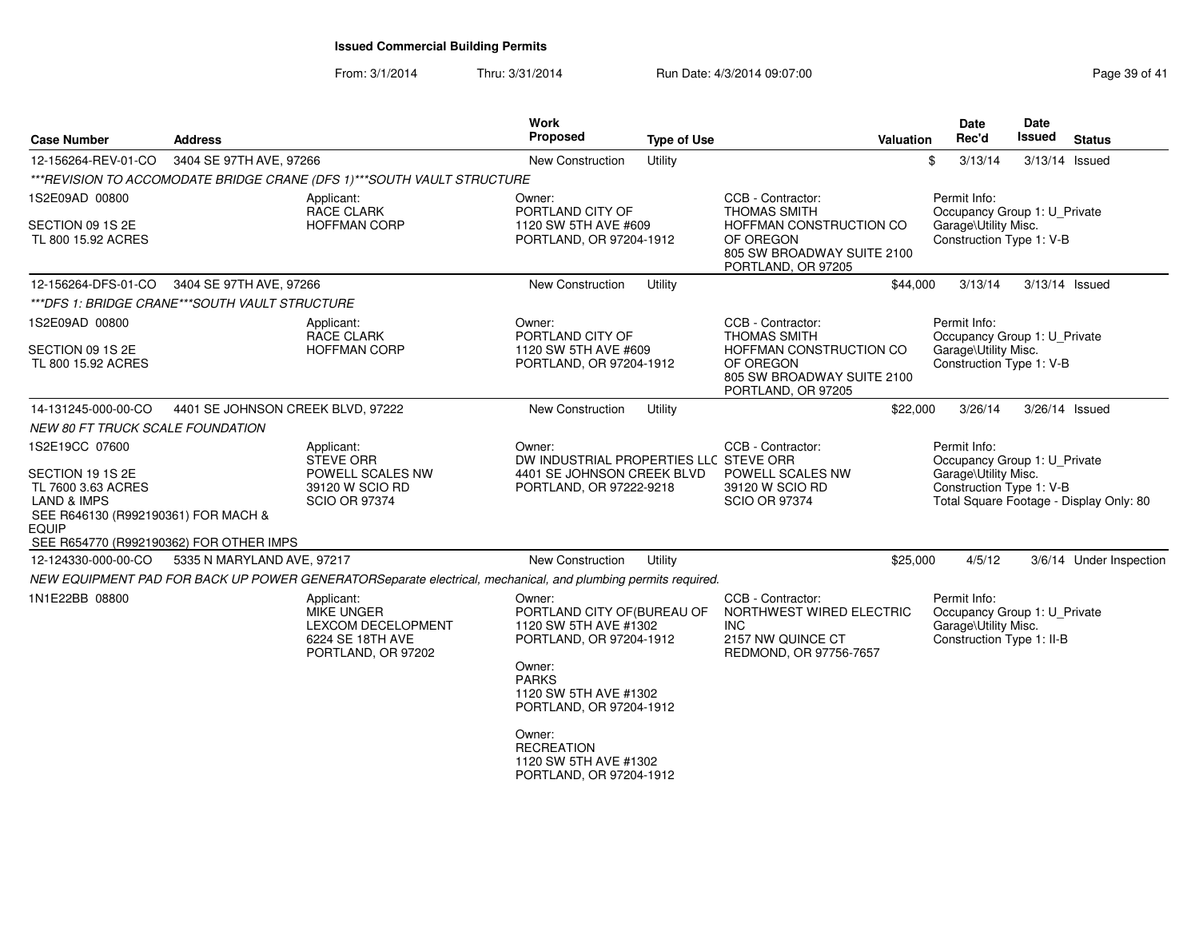**Issued Commercial Building Permits**

From: 3/1/2014 Thru: 3/31/2014 Run Date: 4/3/2014 09:07:00

| Case Number | Address | | Work Proposed | Type of Use | | Valuation | Date Rec'd | Date Issued | Status |
|---|---|---|---|---|---|---|---|---|---|
| 12-156264-REV-01-CO | 3404 SE 97TH AVE, 97266 | | New Construction | Utility | | $ | 3/13/14 | 3/13/14 | Issued |
| *\*\*\*REVISION TO ACCOMODATE BRIDGE CRANE (DFS 1)\*\*\*SOUTH VAULT STRUCTURE* | | | | | | | | | |
| 1S2E09AD 00800<br><br>SECTION 09 1S 2E<br>TL 800 15.92 ACRES | | Applicant:<br>RACE CLARK<br>HOFFMAN CORP | Owner:<br>PORTLAND CITY OF<br>1120 SW 5TH AVE #609<br>PORTLAND, OR 97204-1912 | | CCB - Contractor:<br>THOMAS SMITH<br>HOFFMAN CONSTRUCTION CO OF OREGON<br>805 SW BROADWAY SUITE 2100<br>PORTLAND, OR 97205 | | Permit Info:<br>Occupancy Group 1: U_Private Garage\Utility Misc.<br>Construction Type 1: V-B | | |
| 12-156264-DFS-01-CO | 3404 SE 97TH AVE, 97266 | | New Construction | Utility | | $44,000 | 3/13/14 | 3/13/14 | Issued |
| *\*\*\*DFS 1: BRIDGE CRANE\*\*\*SOUTH VAULT STRUCTURE* | | | | | | | | | |
| 1S2E09AD 00800<br><br>SECTION 09 1S 2E<br>TL 800 15.92 ACRES | | Applicant:<br>RACE CLARK<br>HOFFMAN CORP | Owner:<br>PORTLAND CITY OF<br>1120 SW 5TH AVE #609<br>PORTLAND, OR 97204-1912 | | CCB - Contractor:<br>THOMAS SMITH<br>HOFFMAN CONSTRUCTION CO OF OREGON<br>805 SW BROADWAY SUITE 2100<br>PORTLAND, OR 97205 | | Permit Info:<br>Occupancy Group 1: U_Private Garage\Utility Misc.<br>Construction Type 1: V-B | | |
| 14-131245-000-00-CO | 4401 SE JOHNSON CREEK BLVD, 97222 | | New Construction | Utility | | $22,000 | 3/26/14 | 3/26/14 | Issued |
| *NEW 80 FT TRUCK SCALE FOUNDATION* | | | | | | | | | |
| 1S2E19CC 07600<br><br>SECTION 19 1S 2E<br>TL 7600 3.63 ACRES<br>LAND & IMPS<br>SEE R646130 (R992190361) FOR MACH & EQUIP<br>SEE R654770 (R992190362) FOR OTHER IMPS | | Applicant:<br>STEVE ORR<br>POWELL SCALES NW<br>39120 W SCIO RD<br>SCIO OR 97374 | Owner:<br>DW INDUSTRIAL PROPERTIES LLC<br>4401 SE JOHNSON CREEK BLVD<br>PORTLAND, OR 97222-9218 | | CCB - Contractor:<br>STEVE ORR<br>POWELL SCALES NW<br>39120 W SCIO RD<br>SCIO OR 97374 | | Permit Info:<br>Occupancy Group 1: U_Private Garage\Utility Misc.<br>Construction Type 1: V-B<br>Total Square Footage - Display Only: 80 | | |
| 12-124330-000-00-CO | 5335 N MARYLAND AVE, 97217 | | New Construction | Utility | | $25,000 | 4/5/12 | 3/6/14 | Under Inspection |
| *NEW EQUIPMENT PAD FOR BACK UP POWER GENERATORSeparate electrical, mechanical, and plumbing permits required.* | | | | | | | | | |
| 1N1E22BB 08800 | | Applicant:<br>MIKE UNGER<br>LEXCOM DECELOPMENT<br>6224 SE 18TH AVE<br>PORTLAND, OR 97202 | Owner:<br>PORTLAND CITY OF(BUREAU OF<br>1120 SW 5TH AVE #1302<br>PORTLAND, OR 97204-1912<br><br>Owner:<br>PARKS<br>1120 SW 5TH AVE #1302<br>PORTLAND, OR 97204-1912<br><br>Owner:<br>RECREATION<br>1120 SW 5TH AVE #1302<br>PORTLAND, OR 97204-1912 | | CCB - Contractor:<br>NORTHWEST WIRED ELECTRIC INC<br>2157 NW QUINCE CT<br>REDMOND, OR 97756-7657 | | Permit Info:<br>Occupancy Group 1: U_Private Garage\Utility Misc.<br>Construction Type 1: II-B | | |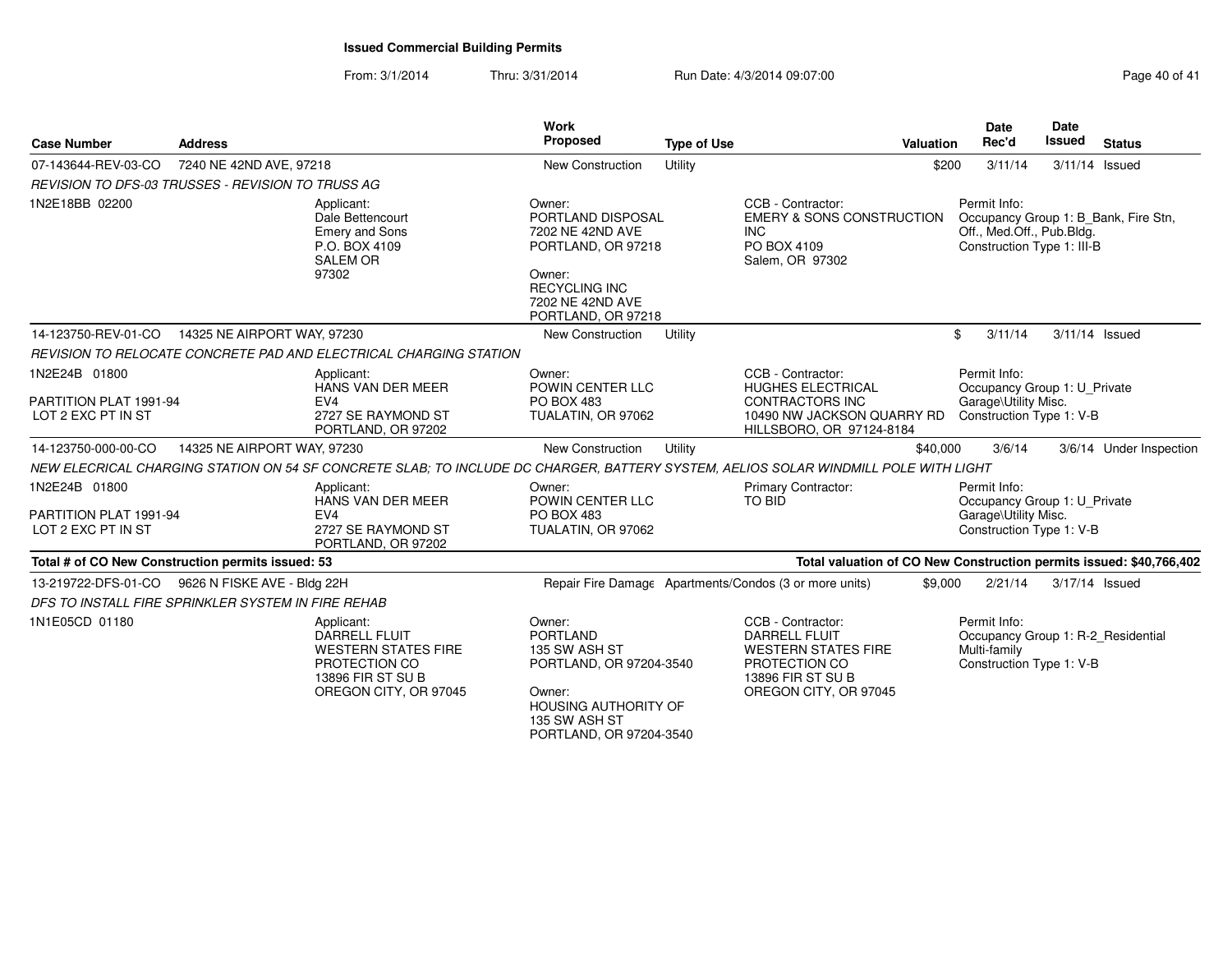# Issued Commercial Building Permits

From: 3/1/2014 Thru: 3/31/2014 Run Date: 4/3/2014 09:07:00

| Case Number | Address | Work Proposed | Type of Use | Valuation | Date Rec'd | Date Issued | Status |
|---|---|---|---|---|---|---|---|
| 07-143644-REV-03-CO | 7240 NE 42ND AVE, 97218 | New Construction | Utility | $200 | 3/11/14 | 3/11/14 | Issued |

*REVISION TO DFS-03 TRUSSES - REVISION TO TRUSS AG*

1N2E18BB 02200

Applicant: Dale Bettencourt, Emery and Sons, P.O. BOX 4109, SALEM OR 97302

Owner: PORTLAND DISPOSAL, 7202 NE 42ND AVE, PORTLAND, OR 97218

Owner: RECYCLING INC, 7202 NE 42ND AVE, PORTLAND, OR 97218

CCB - Contractor: EMERY & SONS CONSTRUCTION INC, PO BOX 4109, Salem, OR 97302

Permit Info: Occupancy Group 1: B_Bank, Fire Stn, Off., Med.Off., Pub.Bldg. Construction Type 1: III-B

| Case Number | Address | Work Proposed | Type of Use | Valuation | Date Rec'd | Date Issued | Status |
|---|---|---|---|---|---|---|---|
| 14-123750-REV-01-CO | 14325 NE AIRPORT WAY, 97230 | New Construction | Utility | $ | 3/11/14 | 3/11/14 | Issued |

*REVISION TO RELOCATE CONCRETE PAD AND ELECTRICAL CHARGING STATION*

1N2E24B 01800

PARTITION PLAT 1991-94 LOT 2 EXC PT IN ST

Applicant: HANS VAN DER MEER, EV4, 2727 SE RAYMOND ST, PORTLAND, OR 97202

Owner: POWIN CENTER LLC, PO BOX 483, TUALATIN, OR 97062

CCB - Contractor: HUGHES ELECTRICAL CONTRACTORS INC, 10490 NW JACKSON QUARRY RD, HILLSBORO, OR 97124-8184

Permit Info: Occupancy Group 1: U_Private Garage\Utility Misc. Construction Type 1: V-B

| Case Number | Address | Work Proposed | Type of Use | Valuation | Date Rec'd | Date Issued | Status |
|---|---|---|---|---|---|---|---|
| 14-123750-000-00-CO | 14325 NE AIRPORT WAY, 97230 | New Construction | Utility | $40,000 | 3/6/14 | 3/6/14 | Under Inspection |

*NEW ELECRICAL CHARGING STATION ON 54 SF CONCRETE SLAB; TO INCLUDE DC CHARGER, BATTERY SYSTEM, AELIOS SOLAR WINDMILL POLE WITH LIGHT*

1N2E24B 01800

PARTITION PLAT 1991-94 LOT 2 EXC PT IN ST

Applicant: HANS VAN DER MEER, EV4, 2727 SE RAYMOND ST, PORTLAND, OR 97202

Owner: POWIN CENTER LLC, PO BOX 483, TUALATIN, OR 97062

Primary Contractor: TO BID

Permit Info: Occupancy Group 1: U_Private Garage\Utility Misc. Construction Type 1: V-B

**Total # of CO New Construction permits issued: 53**

**Total valuation of CO New Construction permits issued: $40,766,402**

| Case Number | Address | Work Proposed | Type of Use | Valuation | Date Rec'd | Date Issued | Status |
|---|---|---|---|---|---|---|---|
| 13-219722-DFS-01-CO | 9626 N FISKE AVE - Bldg 22H | Repair Fire Damage | Apartments/Condos (3 or more units) | $9,000 | 2/21/14 | 3/17/14 | Issued |

*DFS TO INSTALL FIRE SPRINKLER SYSTEM IN FIRE REHAB*

1N1E05CD 01180

Applicant: DARRELL FLUIT, WESTERN STATES FIRE PROTECTION CO, 13896 FIR ST SU B, OREGON CITY, OR 97045

Owner: PORTLAND, 135 SW ASH ST, PORTLAND, OR 97204-3540

Owner: HOUSING AUTHORITY OF, 135 SW ASH ST, PORTLAND, OR 97204-3540

CCB - Contractor: DARRELL FLUIT, WESTERN STATES FIRE PROTECTION CO, 13896 FIR ST SU B, OREGON CITY, OR 97045

Permit Info: Occupancy Group 1: R-2_Residential Multi-family Construction Type 1: V-B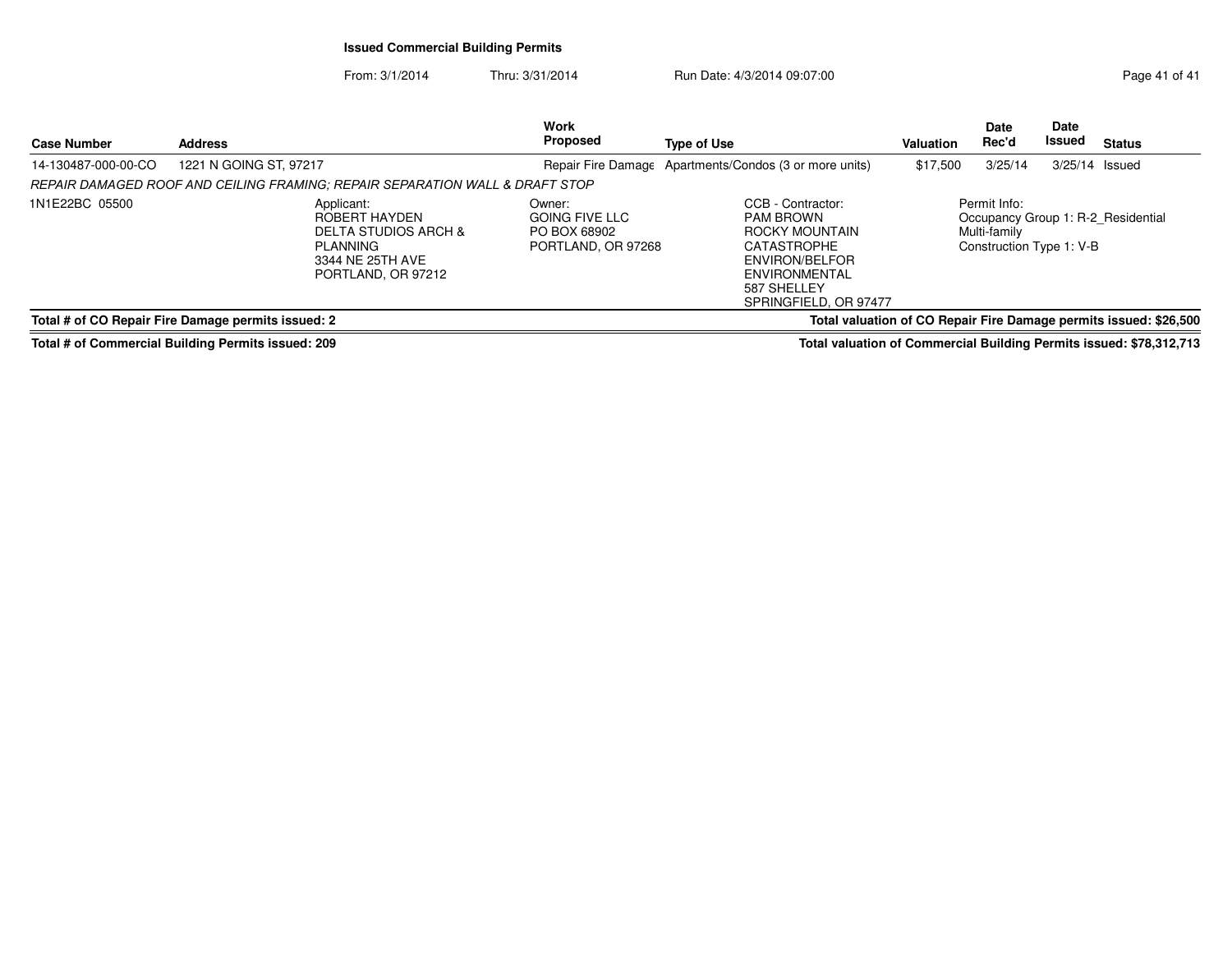**Issued Commercial Building Permits**

From: 3/1/2014 Thru: 3/31/2014 Run Date: 4/3/2014 09:07:00

| Case Number | Address | Work Proposed | Type of Use | Valuation | Date Rec'd | Date Issued | Status |
|---|---|---|---|---|---|---|---|
| 14-130487-000-00-CO | 1221 N GOING ST, 97217 | Repair Fire Damage | Apartments/Condos (3 or more units) | $17,500 | 3/25/14 | 3/25/14 | Issued |

*REPAIR DAMAGED ROOF AND CEILING FRAMING; REPAIR SEPARATION WALL & DRAFT STOP*

1N1E22BC 05500

Applicant:
ROBERT HAYDEN
DELTA STUDIOS ARCH &
PLANNING
3344 NE 25TH AVE
PORTLAND, OR 97212

Owner:
GOING FIVE LLC
PO BOX 68902
PORTLAND, OR 97268

CCB - Contractor:
PAM BROWN
ROCKY MOUNTAIN
CATASTROPHE
ENVIRON/BELFOR
ENVIRONMENTAL
587 SHELLEY
SPRINGFIELD, OR 97477

Permit Info:
Occupancy Group 1: R-2_Residential
Multi-family
Construction Type 1: V-B

**Total # of CO Repair Fire Damage permits issued: 2**

**Total valuation of CO Repair Fire Damage permits issued: $26,500**

**Total # of Commercial Building Permits issued: 209**

**Total valuation of Commercial Building Permits issued: $78,312,713**